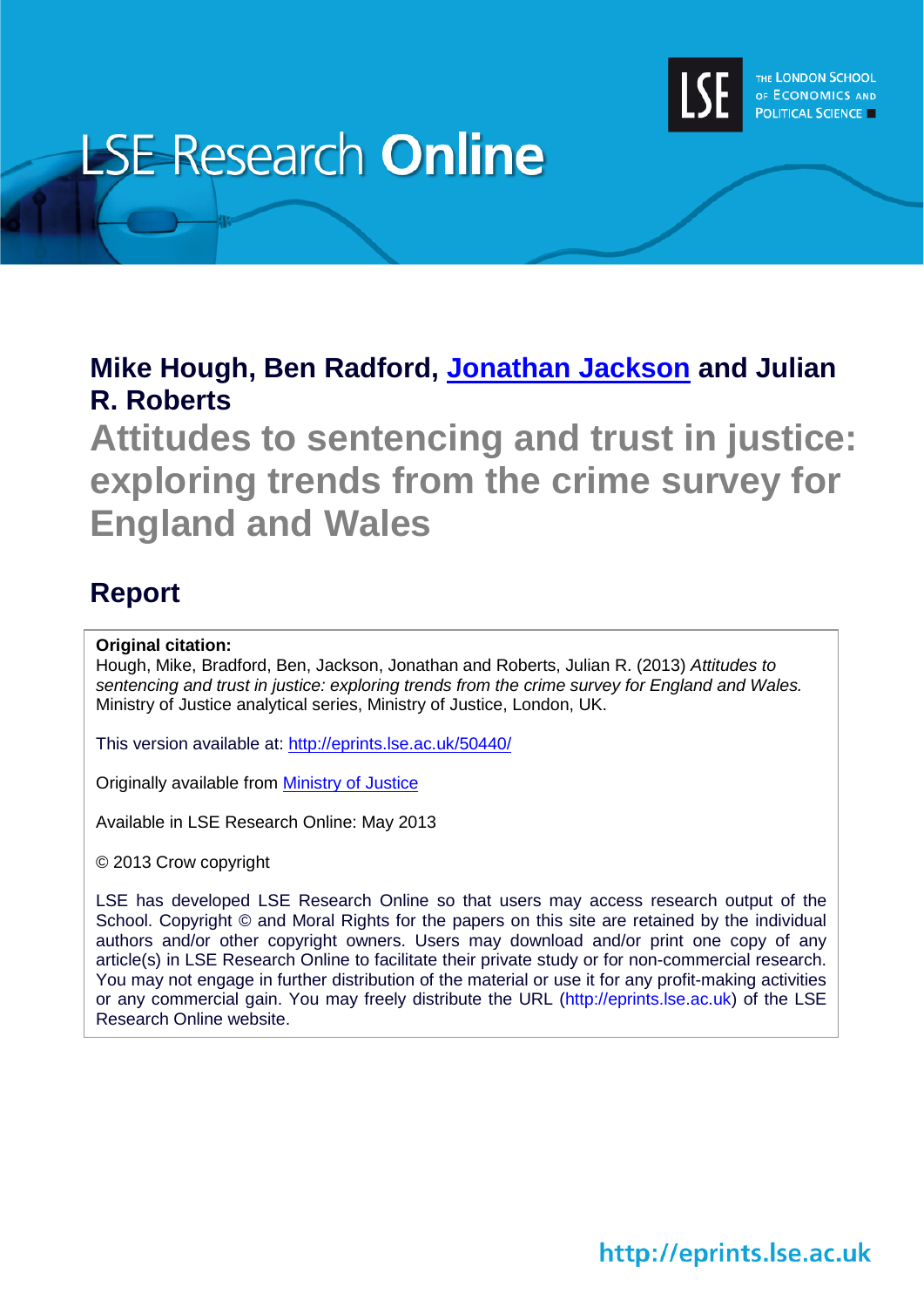LSE Research **Online**

THE LONDON SCHOOL OF ECONOMICS AND POLITICAL SCIENCE

**Mike Hough, Ben Radford, [Jonathan Jackson] and Julian R. Roberts**

# Attitudes to sentencing and trust in justice: exploring trends from the crime survey for England and Wales

## Report

**Original citation:**
Hough, Mike, Bradford, Ben, Jackson, Jonathan and Roberts, Julian R. (2013) *Attitudes to sentencing and trust in justice: exploring trends from the crime survey for England and Wales.* Ministry of Justice analytical series, Ministry of Justice, London, UK.

This version available at: http://eprints.lse.ac.uk/50440/

Originally available from Ministry of Justice

Available in LSE Research Online: May 2013

© 2013 Crow copyright

LSE has developed LSE Research Online so that users may access research output of the School. Copyright © and Moral Rights for the papers on this site are retained by the individual authors and/or other copyright owners. Users may download and/or print one copy of any article(s) in LSE Research Online to facilitate their private study or for non-commercial research. You may not engage in further distribution of the material or use it for any profit-making activities or any commercial gain. You may freely distribute the URL (http://eprints.lse.ac.uk) of the LSE Research Online website.

http://eprints.lse.ac.uk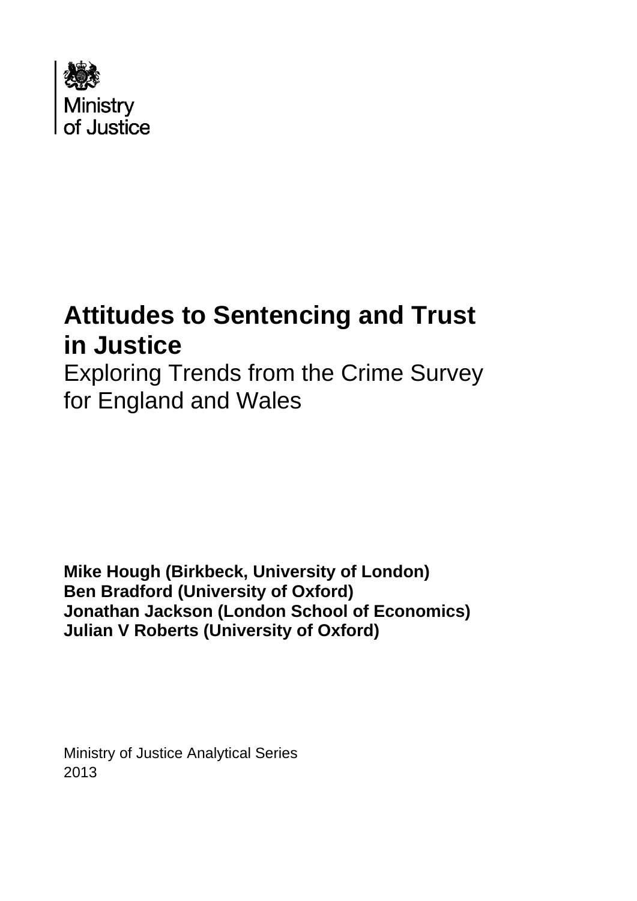Ministry of Justice

# Attitudes to Sentencing and Trust in Justice

## Exploring Trends from the Crime Survey for England and Wales

**Mike Hough (Birkbeck, University of London)**
**Ben Bradford (University of Oxford)**
**Jonathan Jackson (London School of Economics)**
**Julian V Roberts (University of Oxford)**

Ministry of Justice Analytical Series
2013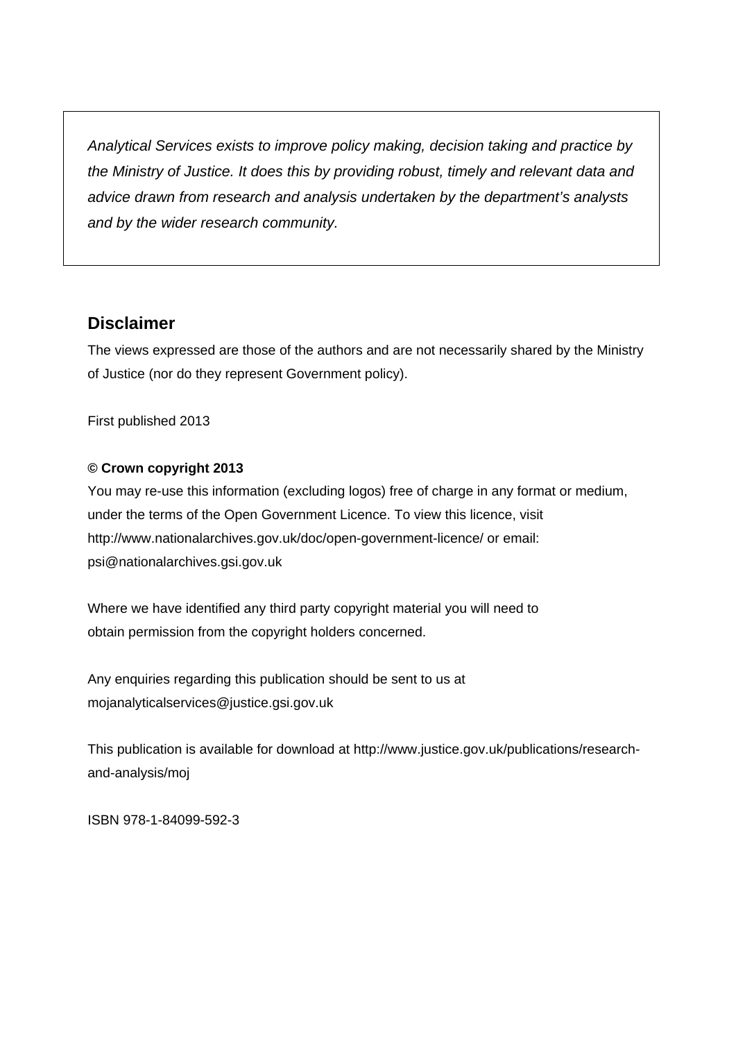*Analytical Services exists to improve policy making, decision taking and practice by the Ministry of Justice. It does this by providing robust, timely and relevant data and advice drawn from research and analysis undertaken by the department's analysts and by the wider research community.*

## Disclaimer

The views expressed are those of the authors and are not necessarily shared by the Ministry of Justice (nor do they represent Government policy).

First published 2013

**© Crown copyright 2013**

You may re-use this information (excluding logos) free of charge in any format or medium, under the terms of the Open Government Licence. To view this licence, visit http://www.nationalarchives.gov.uk/doc/open-government-licence/ or email: psi@nationalarchives.gsi.gov.uk

Where we have identified any third party copyright material you will need to obtain permission from the copyright holders concerned.

Any enquiries regarding this publication should be sent to us at mojanalyticalservices@justice.gsi.gov.uk

This publication is available for download at http://www.justice.gov.uk/publications/research-and-analysis/moj

ISBN 978-1-84099-592-3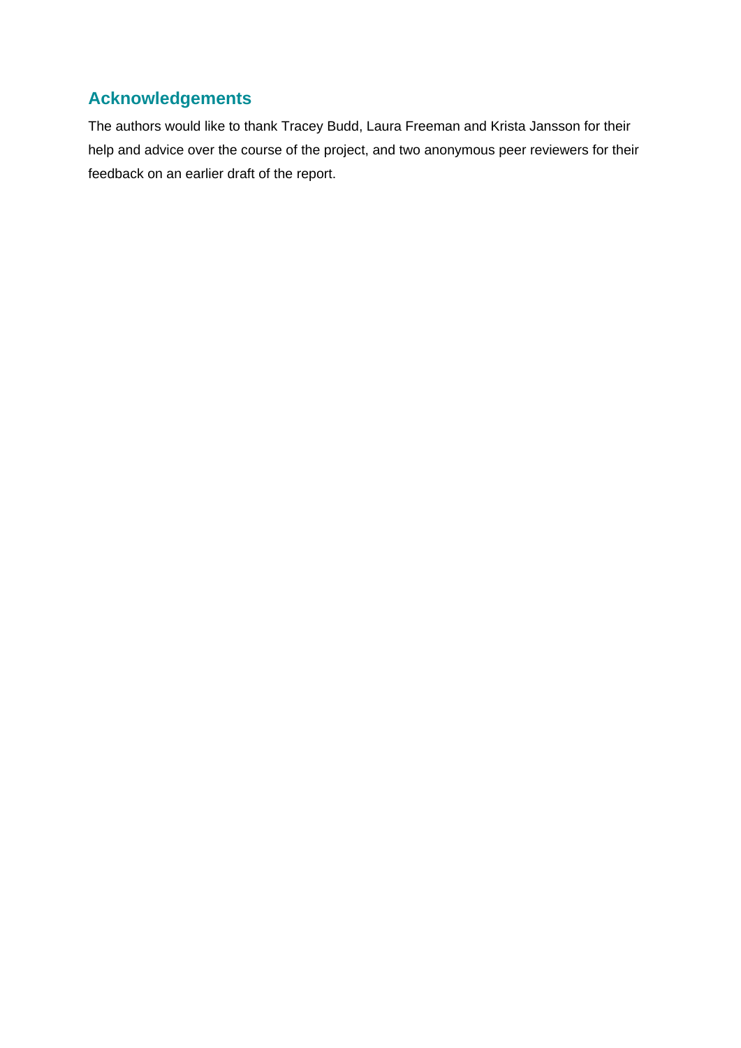## Acknowledgements

The authors would like to thank Tracey Budd, Laura Freeman and Krista Jansson for their help and advice over the course of the project, and two anonymous peer reviewers for their feedback on an earlier draft of the report.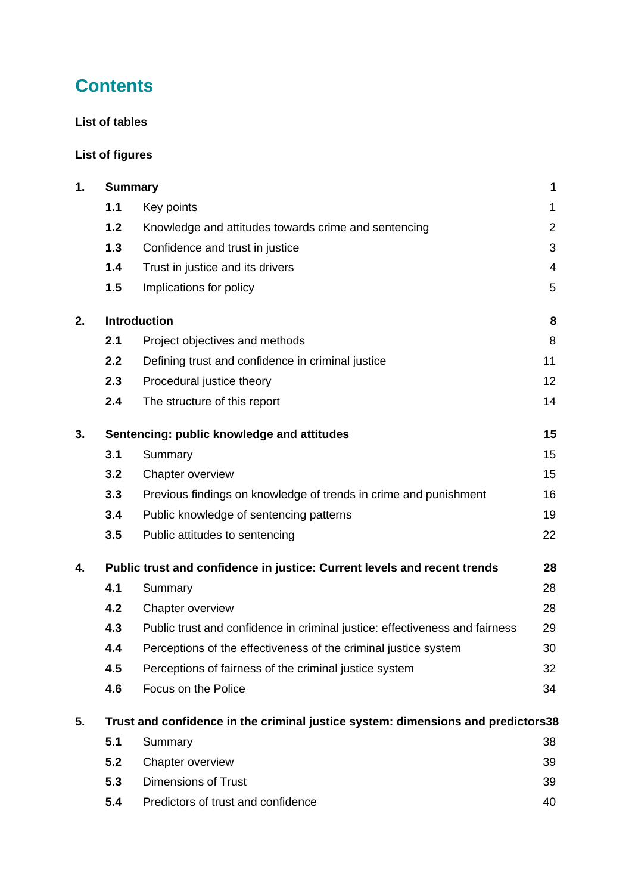# Contents

**List of tables**

**List of figures**

| | | | |
|---|---|---|---|
| **1.** | **Summary** | | **1** |
| | **1.1** | Key points | 1 |
| | **1.2** | Knowledge and attitudes towards crime and sentencing | 2 |
| | **1.3** | Confidence and trust in justice | 3 |
| | **1.4** | Trust in justice and its drivers | 4 |
| | **1.5** | Implications for policy | 5 |
| **2.** | **Introduction** | | **8** |
| | **2.1** | Project objectives and methods | 8 |
| | **2.2** | Defining trust and confidence in criminal justice | 11 |
| | **2.3** | Procedural justice theory | 12 |
| | **2.4** | The structure of this report | 14 |
| **3.** | **Sentencing: public knowledge and attitudes** | | **15** |
| | **3.1** | Summary | 15 |
| | **3.2** | Chapter overview | 15 |
| | **3.3** | Previous findings on knowledge of trends in crime and punishment | 16 |
| | **3.4** | Public knowledge of sentencing patterns | 19 |
| | **3.5** | Public attitudes to sentencing | 22 |
| **4.** | **Public trust and confidence in justice: Current levels and recent trends** | | **28** |
| | **4.1** | Summary | 28 |
| | **4.2** | Chapter overview | 28 |
| | **4.3** | Public trust and confidence in criminal justice: effectiveness and fairness | 29 |
| | **4.4** | Perceptions of the effectiveness of the criminal justice system | 30 |
| | **4.5** | Perceptions of fairness of the criminal justice system | 32 |
| | **4.6** | Focus on the Police | 34 |
| **5.** | **Trust and confidence in the criminal justice system: dimensions and predictors** | | **38** |
| | **5.1** | Summary | 38 |
| | **5.2** | Chapter overview | 39 |
| | **5.3** | Dimensions of Trust | 39 |
| | **5.4** | Predictors of trust and confidence | 40 |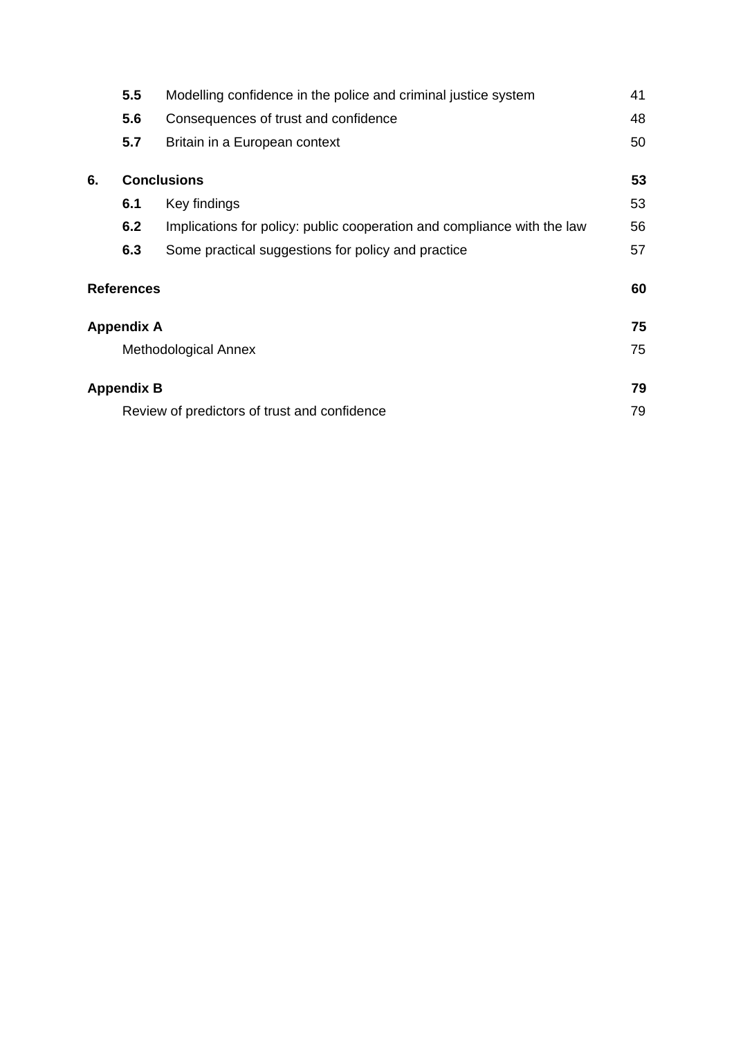| | | |
|---|---|---|
| **5.5** | Modelling confidence in the police and criminal justice system | 41 |
| **5.6** | Consequences of trust and confidence | 48 |
| **5.7** | Britain in a European context | 50 |
| **6.** | **Conclusions** | **53** |
| **6.1** | Key findings | 53 |
| **6.2** | Implications for policy: public cooperation and compliance with the law | 56 |
| **6.3** | Some practical suggestions for policy and practice | 57 |
| **References** | | **60** |
| **Appendix A** | | **75** |
| | Methodological Annex | 75 |
| **Appendix B** | | **79** |
| | Review of predictors of trust and confidence | 79 |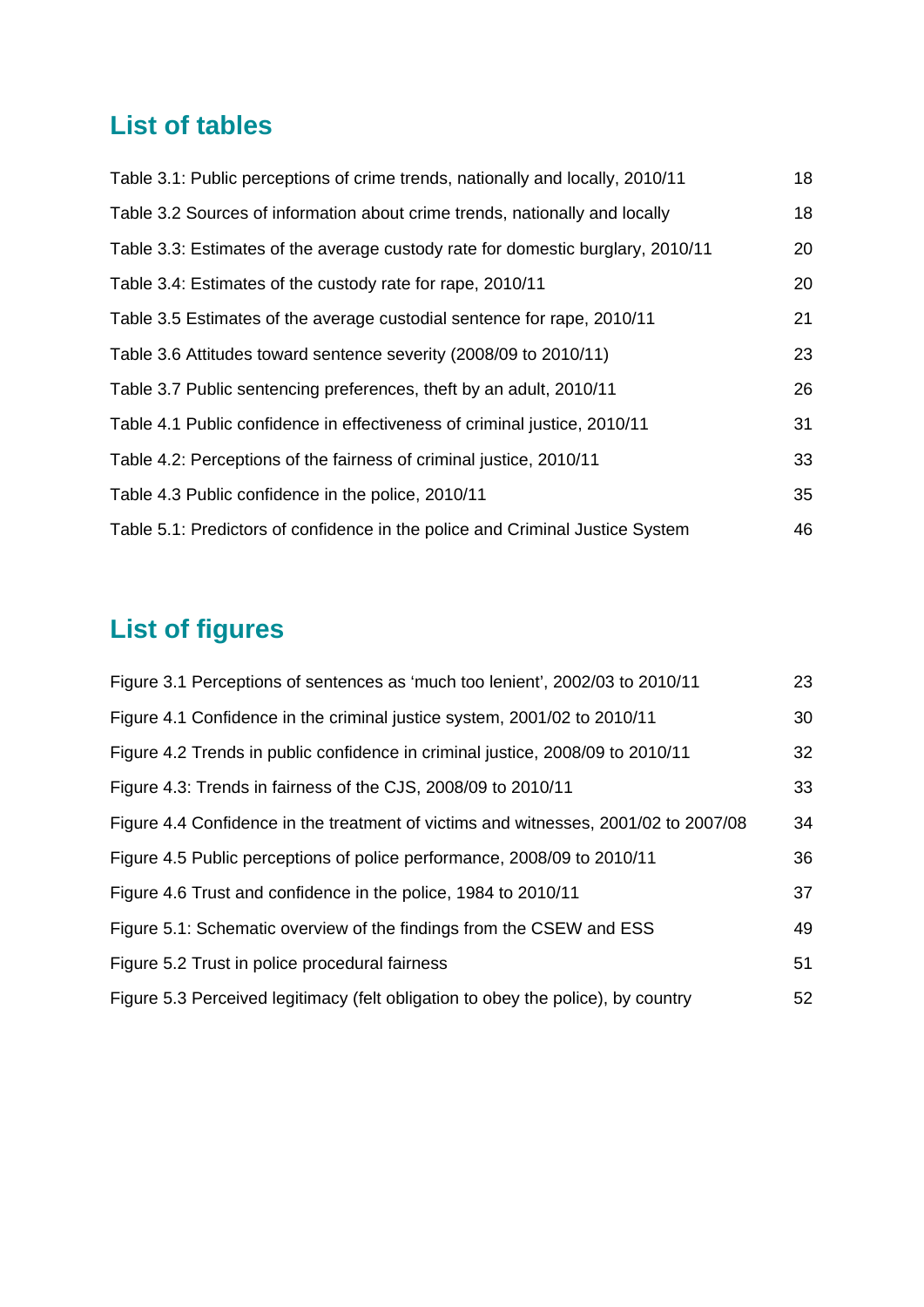## List of tables

| | |
|---|---|
| Table 3.1: Public perceptions of crime trends, nationally and locally, 2010/11 | 18 |
| Table 3.2 Sources of information about crime trends, nationally and locally | 18 |
| Table 3.3: Estimates of the average custody rate for domestic burglary, 2010/11 | 20 |
| Table 3.4: Estimates of the custody rate for rape, 2010/11 | 20 |
| Table 3.5 Estimates of the average custodial sentence for rape, 2010/11 | 21 |
| Table 3.6 Attitudes toward sentence severity (2008/09 to 2010/11) | 23 |
| Table 3.7 Public sentencing preferences, theft by an adult, 2010/11 | 26 |
| Table 4.1 Public confidence in effectiveness of criminal justice, 2010/11 | 31 |
| Table 4.2: Perceptions of the fairness of criminal justice, 2010/11 | 33 |
| Table 4.3 Public confidence in the police, 2010/11 | 35 |
| Table 5.1: Predictors of confidence in the police and Criminal Justice System | 46 |

## List of figures

| | |
|---|---|
| Figure 3.1 Perceptions of sentences as 'much too lenient', 2002/03 to 2010/11 | 23 |
| Figure 4.1 Confidence in the criminal justice system, 2001/02 to 2010/11 | 30 |
| Figure 4.2 Trends in public confidence in criminal justice, 2008/09 to 2010/11 | 32 |
| Figure 4.3: Trends in fairness of the CJS, 2008/09 to 2010/11 | 33 |
| Figure 4.4 Confidence in the treatment of victims and witnesses, 2001/02 to 2007/08 | 34 |
| Figure 4.5 Public perceptions of police performance, 2008/09 to 2010/11 | 36 |
| Figure 4.6 Trust and confidence in the police, 1984 to 2010/11 | 37 |
| Figure 5.1: Schematic overview of the findings from the CSEW and ESS | 49 |
| Figure 5.2 Trust in police procedural fairness | 51 |
| Figure 5.3 Perceived legitimacy (felt obligation to obey the police), by country | 52 |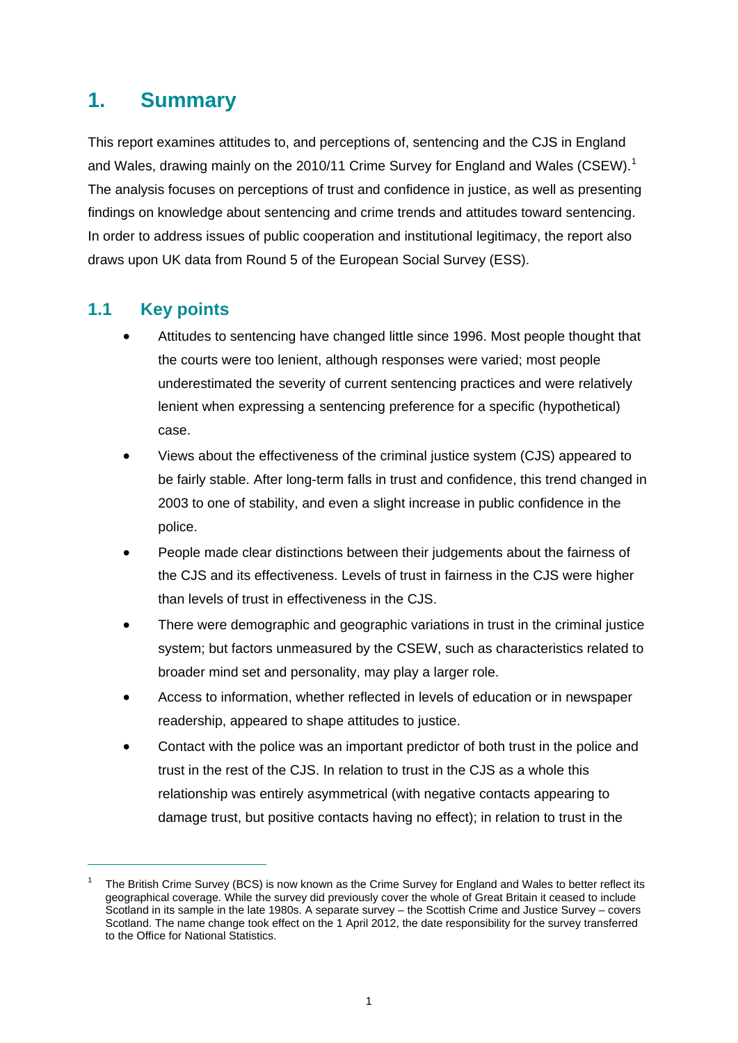# 1. Summary

This report examines attitudes to, and perceptions of, sentencing and the CJS in England and Wales, drawing mainly on the 2010/11 Crime Survey for England and Wales (CSEW).[1] The analysis focuses on perceptions of trust and confidence in justice, as well as presenting findings on knowledge about sentencing and crime trends and attitudes toward sentencing. In order to address issues of public cooperation and institutional legitimacy, the report also draws upon UK data from Round 5 of the European Social Survey (ESS).

## 1.1 Key points

- Attitudes to sentencing have changed little since 1996. Most people thought that the courts were too lenient, although responses were varied; most people underestimated the severity of current sentencing practices and were relatively lenient when expressing a sentencing preference for a specific (hypothetical) case.
- Views about the effectiveness of the criminal justice system (CJS) appeared to be fairly stable. After long-term falls in trust and confidence, this trend changed in 2003 to one of stability, and even a slight increase in public confidence in the police.
- People made clear distinctions between their judgements about the fairness of the CJS and its effectiveness. Levels of trust in fairness in the CJS were higher than levels of trust in effectiveness in the CJS.
- There were demographic and geographic variations in trust in the criminal justice system; but factors unmeasured by the CSEW, such as characteristics related to broader mind set and personality, may play a larger role.
- Access to information, whether reflected in levels of education or in newspaper readership, appeared to shape attitudes to justice.
- Contact with the police was an important predictor of both trust in the police and trust in the rest of the CJS. In relation to trust in the CJS as a whole this relationship was entirely asymmetrical (with negative contacts appearing to damage trust, but positive contacts having no effect); in relation to trust in the

[1] The British Crime Survey (BCS) is now known as the Crime Survey for England and Wales to better reflect its geographical coverage. While the survey did previously cover the whole of Great Britain it ceased to include Scotland in its sample in the late 1980s. A separate survey – the Scottish Crime and Justice Survey – covers Scotland. The name change took effect on the 1 April 2012, the date responsibility for the survey transferred to the Office for National Statistics.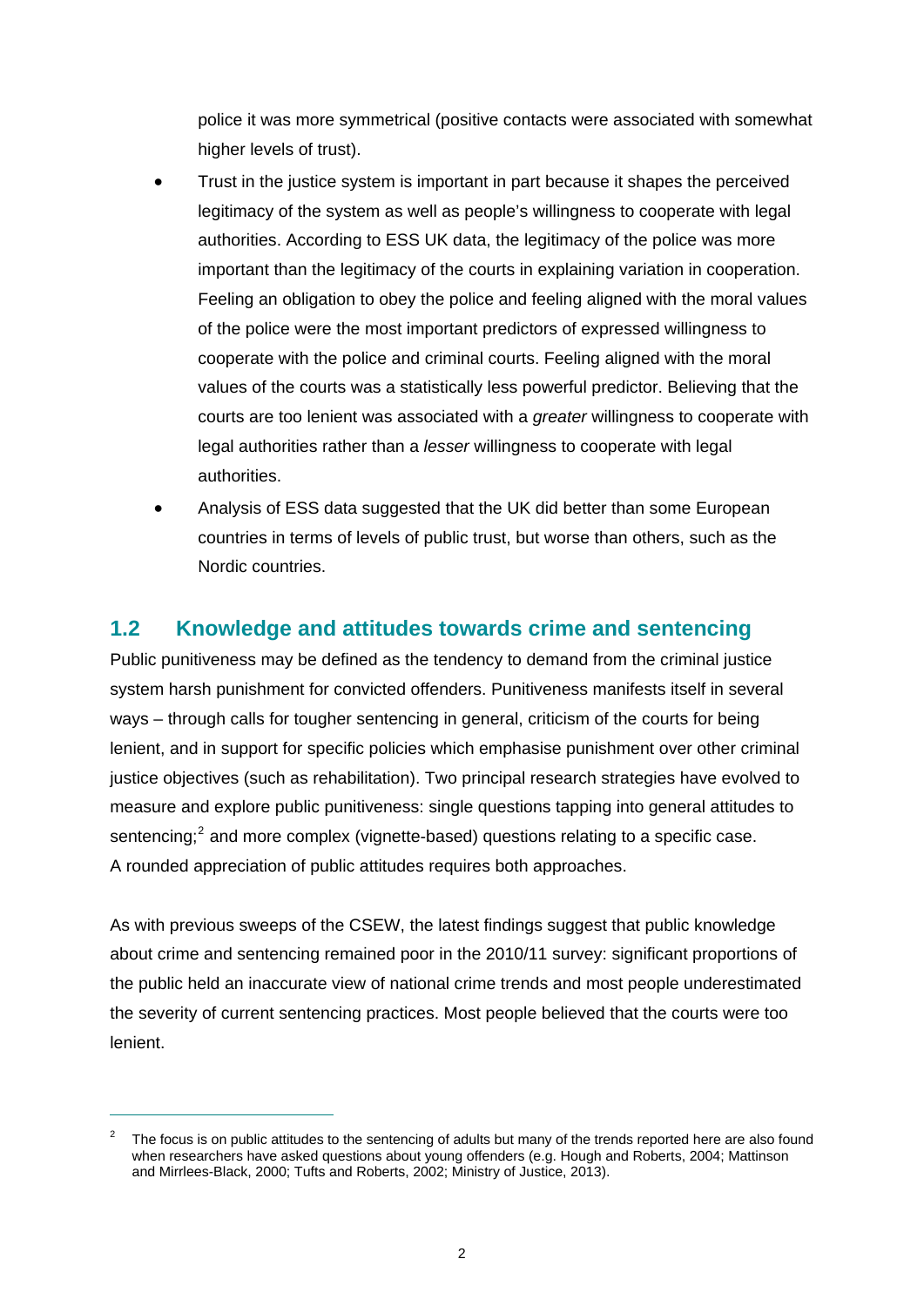police it was more symmetrical (positive contacts were associated with somewhat higher levels of trust).

- Trust in the justice system is important in part because it shapes the perceived legitimacy of the system as well as people's willingness to cooperate with legal authorities. According to ESS UK data, the legitimacy of the police was more important than the legitimacy of the courts in explaining variation in cooperation. Feeling an obligation to obey the police and feeling aligned with the moral values of the police were the most important predictors of expressed willingness to cooperate with the police and criminal courts. Feeling aligned with the moral values of the courts was a statistically less powerful predictor. Believing that the courts are too lenient was associated with a *greater* willingness to cooperate with legal authorities rather than a *lesser* willingness to cooperate with legal authorities.
- Analysis of ESS data suggested that the UK did better than some European countries in terms of levels of public trust, but worse than others, such as the Nordic countries.

## 1.2 Knowledge and attitudes towards crime and sentencing

Public punitiveness may be defined as the tendency to demand from the criminal justice system harsh punishment for convicted offenders. Punitiveness manifests itself in several ways – through calls for tougher sentencing in general, criticism of the courts for being lenient, and in support for specific policies which emphasise punishment over other criminal justice objectives (such as rehabilitation). Two principal research strategies have evolved to measure and explore public punitiveness: single questions tapping into general attitudes to sentencing;[2] and more complex (vignette-based) questions relating to a specific case. A rounded appreciation of public attitudes requires both approaches.

As with previous sweeps of the CSEW, the latest findings suggest that public knowledge about crime and sentencing remained poor in the 2010/11 survey: significant proportions of the public held an inaccurate view of national crime trends and most people underestimated the severity of current sentencing practices. Most people believed that the courts were too lenient.

[2] The focus is on public attitudes to the sentencing of adults but many of the trends reported here are also found when researchers have asked questions about young offenders (e.g. Hough and Roberts, 2004; Mattinson and Mirrlees-Black, 2000; Tufts and Roberts, 2002; Ministry of Justice, 2013).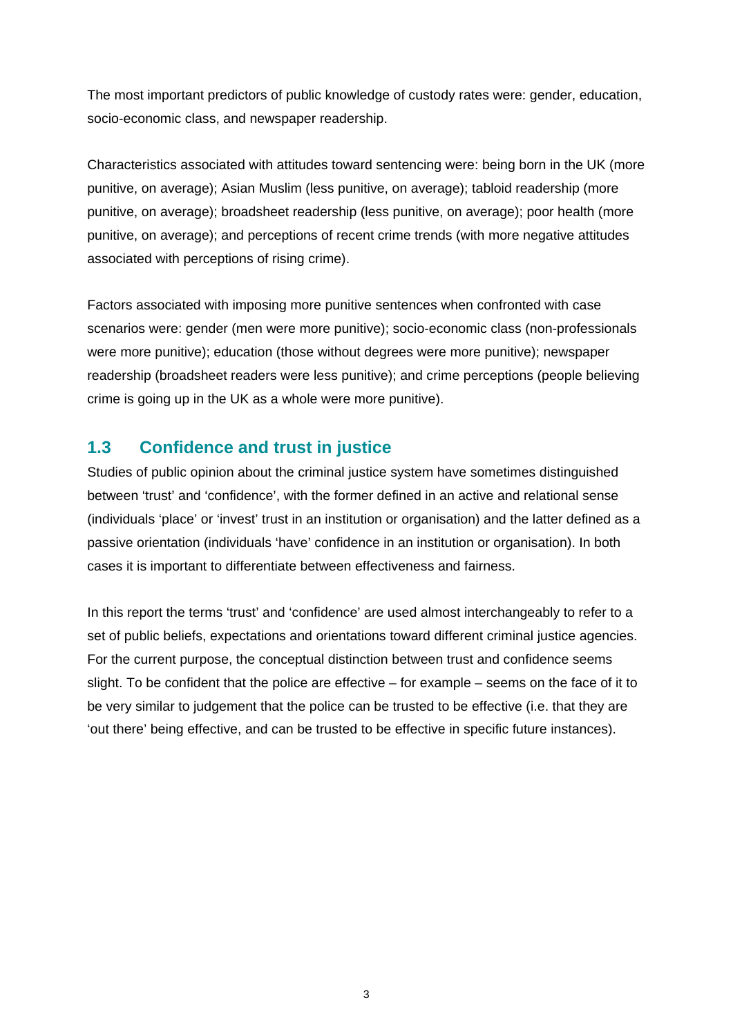The most important predictors of public knowledge of custody rates were: gender, education, socio-economic class, and newspaper readership.

Characteristics associated with attitudes toward sentencing were: being born in the UK (more punitive, on average); Asian Muslim (less punitive, on average); tabloid readership (more punitive, on average); broadsheet readership (less punitive, on average); poor health (more punitive, on average); and perceptions of recent crime trends (with more negative attitudes associated with perceptions of rising crime).

Factors associated with imposing more punitive sentences when confronted with case scenarios were: gender (men were more punitive); socio-economic class (non-professionals were more punitive); education (those without degrees were more punitive); newspaper readership (broadsheet readers were less punitive); and crime perceptions (people believing crime is going up in the UK as a whole were more punitive).

## 1.3 Confidence and trust in justice

Studies of public opinion about the criminal justice system have sometimes distinguished between 'trust' and 'confidence', with the former defined in an active and relational sense (individuals 'place' or 'invest' trust in an institution or organisation) and the latter defined as a passive orientation (individuals 'have' confidence in an institution or organisation). In both cases it is important to differentiate between effectiveness and fairness.

In this report the terms 'trust' and 'confidence' are used almost interchangeably to refer to a set of public beliefs, expectations and orientations toward different criminal justice agencies. For the current purpose, the conceptual distinction between trust and confidence seems slight. To be confident that the police are effective – for example – seems on the face of it to be very similar to judgement that the police can be trusted to be effective (i.e. that they are 'out there' being effective, and can be trusted to be effective in specific future instances).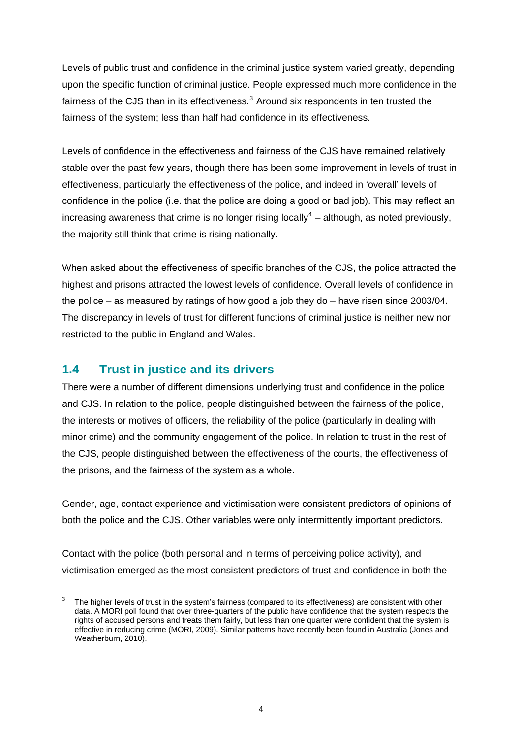Levels of public trust and confidence in the criminal justice system varied greatly, depending upon the specific function of criminal justice. People expressed much more confidence in the fairness of the CJS than in its effectiveness.[3] Around six respondents in ten trusted the fairness of the system; less than half had confidence in its effectiveness.

Levels of confidence in the effectiveness and fairness of the CJS have remained relatively stable over the past few years, though there has been some improvement in levels of trust in effectiveness, particularly the effectiveness of the police, and indeed in 'overall' levels of confidence in the police (i.e. that the police are doing a good or bad job). This may reflect an increasing awareness that crime is no longer rising locally[4] – although, as noted previously, the majority still think that crime is rising nationally.

When asked about the effectiveness of specific branches of the CJS, the police attracted the highest and prisons attracted the lowest levels of confidence. Overall levels of confidence in the police – as measured by ratings of how good a job they do – have risen since 2003/04. The discrepancy in levels of trust for different functions of criminal justice is neither new nor restricted to the public in England and Wales.

## 1.4 Trust in justice and its drivers

There were a number of different dimensions underlying trust and confidence in the police and CJS. In relation to the police, people distinguished between the fairness of the police, the interests or motives of officers, the reliability of the police (particularly in dealing with minor crime) and the community engagement of the police. In relation to trust in the rest of the CJS, people distinguished between the effectiveness of the courts, the effectiveness of the prisons, and the fairness of the system as a whole.

Gender, age, contact experience and victimisation were consistent predictors of opinions of both the police and the CJS. Other variables were only intermittently important predictors.

Contact with the police (both personal and in terms of perceiving police activity), and victimisation emerged as the most consistent predictors of trust and confidence in both the

---

[3] The higher levels of trust in the system's fairness (compared to its effectiveness) are consistent with other data. A MORI poll found that over three-quarters of the public have confidence that the system respects the rights of accused persons and treats them fairly, but less than one quarter were confident that the system is effective in reducing crime (MORI, 2009). Similar patterns have recently been found in Australia (Jones and Weatherburn, 2010).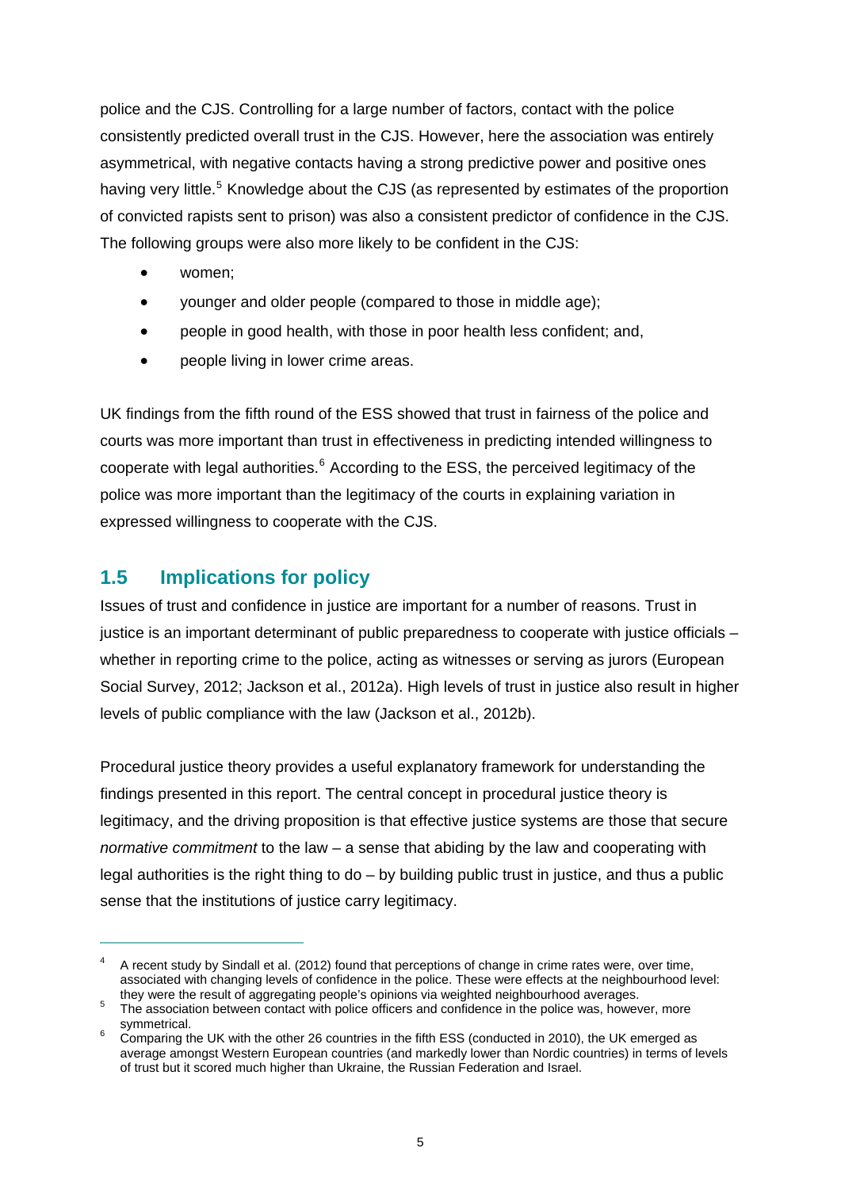police and the CJS. Controlling for a large number of factors, contact with the police consistently predicted overall trust in the CJS. However, here the association was entirely asymmetrical, with negative contacts having a strong predictive power and positive ones having very little.[5] Knowledge about the CJS (as represented by estimates of the proportion of convicted rapists sent to prison) was also a consistent predictor of confidence in the CJS. The following groups were also more likely to be confident in the CJS:

- women;
- younger and older people (compared to those in middle age);
- people in good health, with those in poor health less confident; and,
- people living in lower crime areas.

UK findings from the fifth round of the ESS showed that trust in fairness of the police and courts was more important than trust in effectiveness in predicting intended willingness to cooperate with legal authorities.[6] According to the ESS, the perceived legitimacy of the police was more important than the legitimacy of the courts in explaining variation in expressed willingness to cooperate with the CJS.

## 1.5 Implications for policy

Issues of trust and confidence in justice are important for a number of reasons. Trust in justice is an important determinant of public preparedness to cooperate with justice officials – whether in reporting crime to the police, acting as witnesses or serving as jurors (European Social Survey, 2012; Jackson et al., 2012a). High levels of trust in justice also result in higher levels of public compliance with the law (Jackson et al., 2012b).

Procedural justice theory provides a useful explanatory framework for understanding the findings presented in this report. The central concept in procedural justice theory is legitimacy, and the driving proposition is that effective justice systems are those that secure *normative commitment* to the law – a sense that abiding by the law and cooperating with legal authorities is the right thing to do – by building public trust in justice, and thus a public sense that the institutions of justice carry legitimacy.

---

[4] A recent study by Sindall et al. (2012) found that perceptions of change in crime rates were, over time, associated with changing levels of confidence in the police. These were effects at the neighbourhood level: they were the result of aggregating people's opinions via weighted neighbourhood averages.

[5] The association between contact with police officers and confidence in the police was, however, more symmetrical.

[6] Comparing the UK with the other 26 countries in the fifth ESS (conducted in 2010), the UK emerged as average amongst Western European countries (and markedly lower than Nordic countries) in terms of levels of trust but it scored much higher than Ukraine, the Russian Federation and Israel.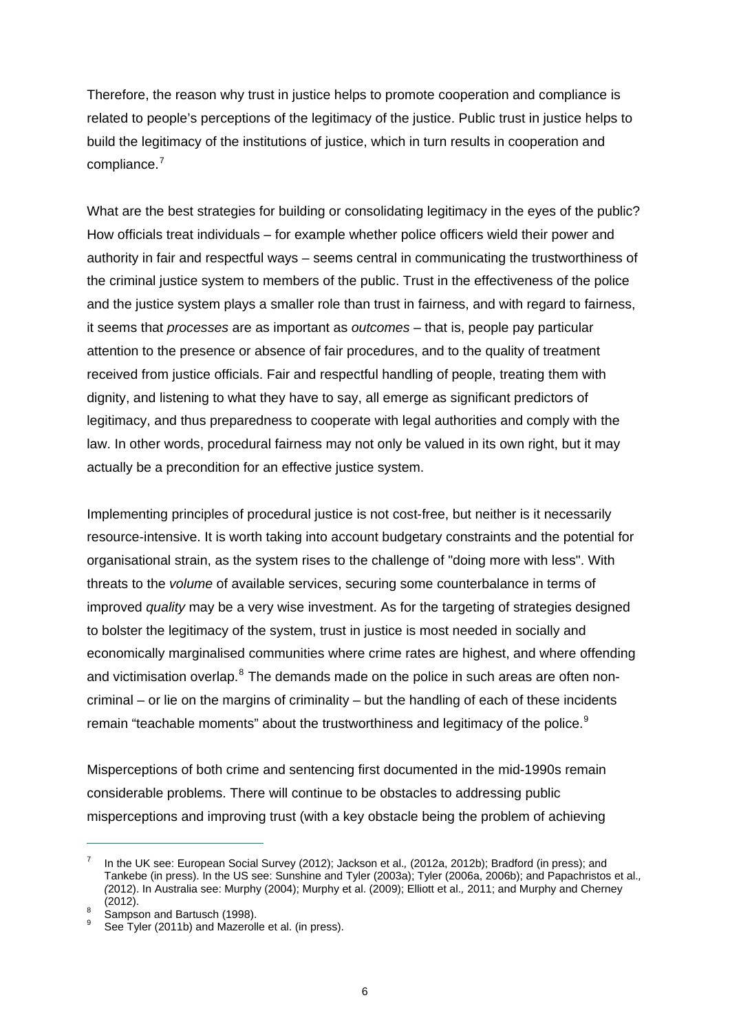Therefore, the reason why trust in justice helps to promote cooperation and compliance is related to people's perceptions of the legitimacy of the justice. Public trust in justice helps to build the legitimacy of the institutions of justice, which in turn results in cooperation and compliance.[7]

What are the best strategies for building or consolidating legitimacy in the eyes of the public? How officials treat individuals – for example whether police officers wield their power and authority in fair and respectful ways – seems central in communicating the trustworthiness of the criminal justice system to members of the public. Trust in the effectiveness of the police and the justice system plays a smaller role than trust in fairness, and with regard to fairness, it seems that *processes* are as important as *outcomes* – that is, people pay particular attention to the presence or absence of fair procedures, and to the quality of treatment received from justice officials. Fair and respectful handling of people, treating them with dignity, and listening to what they have to say, all emerge as significant predictors of legitimacy, and thus preparedness to cooperate with legal authorities and comply with the law. In other words, procedural fairness may not only be valued in its own right, but it may actually be a precondition for an effective justice system.

Implementing principles of procedural justice is not cost-free, but neither is it necessarily resource-intensive. It is worth taking into account budgetary constraints and the potential for organisational strain, as the system rises to the challenge of "doing more with less". With threats to the *volume* of available services, securing some counterbalance in terms of improved *quality* may be a very wise investment. As for the targeting of strategies designed to bolster the legitimacy of the system, trust in justice is most needed in socially and economically marginalised communities where crime rates are highest, and where offending and victimisation overlap.[8] The demands made on the police in such areas are often non-criminal – or lie on the margins of criminality – but the handling of each of these incidents remain "teachable moments" about the trustworthiness and legitimacy of the police.[9]

Misperceptions of both crime and sentencing first documented in the mid-1990s remain considerable problems. There will continue to be obstacles to addressing public misperceptions and improving trust (with a key obstacle being the problem of achieving

---

[7] In the UK see: European Social Survey (2012); Jackson et al., (2012a, 2012b); Bradford (in press); and Tankebe (in press). In the US see: Sunshine and Tyler (2003a); Tyler (2006a, 2006b); and Papachristos et al., (2012). In Australia see: Murphy (2004); Murphy et al. (2009); Elliott et al., 2011; and Murphy and Cherney (2012).

[8] Sampson and Bartusch (1998).

[9] See Tyler (2011b) and Mazerolle et al. (in press).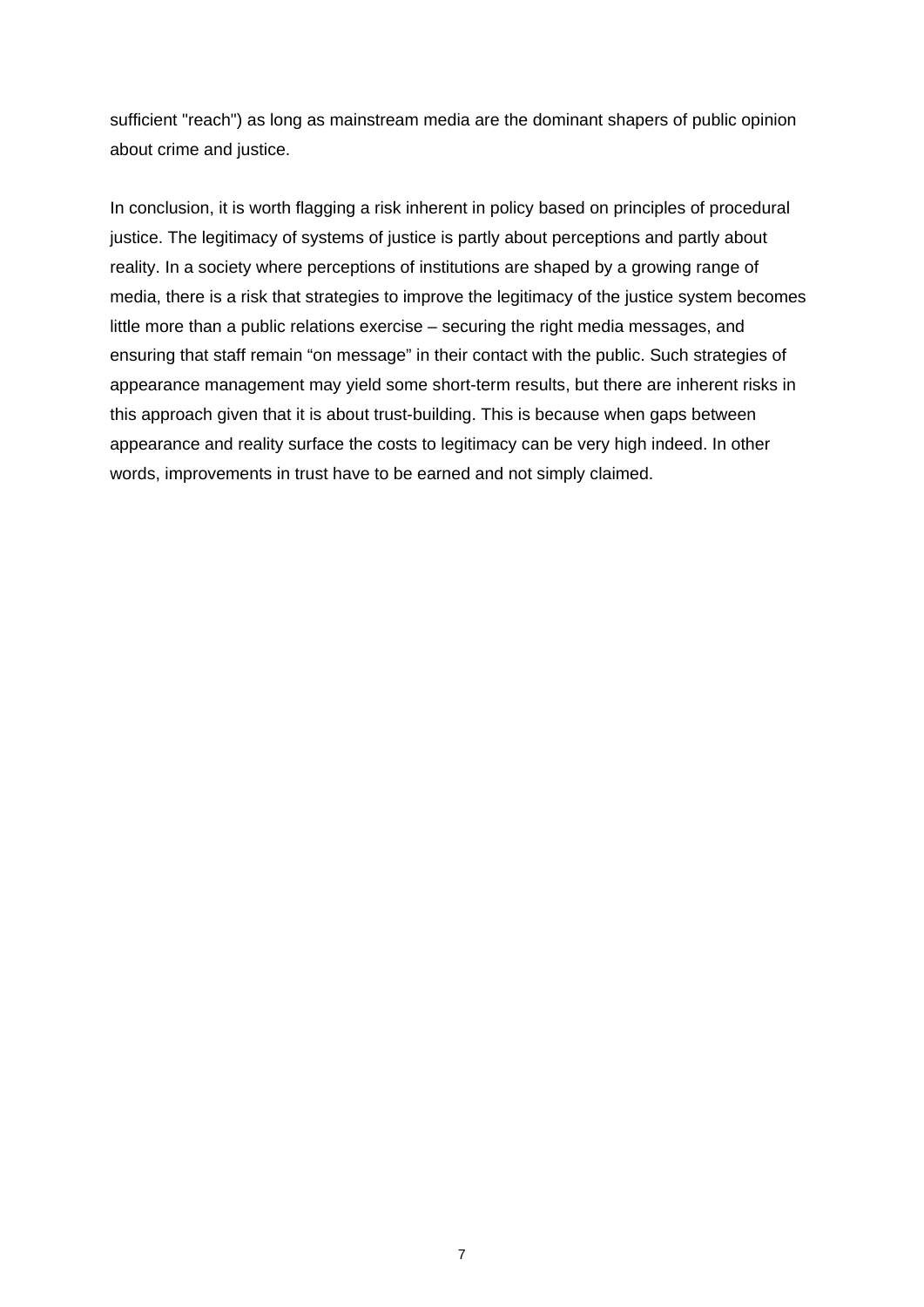sufficient "reach") as long as mainstream media are the dominant shapers of public opinion about crime and justice.

In conclusion, it is worth flagging a risk inherent in policy based on principles of procedural justice. The legitimacy of systems of justice is partly about perceptions and partly about reality. In a society where perceptions of institutions are shaped by a growing range of media, there is a risk that strategies to improve the legitimacy of the justice system becomes little more than a public relations exercise – securing the right media messages, and ensuring that staff remain "on message" in their contact with the public. Such strategies of appearance management may yield some short-term results, but there are inherent risks in this approach given that it is about trust-building. This is because when gaps between appearance and reality surface the costs to legitimacy can be very high indeed. In other words, improvements in trust have to be earned and not simply claimed.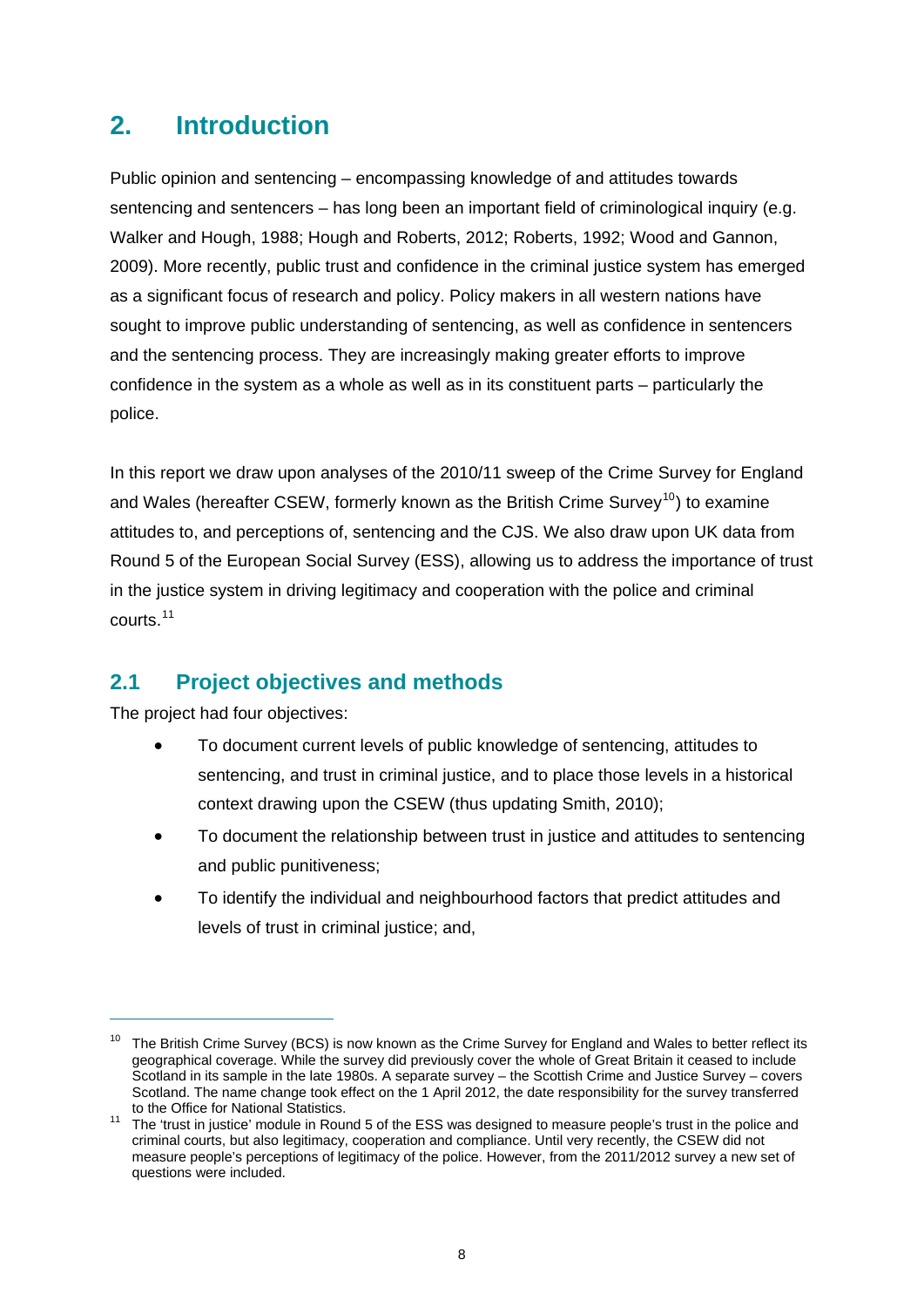# 2. Introduction

Public opinion and sentencing – encompassing knowledge of and attitudes towards sentencing and sentencers – has long been an important field of criminological inquiry (e.g. Walker and Hough, 1988; Hough and Roberts, 2012; Roberts, 1992; Wood and Gannon, 2009). More recently, public trust and confidence in the criminal justice system has emerged as a significant focus of research and policy. Policy makers in all western nations have sought to improve public understanding of sentencing, as well as confidence in sentencers and the sentencing process. They are increasingly making greater efforts to improve confidence in the system as a whole as well as in its constituent parts – particularly the police.

In this report we draw upon analyses of the 2010/11 sweep of the Crime Survey for England and Wales (hereafter CSEW, formerly known as the British Crime Survey[10]) to examine attitudes to, and perceptions of, sentencing and the CJS. We also draw upon UK data from Round 5 of the European Social Survey (ESS), allowing us to address the importance of trust in the justice system in driving legitimacy and cooperation with the police and criminal courts.[11]

## 2.1 Project objectives and methods

The project had four objectives:

- To document current levels of public knowledge of sentencing, attitudes to sentencing, and trust in criminal justice, and to place those levels in a historical context drawing upon the CSEW (thus updating Smith, 2010);
- To document the relationship between trust in justice and attitudes to sentencing and public punitiveness;
- To identify the individual and neighbourhood factors that predict attitudes and levels of trust in criminal justice; and,

---

[10] The British Crime Survey (BCS) is now known as the Crime Survey for England and Wales to better reflect its geographical coverage. While the survey did previously cover the whole of Great Britain it ceased to include Scotland in its sample in the late 1980s. A separate survey – the Scottish Crime and Justice Survey – covers Scotland. The name change took effect on the 1 April 2012, the date responsibility for the survey transferred to the Office for National Statistics.

[11] The 'trust in justice' module in Round 5 of the ESS was designed to measure people's trust in the police and criminal courts, but also legitimacy, cooperation and compliance. Until very recently, the CSEW did not measure people's perceptions of legitimacy of the police. However, from the 2011/2012 survey a new set of questions were included.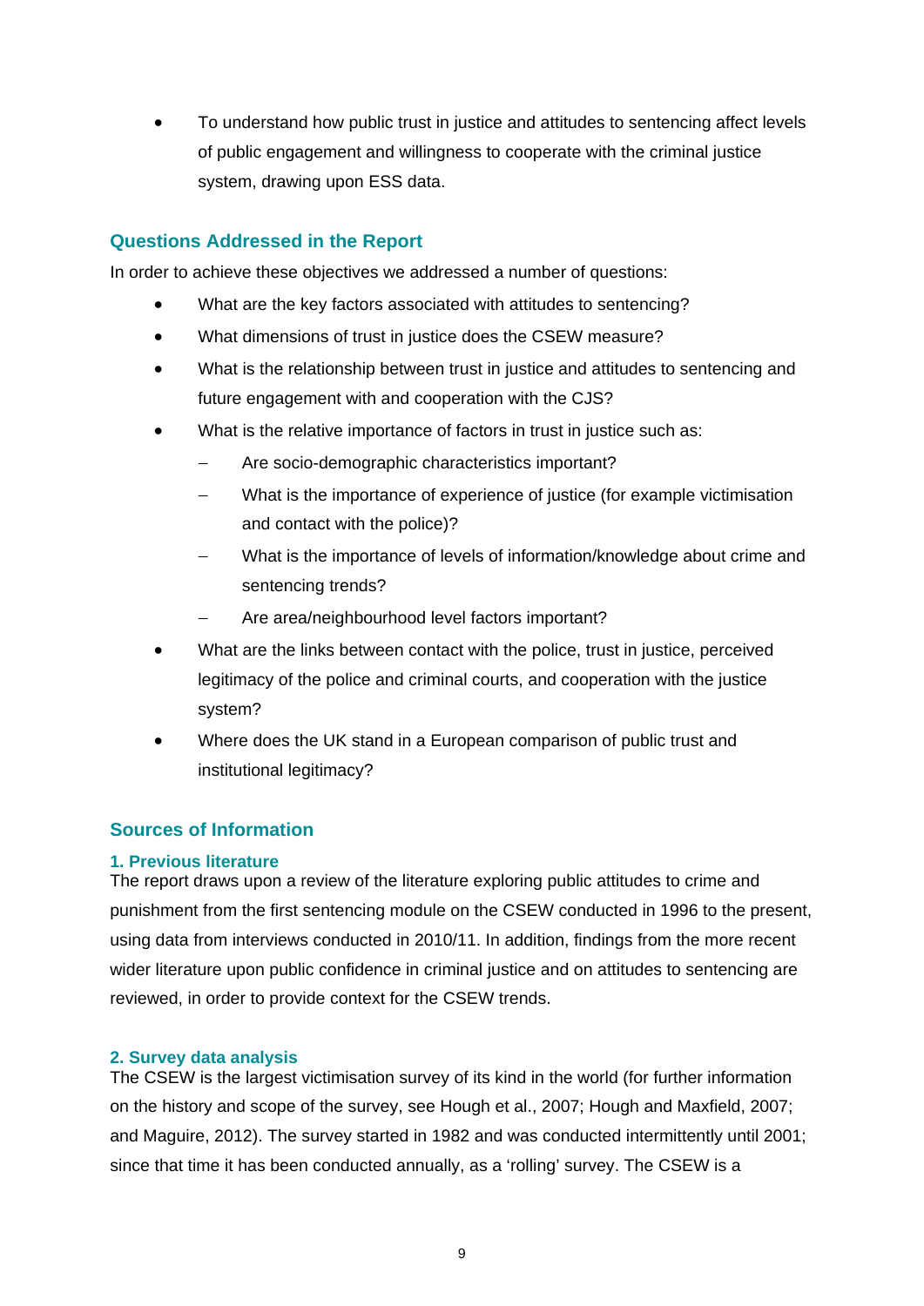- To understand how public trust in justice and attitudes to sentencing affect levels of public engagement and willingness to cooperate with the criminal justice system, drawing upon ESS data.

## Questions Addressed in the Report

In order to achieve these objectives we addressed a number of questions:

- What are the key factors associated with attitudes to sentencing?
- What dimensions of trust in justice does the CSEW measure?
- What is the relationship between trust in justice and attitudes to sentencing and future engagement with and cooperation with the CJS?
- What is the relative importance of factors in trust in justice such as:
  - Are socio-demographic characteristics important?
  - What is the importance of experience of justice (for example victimisation and contact with the police)?
  - What is the importance of levels of information/knowledge about crime and sentencing trends?
  - Are area/neighbourhood level factors important?
- What are the links between contact with the police, trust in justice, perceived legitimacy of the police and criminal courts, and cooperation with the justice system?
- Where does the UK stand in a European comparison of public trust and institutional legitimacy?

## Sources of Information

### 1. Previous literature

The report draws upon a review of the literature exploring public attitudes to crime and punishment from the first sentencing module on the CSEW conducted in 1996 to the present, using data from interviews conducted in 2010/11. In addition, findings from the more recent wider literature upon public confidence in criminal justice and on attitudes to sentencing are reviewed, in order to provide context for the CSEW trends.

### 2. Survey data analysis

The CSEW is the largest victimisation survey of its kind in the world (for further information on the history and scope of the survey, see Hough et al., 2007; Hough and Maxfield, 2007; and Maguire, 2012). The survey started in 1982 and was conducted intermittently until 2001; since that time it has been conducted annually, as a 'rolling' survey. The CSEW is a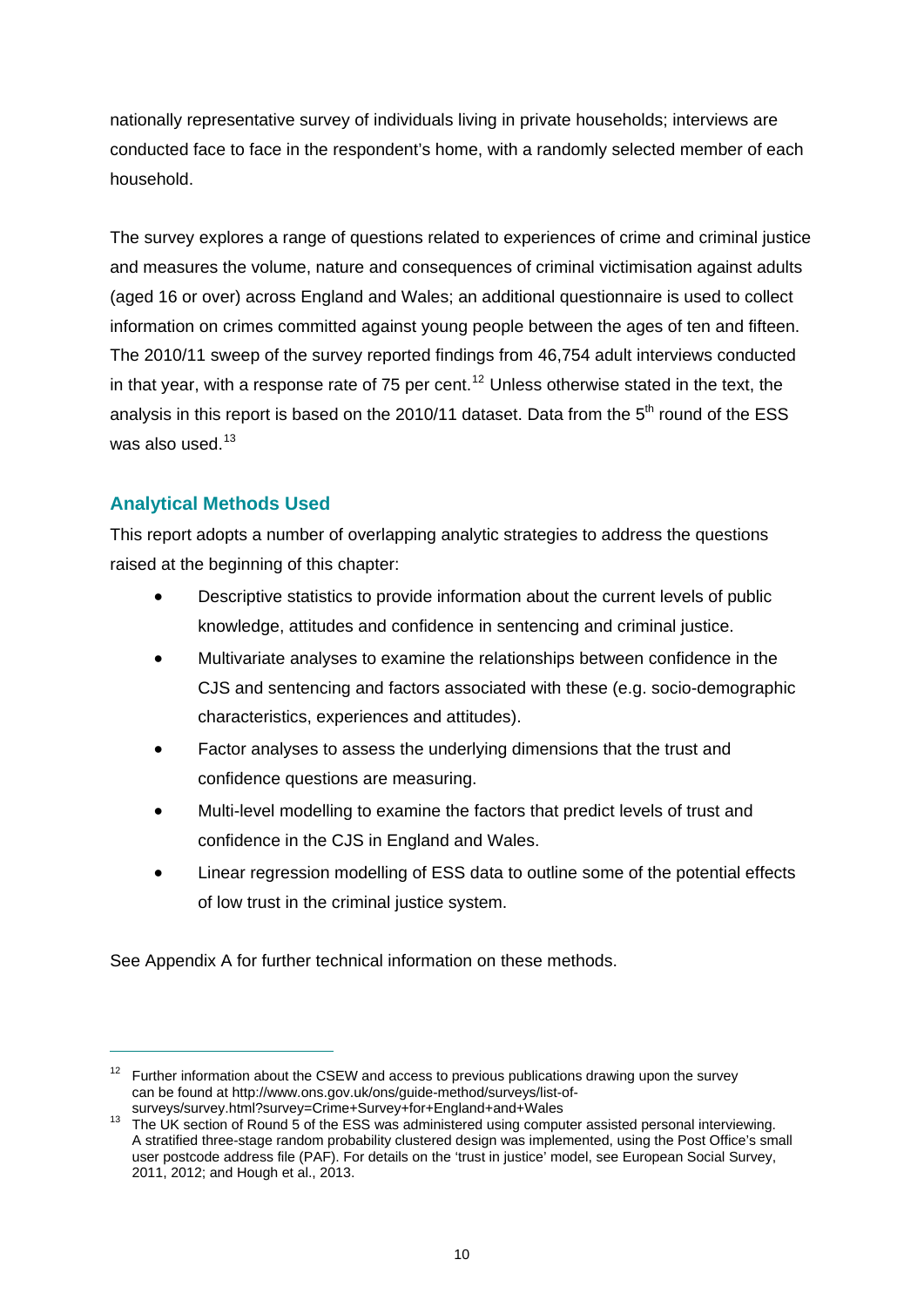nationally representative survey of individuals living in private households; interviews are conducted face to face in the respondent's home, with a randomly selected member of each household.

The survey explores a range of questions related to experiences of crime and criminal justice and measures the volume, nature and consequences of criminal victimisation against adults (aged 16 or over) across England and Wales; an additional questionnaire is used to collect information on crimes committed against young people between the ages of ten and fifteen. The 2010/11 sweep of the survey reported findings from 46,754 adult interviews conducted in that year, with a response rate of 75 per cent.[12] Unless otherwise stated in the text, the analysis in this report is based on the 2010/11 dataset. Data from the 5th round of the ESS was also used.[13]

## Analytical Methods Used

This report adopts a number of overlapping analytic strategies to address the questions raised at the beginning of this chapter:

- Descriptive statistics to provide information about the current levels of public knowledge, attitudes and confidence in sentencing and criminal justice.
- Multivariate analyses to examine the relationships between confidence in the CJS and sentencing and factors associated with these (e.g. socio-demographic characteristics, experiences and attitudes).
- Factor analyses to assess the underlying dimensions that the trust and confidence questions are measuring.
- Multi-level modelling to examine the factors that predict levels of trust and confidence in the CJS in England and Wales.
- Linear regression modelling of ESS data to outline some of the potential effects of low trust in the criminal justice system.

See Appendix A for further technical information on these methods.

---

[12] Further information about the CSEW and access to previous publications drawing upon the survey can be found at http://www.ons.gov.uk/ons/guide-method/surveys/list-of-surveys/survey.html?survey=Crime+Survey+for+England+and+Wales

[13] The UK section of Round 5 of the ESS was administered using computer assisted personal interviewing. A stratified three-stage random probability clustered design was implemented, using the Post Office's small user postcode address file (PAF). For details on the 'trust in justice' model, see European Social Survey, 2011, 2012; and Hough et al., 2013.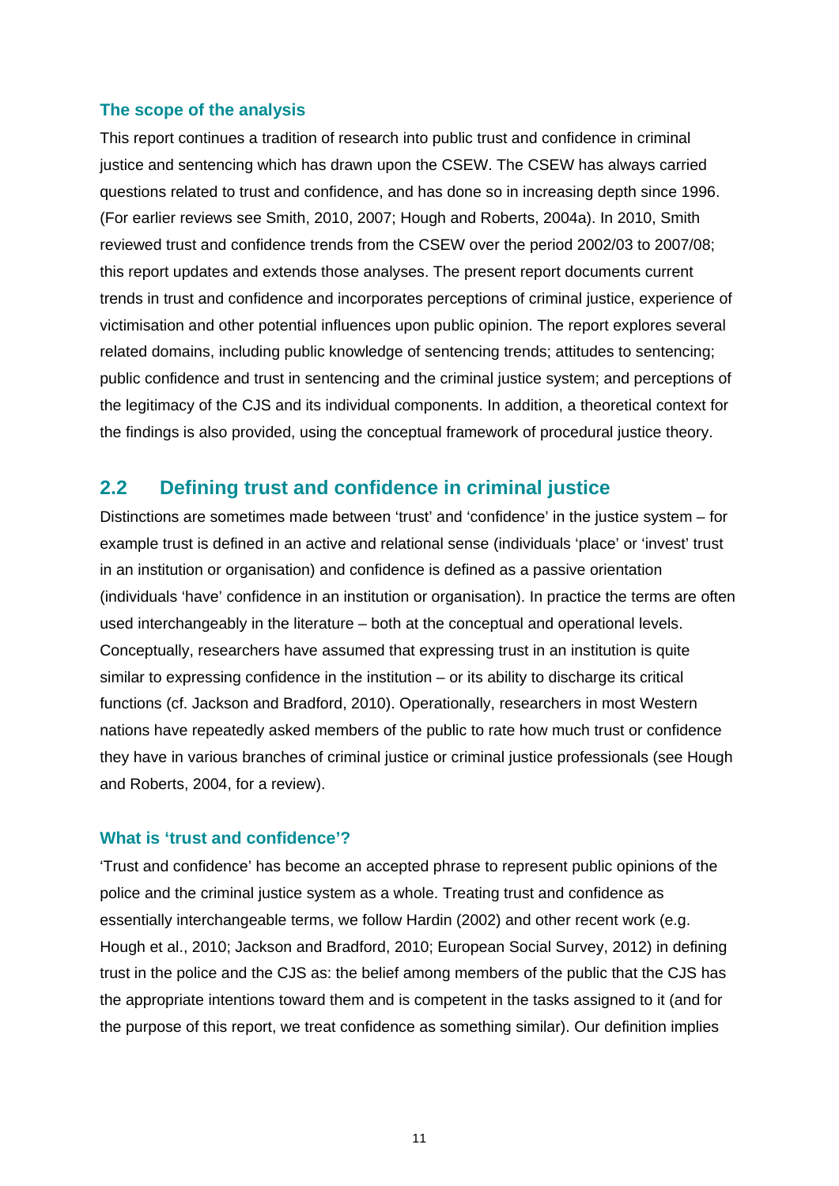### The scope of the analysis

This report continues a tradition of research into public trust and confidence in criminal justice and sentencing which has drawn upon the CSEW. The CSEW has always carried questions related to trust and confidence, and has done so in increasing depth since 1996. (For earlier reviews see Smith, 2010, 2007; Hough and Roberts, 2004a). In 2010, Smith reviewed trust and confidence trends from the CSEW over the period 2002/03 to 2007/08; this report updates and extends those analyses. The present report documents current trends in trust and confidence and incorporates perceptions of criminal justice, experience of victimisation and other potential influences upon public opinion. The report explores several related domains, including public knowledge of sentencing trends; attitudes to sentencing; public confidence and trust in sentencing and the criminal justice system; and perceptions of the legitimacy of the CJS and its individual components. In addition, a theoretical context for the findings is also provided, using the conceptual framework of procedural justice theory.

## 2.2 Defining trust and confidence in criminal justice

Distinctions are sometimes made between 'trust' and 'confidence' in the justice system – for example trust is defined in an active and relational sense (individuals 'place' or 'invest' trust in an institution or organisation) and confidence is defined as a passive orientation (individuals 'have' confidence in an institution or organisation). In practice the terms are often used interchangeably in the literature – both at the conceptual and operational levels. Conceptually, researchers have assumed that expressing trust in an institution is quite similar to expressing confidence in the institution – or its ability to discharge its critical functions (cf. Jackson and Bradford, 2010). Operationally, researchers in most Western nations have repeatedly asked members of the public to rate how much trust or confidence they have in various branches of criminal justice or criminal justice professionals (see Hough and Roberts, 2004, for a review).

### What is 'trust and confidence'?

'Trust and confidence' has become an accepted phrase to represent public opinions of the police and the criminal justice system as a whole. Treating trust and confidence as essentially interchangeable terms, we follow Hardin (2002) and other recent work (e.g. Hough et al., 2010; Jackson and Bradford, 2010; European Social Survey, 2012) in defining trust in the police and the CJS as: the belief among members of the public that the CJS has the appropriate intentions toward them and is competent in the tasks assigned to it (and for the purpose of this report, we treat confidence as something similar). Our definition implies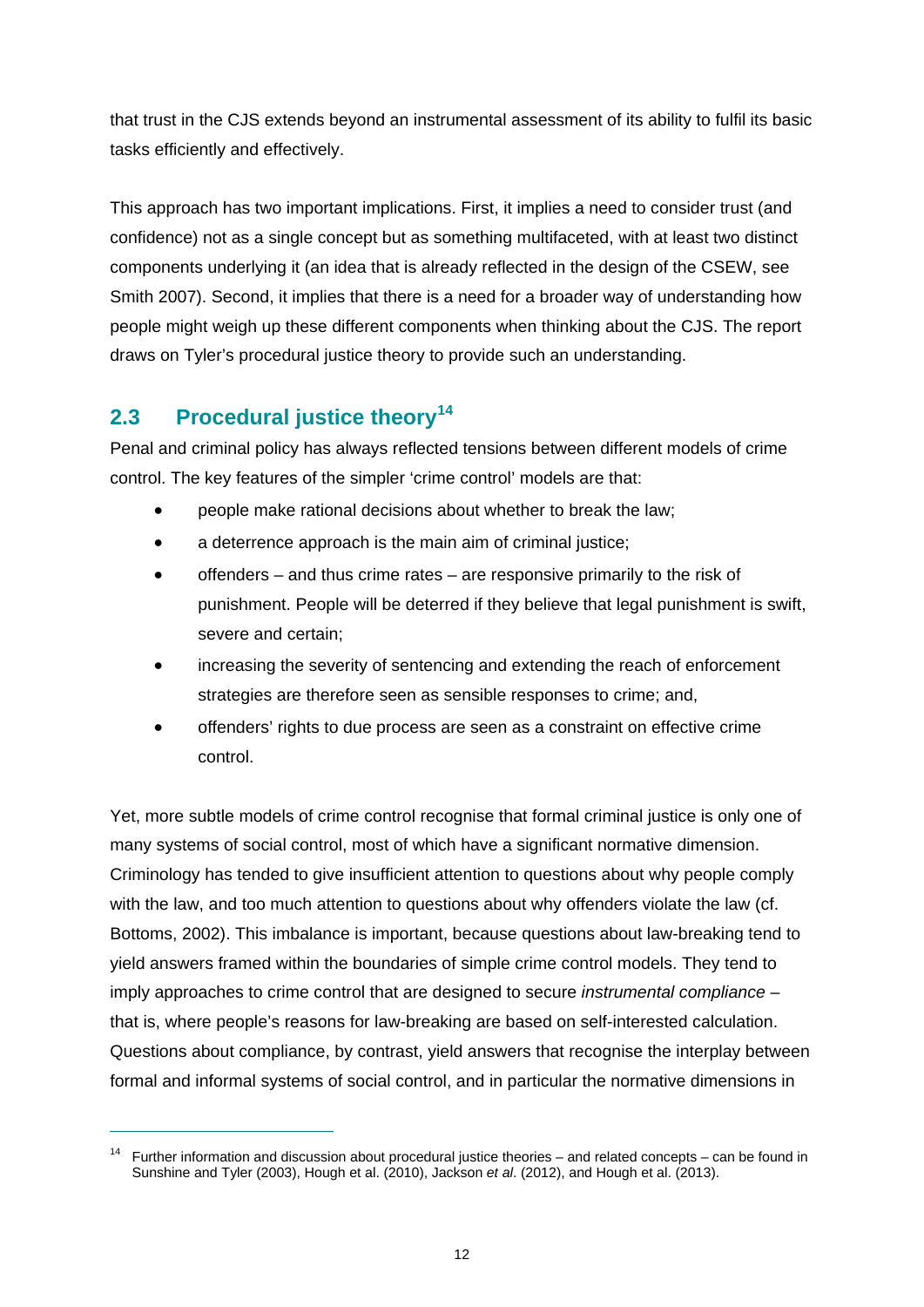that trust in the CJS extends beyond an instrumental assessment of its ability to fulfil its basic tasks efficiently and effectively.

This approach has two important implications. First, it implies a need to consider trust (and confidence) not as a single concept but as something multifaceted, with at least two distinct components underlying it (an idea that is already reflected in the design of the CSEW, see Smith 2007). Second, it implies that there is a need for a broader way of understanding how people might weigh up these different components when thinking about the CJS. The report draws on Tyler's procedural justice theory to provide such an understanding.

## 2.3 Procedural justice theory[14]

Penal and criminal policy has always reflected tensions between different models of crime control. The key features of the simpler 'crime control' models are that:

- people make rational decisions about whether to break the law;
- a deterrence approach is the main aim of criminal justice;
- offenders – and thus crime rates – are responsive primarily to the risk of punishment. People will be deterred if they believe that legal punishment is swift, severe and certain;
- increasing the severity of sentencing and extending the reach of enforcement strategies are therefore seen as sensible responses to crime; and,
- offenders' rights to due process are seen as a constraint on effective crime control.

Yet, more subtle models of crime control recognise that formal criminal justice is only one of many systems of social control, most of which have a significant normative dimension. Criminology has tended to give insufficient attention to questions about why people comply with the law, and too much attention to questions about why offenders violate the law (cf. Bottoms, 2002). This imbalance is important, because questions about law-breaking tend to yield answers framed within the boundaries of simple crime control models. They tend to imply approaches to crime control that are designed to secure *instrumental compliance* – that is, where people's reasons for law-breaking are based on self-interested calculation. Questions about compliance, by contrast, yield answers that recognise the interplay between formal and informal systems of social control, and in particular the normative dimensions in

[14] Further information and discussion about procedural justice theories – and related concepts – can be found in Sunshine and Tyler (2003), Hough et al. (2010), Jackson *et al*. (2012), and Hough et al. (2013).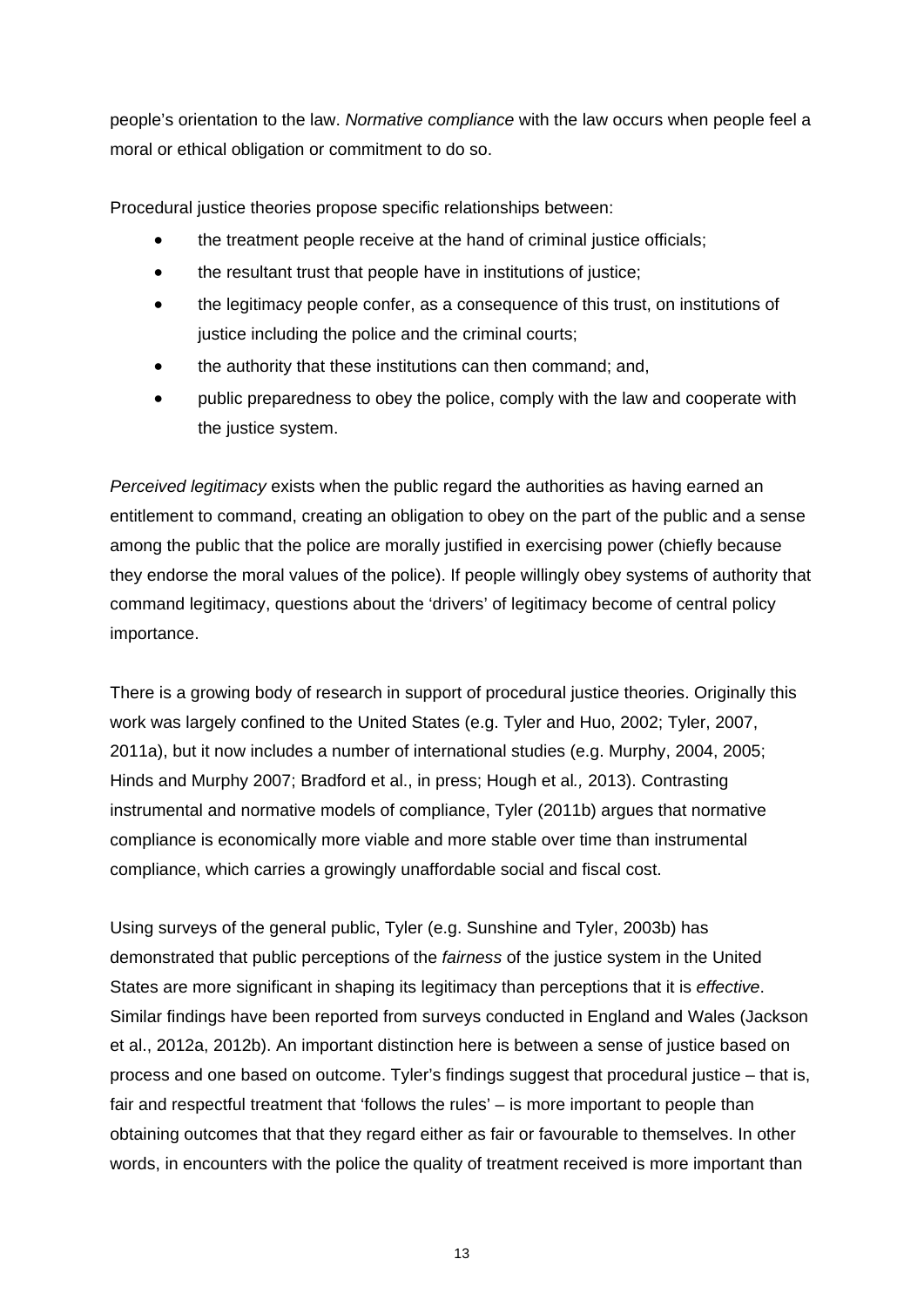people's orientation to the law. *Normative compliance* with the law occurs when people feel a moral or ethical obligation or commitment to do so.

Procedural justice theories propose specific relationships between:

- the treatment people receive at the hand of criminal justice officials;
- the resultant trust that people have in institutions of justice;
- the legitimacy people confer, as a consequence of this trust, on institutions of justice including the police and the criminal courts;
- the authority that these institutions can then command; and,
- public preparedness to obey the police, comply with the law and cooperate with the justice system.

*Perceived legitimacy* exists when the public regard the authorities as having earned an entitlement to command, creating an obligation to obey on the part of the public and a sense among the public that the police are morally justified in exercising power (chiefly because they endorse the moral values of the police). If people willingly obey systems of authority that command legitimacy, questions about the 'drivers' of legitimacy become of central policy importance.

There is a growing body of research in support of procedural justice theories. Originally this work was largely confined to the United States (e.g. Tyler and Huo, 2002; Tyler, 2007, 2011a), but it now includes a number of international studies (e.g. Murphy, 2004, 2005; Hinds and Murphy 2007; Bradford et al., in press; Hough et al*.,* 2013). Contrasting instrumental and normative models of compliance, Tyler (2011b) argues that normative compliance is economically more viable and more stable over time than instrumental compliance, which carries a growingly unaffordable social and fiscal cost.

Using surveys of the general public, Tyler (e.g. Sunshine and Tyler, 2003b) has demonstrated that public perceptions of the *fairness* of the justice system in the United States are more significant in shaping its legitimacy than perceptions that it is *effective*. Similar findings have been reported from surveys conducted in England and Wales (Jackson et al., 2012a, 2012b). An important distinction here is between a sense of justice based on process and one based on outcome. Tyler's findings suggest that procedural justice – that is, fair and respectful treatment that 'follows the rules' – is more important to people than obtaining outcomes that that they regard either as fair or favourable to themselves. In other words, in encounters with the police the quality of treatment received is more important than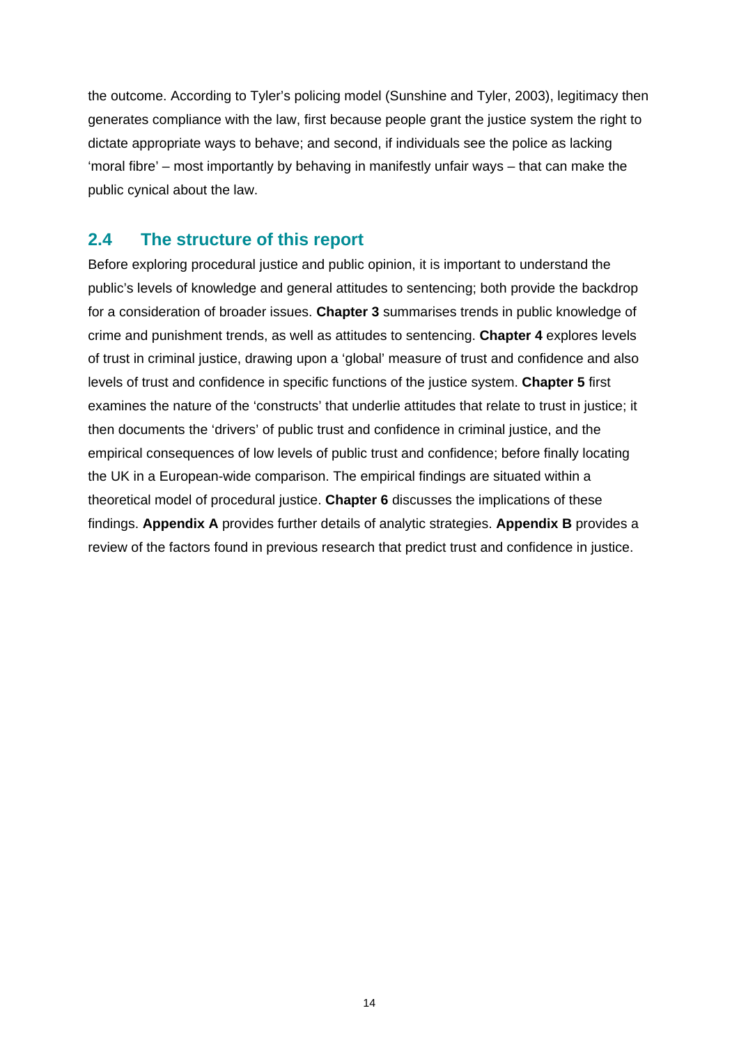the outcome. According to Tyler's policing model (Sunshine and Tyler, 2003), legitimacy then generates compliance with the law, first because people grant the justice system the right to dictate appropriate ways to behave; and second, if individuals see the police as lacking 'moral fibre' – most importantly by behaving in manifestly unfair ways – that can make the public cynical about the law.

## 2.4 The structure of this report

Before exploring procedural justice and public opinion, it is important to understand the public's levels of knowledge and general attitudes to sentencing; both provide the backdrop for a consideration of broader issues. **Chapter 3** summarises trends in public knowledge of crime and punishment trends, as well as attitudes to sentencing. **Chapter 4** explores levels of trust in criminal justice, drawing upon a 'global' measure of trust and confidence and also levels of trust and confidence in specific functions of the justice system. **Chapter 5** first examines the nature of the 'constructs' that underlie attitudes that relate to trust in justice; it then documents the 'drivers' of public trust and confidence in criminal justice, and the empirical consequences of low levels of public trust and confidence; before finally locating the UK in a European-wide comparison. The empirical findings are situated within a theoretical model of procedural justice. **Chapter 6** discusses the implications of these findings. **Appendix A** provides further details of analytic strategies. **Appendix B** provides a review of the factors found in previous research that predict trust and confidence in justice.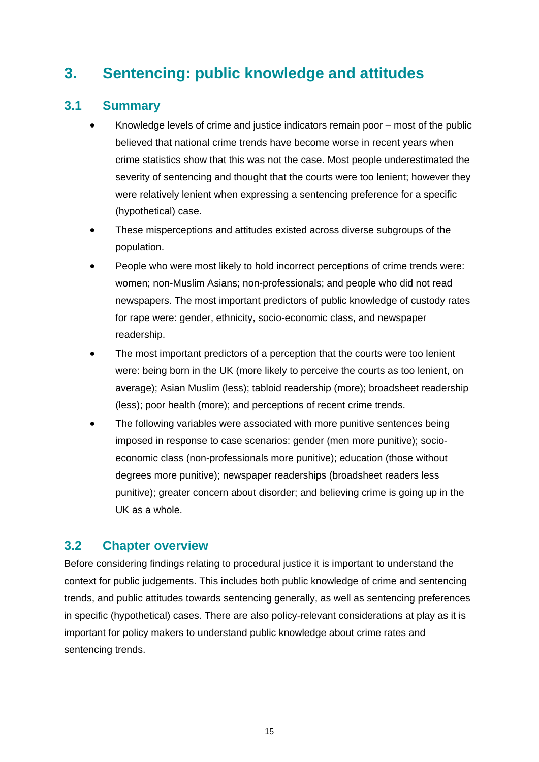# 3. Sentencing: public knowledge and attitudes

## 3.1 Summary

- Knowledge levels of crime and justice indicators remain poor – most of the public believed that national crime trends have become worse in recent years when crime statistics show that this was not the case. Most people underestimated the severity of sentencing and thought that the courts were too lenient; however they were relatively lenient when expressing a sentencing preference for a specific (hypothetical) case.
- These misperceptions and attitudes existed across diverse subgroups of the population.
- People who were most likely to hold incorrect perceptions of crime trends were: women; non-Muslim Asians; non-professionals; and people who did not read newspapers. The most important predictors of public knowledge of custody rates for rape were: gender, ethnicity, socio-economic class, and newspaper readership.
- The most important predictors of a perception that the courts were too lenient were: being born in the UK (more likely to perceive the courts as too lenient, on average); Asian Muslim (less); tabloid readership (more); broadsheet readership (less); poor health (more); and perceptions of recent crime trends.
- The following variables were associated with more punitive sentences being imposed in response to case scenarios: gender (men more punitive); socio-economic class (non-professionals more punitive); education (those without degrees more punitive); newspaper readerships (broadsheet readers less punitive); greater concern about disorder; and believing crime is going up in the UK as a whole.

## 3.2 Chapter overview

Before considering findings relating to procedural justice it is important to understand the context for public judgements. This includes both public knowledge of crime and sentencing trends, and public attitudes towards sentencing generally, as well as sentencing preferences in specific (hypothetical) cases. There are also policy-relevant considerations at play as it is important for policy makers to understand public knowledge about crime rates and sentencing trends.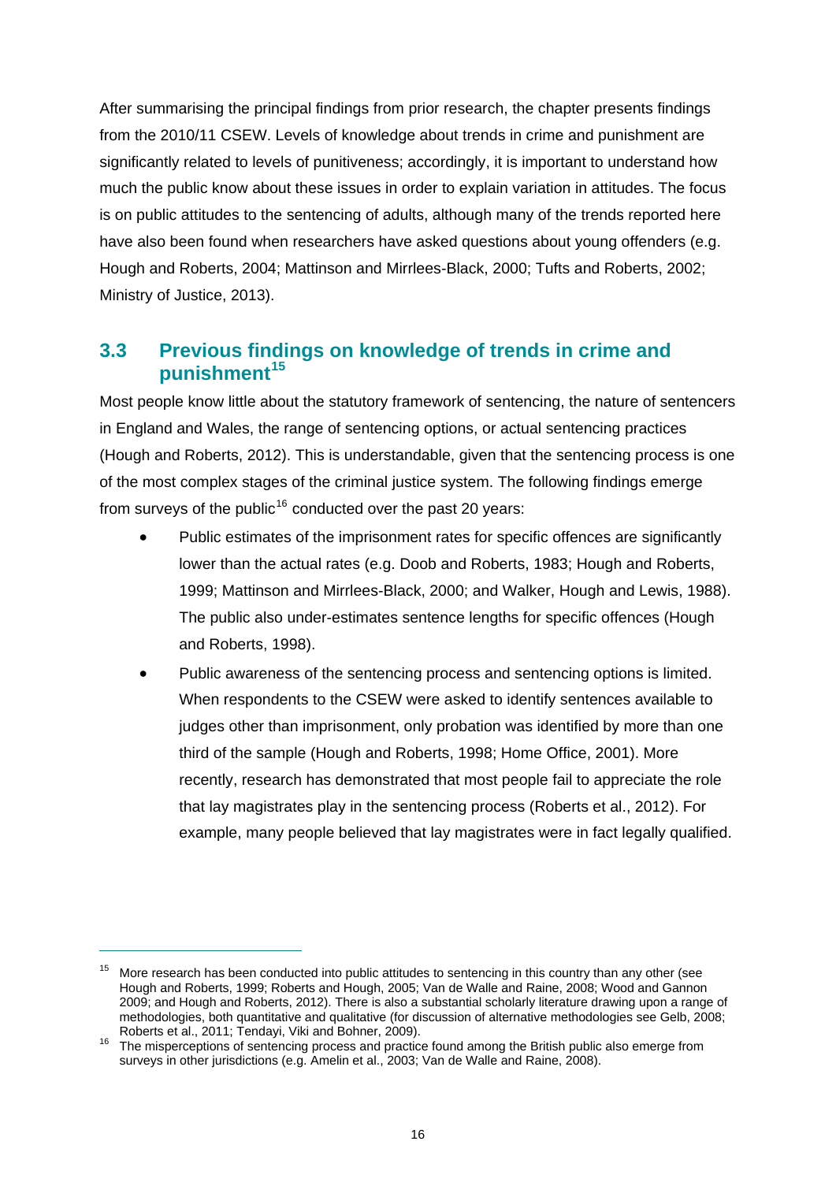After summarising the principal findings from prior research, the chapter presents findings from the 2010/11 CSEW. Levels of knowledge about trends in crime and punishment are significantly related to levels of punitiveness; accordingly, it is important to understand how much the public know about these issues in order to explain variation in attitudes. The focus is on public attitudes to the sentencing of adults, although many of the trends reported here have also been found when researchers have asked questions about young offenders (e.g. Hough and Roberts, 2004; Mattinson and Mirrlees-Black, 2000; Tufts and Roberts, 2002; Ministry of Justice, 2013).

## 3.3 Previous findings on knowledge of trends in crime and punishment[15]

Most people know little about the statutory framework of sentencing, the nature of sentencers in England and Wales, the range of sentencing options, or actual sentencing practices (Hough and Roberts, 2012). This is understandable, given that the sentencing process is one of the most complex stages of the criminal justice system. The following findings emerge from surveys of the public[16] conducted over the past 20 years:

- Public estimates of the imprisonment rates for specific offences are significantly lower than the actual rates (e.g. Doob and Roberts, 1983; Hough and Roberts, 1999; Mattinson and Mirrlees-Black, 2000; and Walker, Hough and Lewis, 1988). The public also under-estimates sentence lengths for specific offences (Hough and Roberts, 1998).
- Public awareness of the sentencing process and sentencing options is limited. When respondents to the CSEW were asked to identify sentences available to judges other than imprisonment, only probation was identified by more than one third of the sample (Hough and Roberts, 1998; Home Office, 2001). More recently, research has demonstrated that most people fail to appreciate the role that lay magistrates play in the sentencing process (Roberts et al., 2012). For example, many people believed that lay magistrates were in fact legally qualified.

---

[15] More research has been conducted into public attitudes to sentencing in this country than any other (see Hough and Roberts, 1999; Roberts and Hough, 2005; Van de Walle and Raine, 2008; Wood and Gannon 2009; and Hough and Roberts, 2012). There is also a substantial scholarly literature drawing upon a range of methodologies, both quantitative and qualitative (for discussion of alternative methodologies see Gelb, 2008; Roberts et al., 2011; Tendayi, Viki and Bohner, 2009).

[16] The misperceptions of sentencing process and practice found among the British public also emerge from surveys in other jurisdictions (e.g. Amelin et al., 2003; Van de Walle and Raine, 2008).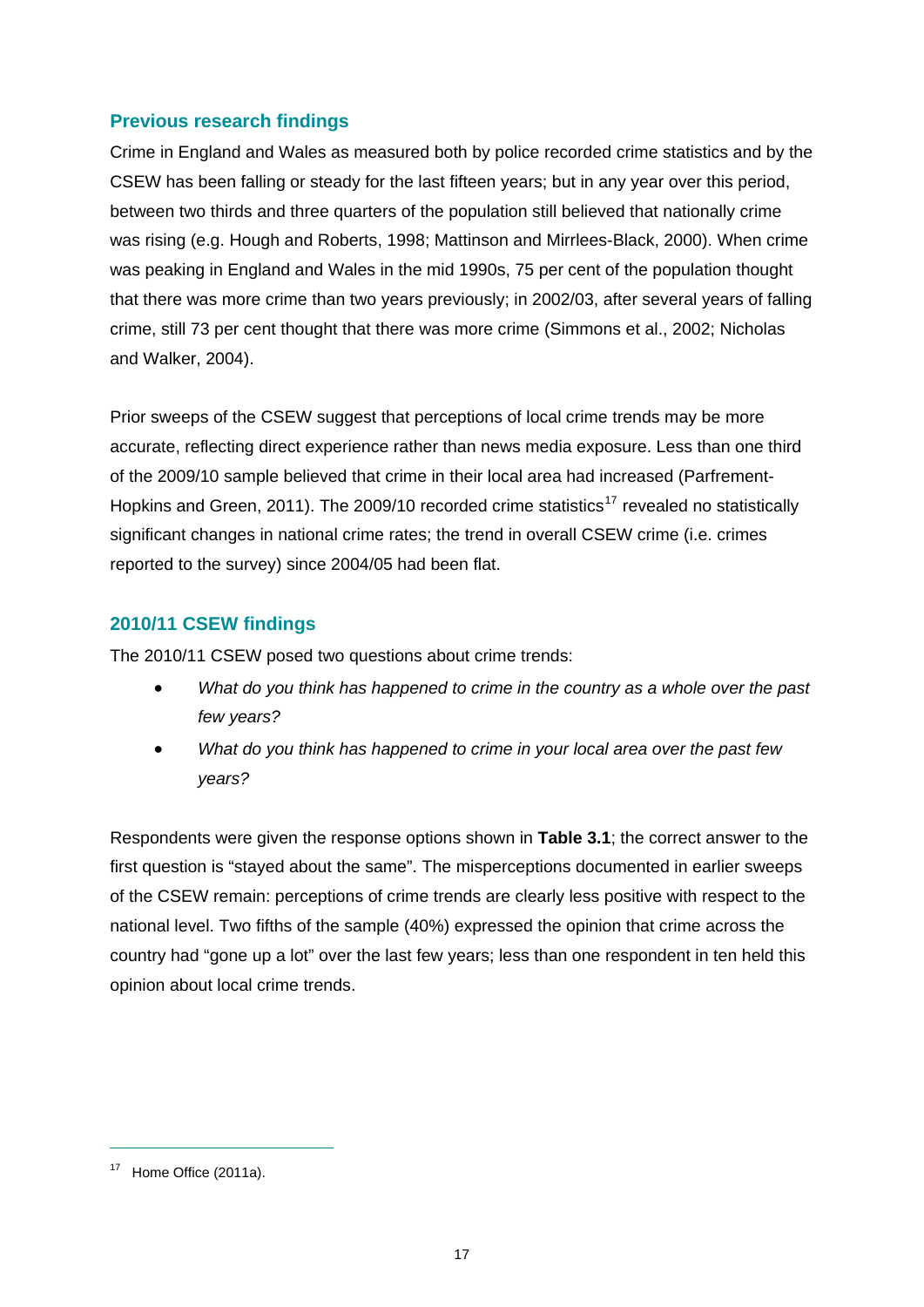## Previous research findings

Crime in England and Wales as measured both by police recorded crime statistics and by the CSEW has been falling or steady for the last fifteen years; but in any year over this period, between two thirds and three quarters of the population still believed that nationally crime was rising (e.g. Hough and Roberts, 1998; Mattinson and Mirrlees-Black, 2000). When crime was peaking in England and Wales in the mid 1990s, 75 per cent of the population thought that there was more crime than two years previously; in 2002/03, after several years of falling crime, still 73 per cent thought that there was more crime (Simmons et al., 2002; Nicholas and Walker, 2004).

Prior sweeps of the CSEW suggest that perceptions of local crime trends may be more accurate, reflecting direct experience rather than news media exposure. Less than one third of the 2009/10 sample believed that crime in their local area had increased (Parfrement-Hopkins and Green, 2011). The 2009/10 recorded crime statistics[17] revealed no statistically significant changes in national crime rates; the trend in overall CSEW crime (i.e. crimes reported to the survey) since 2004/05 had been flat.

## 2010/11 CSEW findings

The 2010/11 CSEW posed two questions about crime trends:

- *What do you think has happened to crime in the country as a whole over the past few years?*
- *What do you think has happened to crime in your local area over the past few years?*

Respondents were given the response options shown in **Table 3.1**; the correct answer to the first question is "stayed about the same". The misperceptions documented in earlier sweeps of the CSEW remain: perceptions of crime trends are clearly less positive with respect to the national level. Two fifths of the sample (40%) expressed the opinion that crime across the country had "gone up a lot" over the last few years; less than one respondent in ten held this opinion about local crime trends.

[17] Home Office (2011a).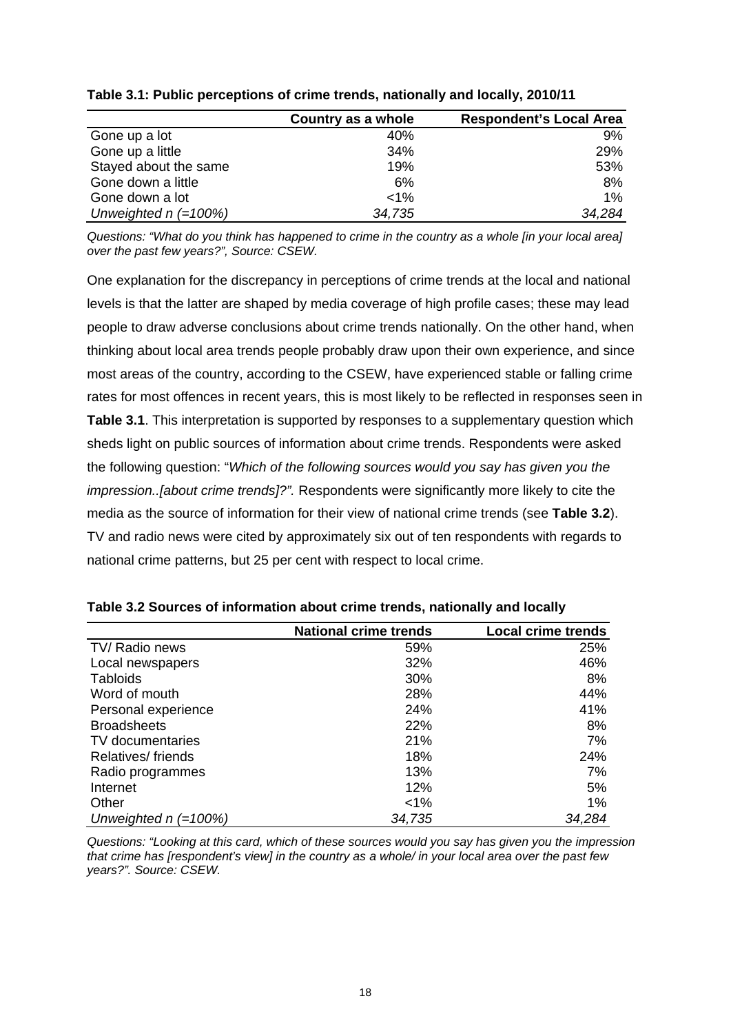**Table 3.1: Public perceptions of crime trends, nationally and locally, 2010/11**

| | Country as a whole | Respondent's Local Area |
|---|---|---|
| Gone up a lot | 40% | 9% |
| Gone up a little | 34% | 29% |
| Stayed about the same | 19% | 53% |
| Gone down a little | 6% | 8% |
| Gone down a lot | <1% | 1% |
| *Unweighted n (=100%)* | *34,735* | *34,284* |

*Questions: "What do you think has happened to crime in the country as a whole [in your local area] over the past few years?", Source: CSEW.*

One explanation for the discrepancy in perceptions of crime trends at the local and national levels is that the latter are shaped by media coverage of high profile cases; these may lead people to draw adverse conclusions about crime trends nationally. On the other hand, when thinking about local area trends people probably draw upon their own experience, and since most areas of the country, according to the CSEW, have experienced stable or falling crime rates for most offences in recent years, this is most likely to be reflected in responses seen in **Table 3.1**. This interpretation is supported by responses to a supplementary question which sheds light on public sources of information about crime trends. Respondents were asked the following question: "*Which of the following sources would you say has given you the impression..[about crime trends]?".* Respondents were significantly more likely to cite the media as the source of information for their view of national crime trends (see **Table 3.2**). TV and radio news were cited by approximately six out of ten respondents with regards to national crime patterns, but 25 per cent with respect to local crime.

**Table 3.2 Sources of information about crime trends, nationally and locally**

| | National crime trends | Local crime trends |
|---|---|---|
| TV/ Radio news | 59% | 25% |
| Local newspapers | 32% | 46% |
| Tabloids | 30% | 8% |
| Word of mouth | 28% | 44% |
| Personal experience | 24% | 41% |
| Broadsheets | 22% | 8% |
| TV documentaries | 21% | 7% |
| Relatives/ friends | 18% | 24% |
| Radio programmes | 13% | 7% |
| Internet | 12% | 5% |
| Other | <1% | 1% |
| *Unweighted n (=100%)* | *34,735* | *34,284* |

*Questions: "Looking at this card, which of these sources would you say has given you the impression that crime has [respondent's view] in the country as a whole/ in your local area over the past few years?". Source: CSEW.*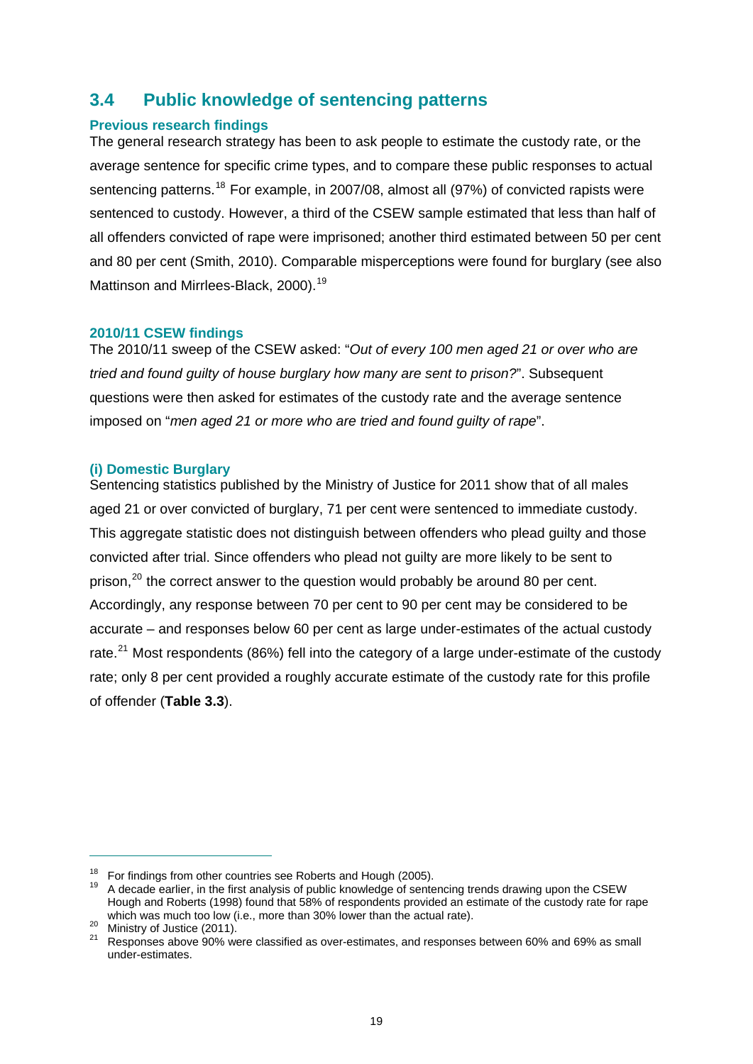## 3.4 Public knowledge of sentencing patterns

### Previous research findings

The general research strategy has been to ask people to estimate the custody rate, or the average sentence for specific crime types, and to compare these public responses to actual sentencing patterns.[18] For example, in 2007/08, almost all (97%) of convicted rapists were sentenced to custody. However, a third of the CSEW sample estimated that less than half of all offenders convicted of rape were imprisoned; another third estimated between 50 per cent and 80 per cent (Smith, 2010). Comparable misperceptions were found for burglary (see also Mattinson and Mirrlees-Black, 2000).[19]

### 2010/11 CSEW findings

The 2010/11 sweep of the CSEW asked: "*Out of every 100 men aged 21 or over who are tried and found guilty of house burglary how many are sent to prison?*". Subsequent questions were then asked for estimates of the custody rate and the average sentence imposed on "*men aged 21 or more who are tried and found guilty of rape*".

### (i) Domestic Burglary

Sentencing statistics published by the Ministry of Justice for 2011 show that of all males aged 21 or over convicted of burglary, 71 per cent were sentenced to immediate custody. This aggregate statistic does not distinguish between offenders who plead guilty and those convicted after trial. Since offenders who plead not guilty are more likely to be sent to prison,[20] the correct answer to the question would probably be around 80 per cent. Accordingly, any response between 70 per cent to 90 per cent may be considered to be accurate – and responses below 60 per cent as large under-estimates of the actual custody rate.[21] Most respondents (86%) fell into the category of a large under-estimate of the custody rate; only 8 per cent provided a roughly accurate estimate of the custody rate for this profile of offender (**Table 3.3**).

---

[18] For findings from other countries see Roberts and Hough (2005).

[19] A decade earlier, in the first analysis of public knowledge of sentencing trends drawing upon the CSEW Hough and Roberts (1998) found that 58% of respondents provided an estimate of the custody rate for rape which was much too low (i.e., more than 30% lower than the actual rate).

[20] Ministry of Justice (2011).

[21] Responses above 90% were classified as over-estimates, and responses between 60% and 69% as small under-estimates.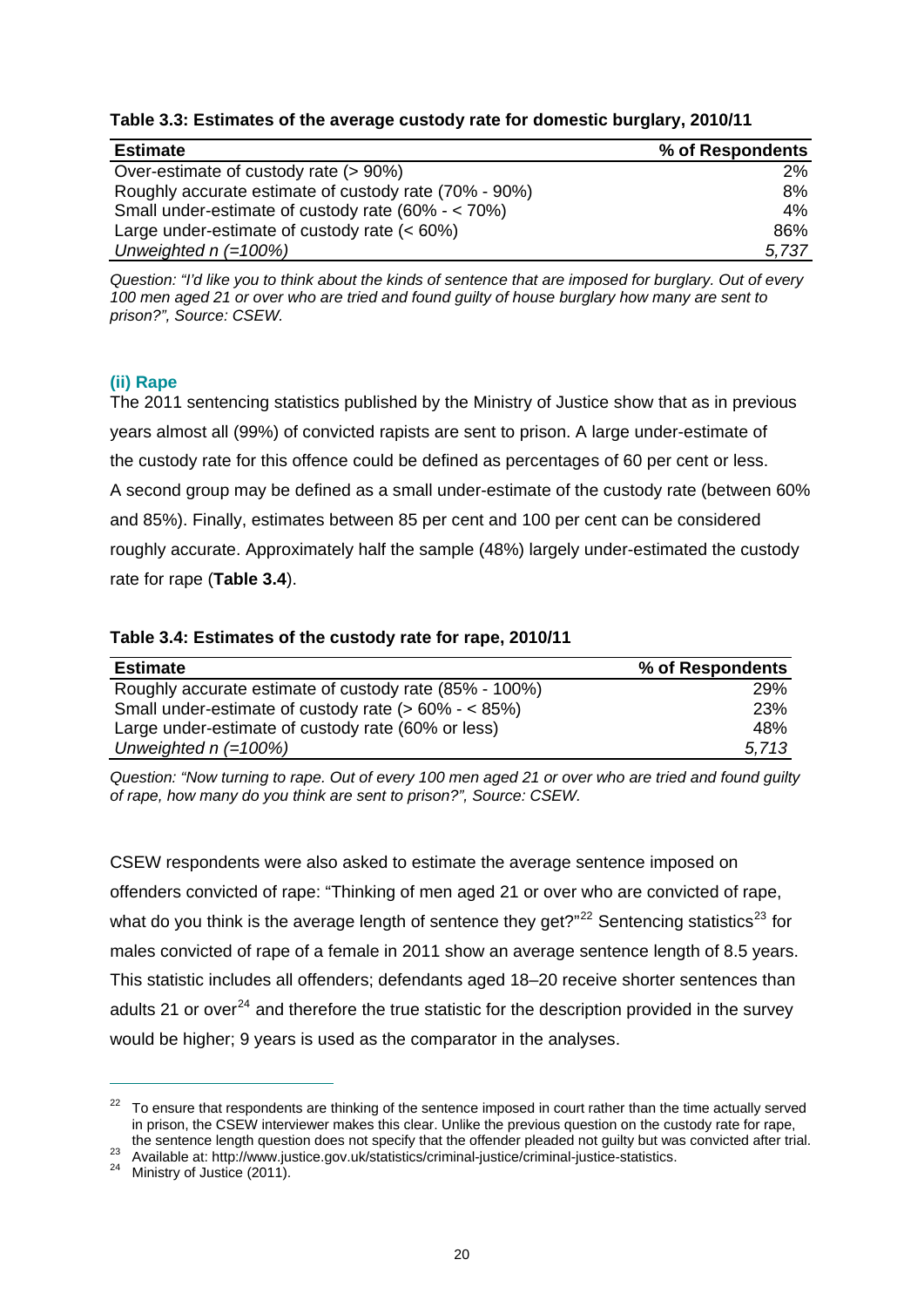**Table 3.3: Estimates of the average custody rate for domestic burglary, 2010/11**

| Estimate | % of Respondents |
|---|---|
| Over-estimate of custody rate (> 90%) | 2% |
| Roughly accurate estimate of custody rate (70% - 90%) | 8% |
| Small under-estimate of custody rate (60% - < 70%) | 4% |
| Large under-estimate of custody rate (< 60%) | 86% |
| *Unweighted n (=100%)* | *5,737* |

*Question: "I'd like you to think about the kinds of sentence that are imposed for burglary. Out of every 100 men aged 21 or over who are tried and found guilty of house burglary how many are sent to prison?", Source: CSEW.*

### (ii) Rape

The 2011 sentencing statistics published by the Ministry of Justice show that as in previous years almost all (99%) of convicted rapists are sent to prison. A large under-estimate of the custody rate for this offence could be defined as percentages of 60 per cent or less. A second group may be defined as a small under-estimate of the custody rate (between 60% and 85%). Finally, estimates between 85 per cent and 100 per cent can be considered roughly accurate. Approximately half the sample (48%) largely under-estimated the custody rate for rape (**Table 3.4**).

**Table 3.4: Estimates of the custody rate for rape, 2010/11**

| Estimate | % of Respondents |
|---|---|
| Roughly accurate estimate of custody rate (85% - 100%) | 29% |
| Small under-estimate of custody rate (> 60% - < 85%) | 23% |
| Large under-estimate of custody rate (60% or less) | 48% |
| *Unweighted n (=100%)* | *5,713* |

*Question: "Now turning to rape. Out of every 100 men aged 21 or over who are tried and found guilty of rape, how many do you think are sent to prison?", Source: CSEW.*

CSEW respondents were also asked to estimate the average sentence imposed on offenders convicted of rape: "Thinking of men aged 21 or over who are convicted of rape, what do you think is the average length of sentence they get?"[22] Sentencing statistics[23] for males convicted of rape of a female in 2011 show an average sentence length of 8.5 years. This statistic includes all offenders; defendants aged 18–20 receive shorter sentences than adults 21 or over[24] and therefore the true statistic for the description provided in the survey would be higher; 9 years is used as the comparator in the analyses.

---

[22] To ensure that respondents are thinking of the sentence imposed in court rather than the time actually served in prison, the CSEW interviewer makes this clear. Unlike the previous question on the custody rate for rape, the sentence length question does not specify that the offender pleaded not guilty but was convicted after trial.

[23] Available at: http://www.justice.gov.uk/statistics/criminal-justice/criminal-justice-statistics.

[24] Ministry of Justice (2011).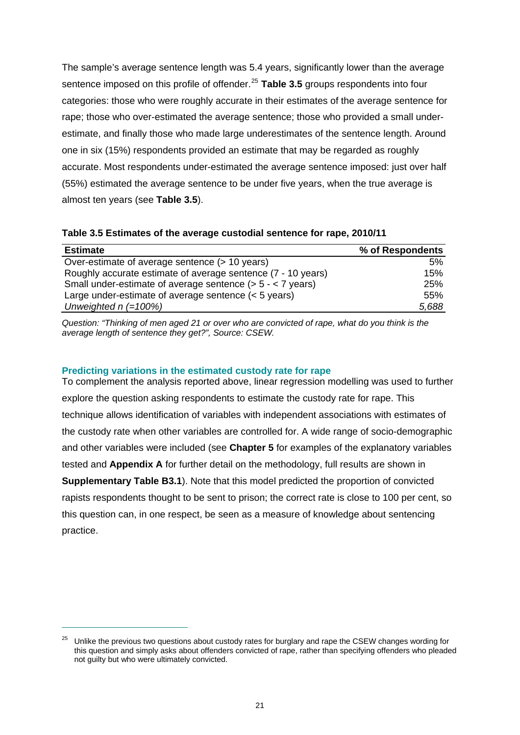The sample's average sentence length was 5.4 years, significantly lower than the average sentence imposed on this profile of offender.[25] **Table 3.5** groups respondents into four categories: those who were roughly accurate in their estimates of the average sentence for rape; those who over-estimated the average sentence; those who provided a small under-estimate, and finally those who made large underestimates of the sentence length. Around one in six (15%) respondents provided an estimate that may be regarded as roughly accurate. Most respondents under-estimated the average sentence imposed: just over half (55%) estimated the average sentence to be under five years, when the true average is almost ten years (see **Table 3.5**).

**Table 3.5 Estimates of the average custodial sentence for rape, 2010/11**

| Estimate | % of Respondents |
|---|---|
| Over-estimate of average sentence (> 10 years) | 5% |
| Roughly accurate estimate of average sentence (7 - 10 years) | 15% |
| Small under-estimate of average sentence (> 5 - < 7 years) | 25% |
| Large under-estimate of average sentence (< 5 years) | 55% |
| *Unweighted n (=100%)* | *5,688* |

*Question: "Thinking of men aged 21 or over who are convicted of rape, what do you think is the average length of sentence they get?", Source: CSEW.*

### Predicting variations in the estimated custody rate for rape

To complement the analysis reported above, linear regression modelling was used to further explore the question asking respondents to estimate the custody rate for rape. This technique allows identification of variables with independent associations with estimates of the custody rate when other variables are controlled for. A wide range of socio-demographic and other variables were included (see **Chapter 5** for examples of the explanatory variables tested and **Appendix A** for further detail on the methodology, full results are shown in **Supplementary Table B3.1**). Note that this model predicted the proportion of convicted rapists respondents thought to be sent to prison; the correct rate is close to 100 per cent, so this question can, in one respect, be seen as a measure of knowledge about sentencing practice.

[25] Unlike the previous two questions about custody rates for burglary and rape the CSEW changes wording for this question and simply asks about offenders convicted of rape, rather than specifying offenders who pleaded not guilty but who were ultimately convicted.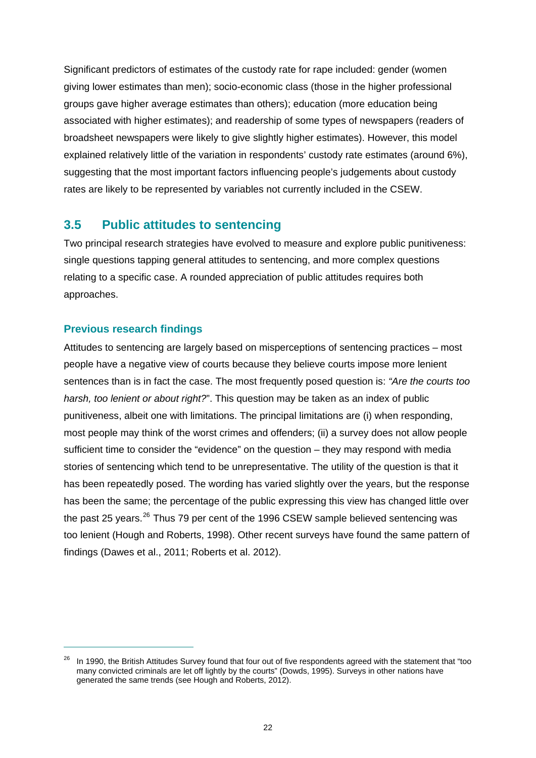Significant predictors of estimates of the custody rate for rape included: gender (women giving lower estimates than men); socio-economic class (those in the higher professional groups gave higher average estimates than others); education (more education being associated with higher estimates); and readership of some types of newspapers (readers of broadsheet newspapers were likely to give slightly higher estimates). However, this model explained relatively little of the variation in respondents' custody rate estimates (around 6%), suggesting that the most important factors influencing people's judgements about custody rates are likely to be represented by variables not currently included in the CSEW.

## 3.5 Public attitudes to sentencing

Two principal research strategies have evolved to measure and explore public punitiveness: single questions tapping general attitudes to sentencing, and more complex questions relating to a specific case. A rounded appreciation of public attitudes requires both approaches.

### Previous research findings

Attitudes to sentencing are largely based on misperceptions of sentencing practices – most people have a negative view of courts because they believe courts impose more lenient sentences than is in fact the case. The most frequently posed question is: *"Are the courts too harsh, too lenient or about right?*". This question may be taken as an index of public punitiveness, albeit one with limitations. The principal limitations are (i) when responding, most people may think of the worst crimes and offenders; (ii) a survey does not allow people sufficient time to consider the "evidence" on the question – they may respond with media stories of sentencing which tend to be unrepresentative. The utility of the question is that it has been repeatedly posed. The wording has varied slightly over the years, but the response has been the same; the percentage of the public expressing this view has changed little over the past 25 years.[26] Thus 79 per cent of the 1996 CSEW sample believed sentencing was too lenient (Hough and Roberts, 1998). Other recent surveys have found the same pattern of findings (Dawes et al., 2011; Roberts et al. 2012).

---

[26] In 1990, the British Attitudes Survey found that four out of five respondents agreed with the statement that "too many convicted criminals are let off lightly by the courts" (Dowds, 1995). Surveys in other nations have generated the same trends (see Hough and Roberts, 2012).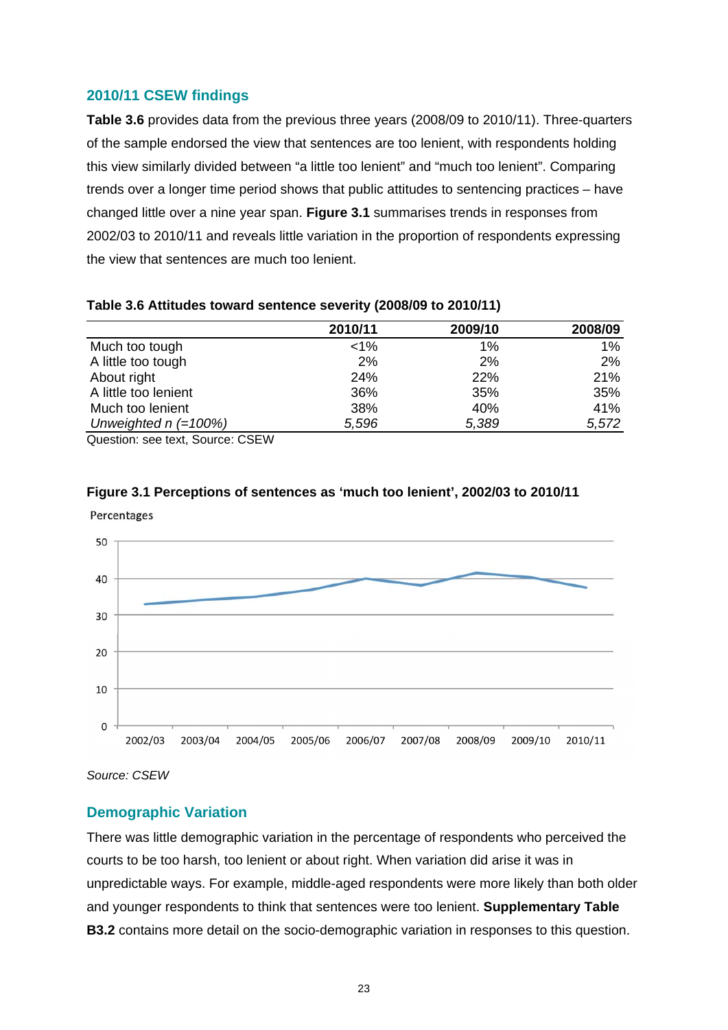## 2010/11 CSEW findings

**Table 3.6** provides data from the previous three years (2008/09 to 2010/11). Three-quarters of the sample endorsed the view that sentences are too lenient, with respondents holding this view similarly divided between "a little too lenient" and "much too lenient". Comparing trends over a longer time period shows that public attitudes to sentencing practices – have changed little over a nine year span. **Figure 3.1** summarises trends in responses from 2002/03 to 2010/11 and reveals little variation in the proportion of respondents expressing the view that sentences are much too lenient.

**Table 3.6 Attitudes toward sentence severity (2008/09 to 2010/11)**

| | 2010/11 | 2009/10 | 2008/09 |
|---|---|---|---|
| Much too tough | <1% | 1% | 1% |
| A little too tough | 2% | 2% | 2% |
| About right | 24% | 22% | 21% |
| A little too lenient | 36% | 35% | 35% |
| Much too lenient | 38% | 40% | 41% |
| *Unweighted n (=100%)* | *5,596* | *5,389* | *5,572* |

Question: see text, Source: CSEW

**Figure 3.1 Perceptions of sentences as 'much too lenient', 2002/03 to 2010/11**

*Source: CSEW*

## Demographic Variation

There was little demographic variation in the percentage of respondents who perceived the courts to be too harsh, too lenient or about right. When variation did arise it was in unpredictable ways. For example, middle-aged respondents were more likely than both older and younger respondents to think that sentences were too lenient. **Supplementary Table B3.2** contains more detail on the socio-demographic variation in responses to this question.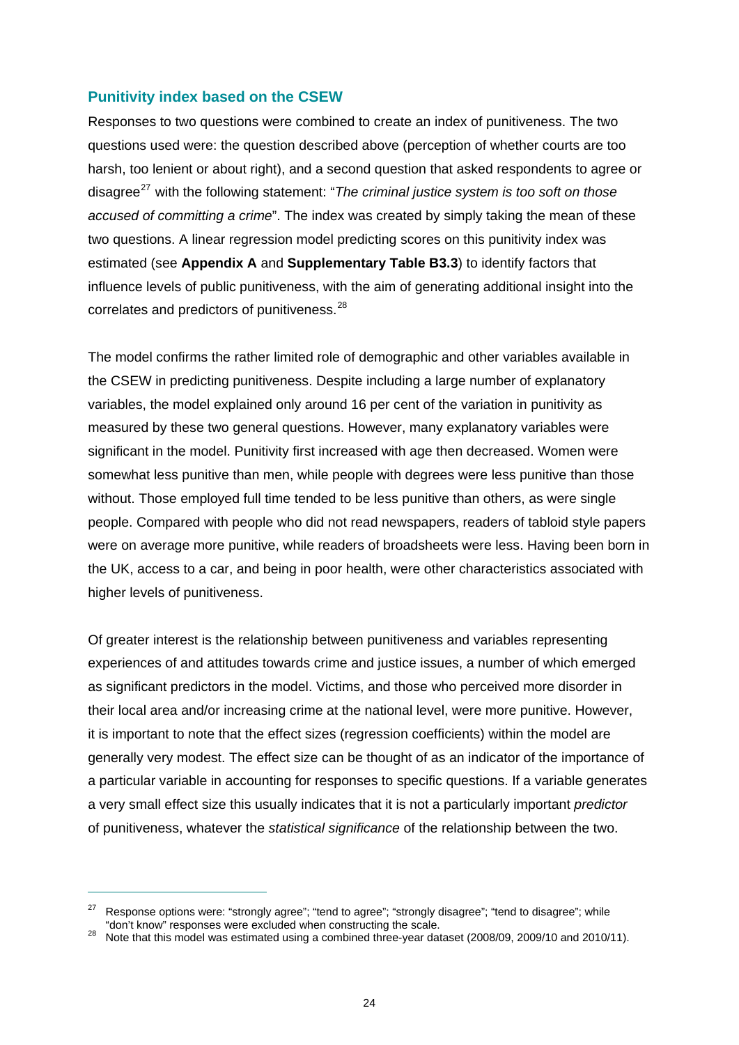### Punitivity index based on the CSEW

Responses to two questions were combined to create an index of punitiveness. The two questions used were: the question described above (perception of whether courts are too harsh, too lenient or about right), and a second question that asked respondents to agree or disagree[27] with the following statement: "*The criminal justice system is too soft on those accused of committing a crime*". The index was created by simply taking the mean of these two questions. A linear regression model predicting scores on this punitivity index was estimated (see **Appendix A** and **Supplementary Table B3.3**) to identify factors that influence levels of public punitiveness, with the aim of generating additional insight into the correlates and predictors of punitiveness.[28]

The model confirms the rather limited role of demographic and other variables available in the CSEW in predicting punitiveness. Despite including a large number of explanatory variables, the model explained only around 16 per cent of the variation in punitivity as measured by these two general questions. However, many explanatory variables were significant in the model. Punitivity first increased with age then decreased. Women were somewhat less punitive than men, while people with degrees were less punitive than those without. Those employed full time tended to be less punitive than others, as were single people. Compared with people who did not read newspapers, readers of tabloid style papers were on average more punitive, while readers of broadsheets were less. Having been born in the UK, access to a car, and being in poor health, were other characteristics associated with higher levels of punitiveness.

Of greater interest is the relationship between punitiveness and variables representing experiences of and attitudes towards crime and justice issues, a number of which emerged as significant predictors in the model. Victims, and those who perceived more disorder in their local area and/or increasing crime at the national level, were more punitive. However, it is important to note that the effect sizes (regression coefficients) within the model are generally very modest. The effect size can be thought of as an indicator of the importance of a particular variable in accounting for responses to specific questions. If a variable generates a very small effect size this usually indicates that it is not a particularly important *predictor* of punitiveness, whatever the *statistical significance* of the relationship between the two.

---

[27] Response options were: "strongly agree"; "tend to agree"; "strongly disagree"; "tend to disagree"; while "don't know" responses were excluded when constructing the scale.

[28] Note that this model was estimated using a combined three-year dataset (2008/09, 2009/10 and 2010/11).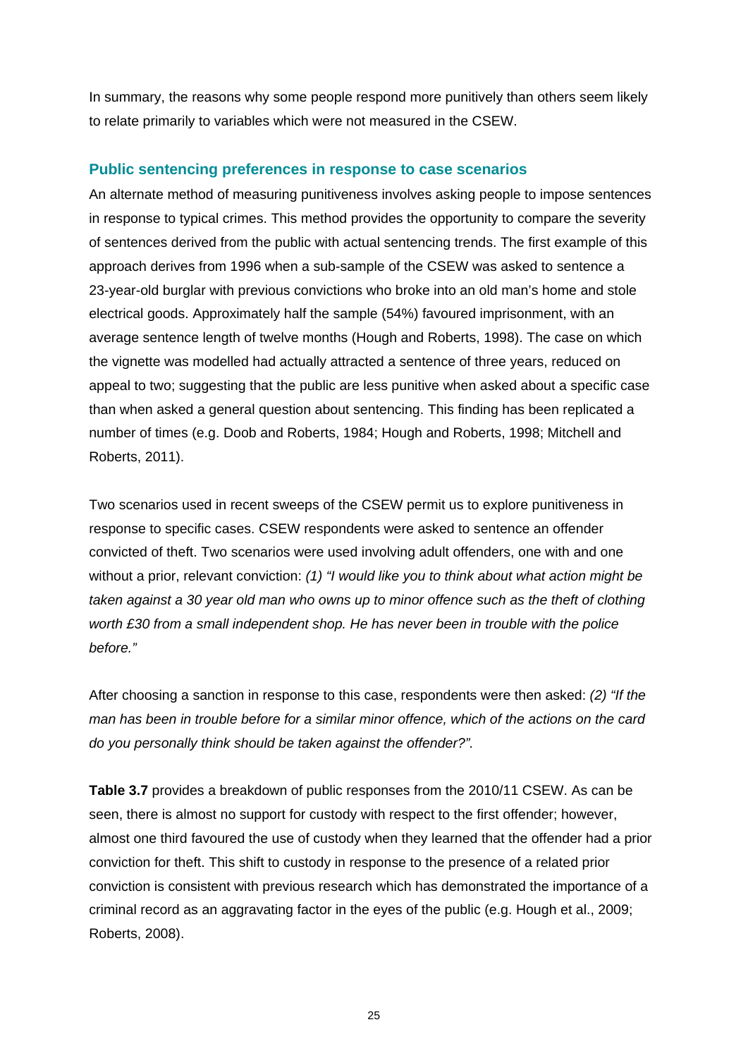In summary, the reasons why some people respond more punitively than others seem likely to relate primarily to variables which were not measured in the CSEW.

### Public sentencing preferences in response to case scenarios

An alternate method of measuring punitiveness involves asking people to impose sentences in response to typical crimes. This method provides the opportunity to compare the severity of sentences derived from the public with actual sentencing trends. The first example of this approach derives from 1996 when a sub-sample of the CSEW was asked to sentence a 23-year-old burglar with previous convictions who broke into an old man's home and stole electrical goods. Approximately half the sample (54%) favoured imprisonment, with an average sentence length of twelve months (Hough and Roberts, 1998). The case on which the vignette was modelled had actually attracted a sentence of three years, reduced on appeal to two; suggesting that the public are less punitive when asked about a specific case than when asked a general question about sentencing. This finding has been replicated a number of times (e.g. Doob and Roberts, 1984; Hough and Roberts, 1998; Mitchell and Roberts, 2011).

Two scenarios used in recent sweeps of the CSEW permit us to explore punitiveness in response to specific cases. CSEW respondents were asked to sentence an offender convicted of theft. Two scenarios were used involving adult offenders, one with and one without a prior, relevant conviction: *(1) "I would like you to think about what action might be taken against a 30 year old man who owns up to minor offence such as the theft of clothing worth £30 from a small independent shop. He has never been in trouble with the police before."*

After choosing a sanction in response to this case, respondents were then asked: *(2) "If the man has been in trouble before for a similar minor offence, which of the actions on the card do you personally think should be taken against the offender?".*

**Table 3.7** provides a breakdown of public responses from the 2010/11 CSEW. As can be seen, there is almost no support for custody with respect to the first offender; however, almost one third favoured the use of custody when they learned that the offender had a prior conviction for theft. This shift to custody in response to the presence of a related prior conviction is consistent with previous research which has demonstrated the importance of a criminal record as an aggravating factor in the eyes of the public (e.g. Hough et al., 2009; Roberts, 2008).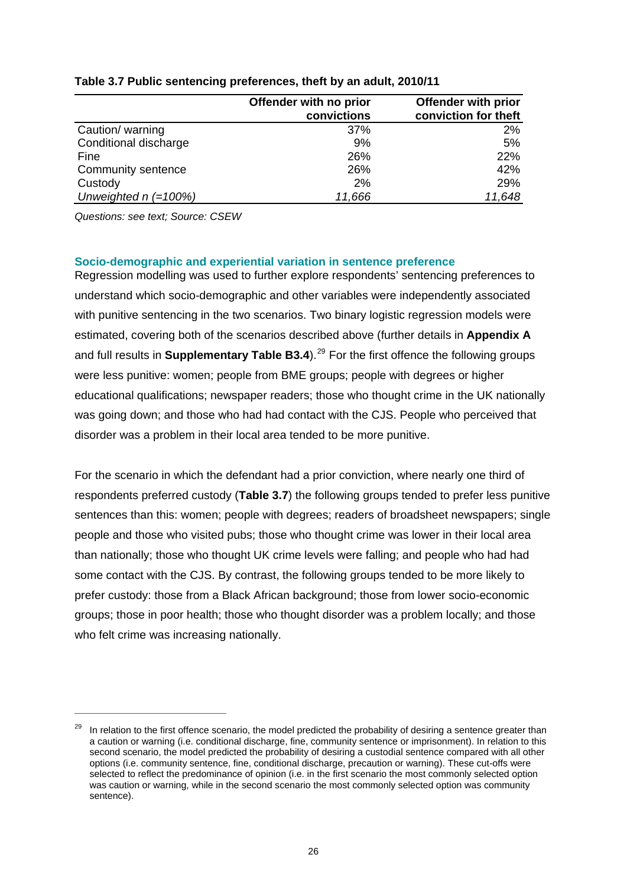**Table 3.7 Public sentencing preferences, theft by an adult, 2010/11**

| | Offender with no prior convictions | Offender with prior conviction for theft |
|---|---:|---:|
| Caution/ warning | 37% | 2% |
| Conditional discharge | 9% | 5% |
| Fine | 26% | 22% |
| Community sentence | 26% | 42% |
| Custody | 2% | 29% |
| *Unweighted n (=100%)* | *11,666* | *11,648* |

*Questions: see text; Source: CSEW*

### Socio-demographic and experiential variation in sentence preference

Regression modelling was used to further explore respondents' sentencing preferences to understand which socio-demographic and other variables were independently associated with punitive sentencing in the two scenarios. Two binary logistic regression models were estimated, covering both of the scenarios described above (further details in **Appendix A** and full results in **Supplementary Table B3.4**).[29] For the first offence the following groups were less punitive: women; people from BME groups; people with degrees or higher educational qualifications; newspaper readers; those who thought crime in the UK nationally was going down; and those who had had contact with the CJS. People who perceived that disorder was a problem in their local area tended to be more punitive.

For the scenario in which the defendant had a prior conviction, where nearly one third of respondents preferred custody (**Table 3.7**) the following groups tended to prefer less punitive sentences than this: women; people with degrees; readers of broadsheet newspapers; single people and those who visited pubs; those who thought crime was lower in their local area than nationally; those who thought UK crime levels were falling; and people who had had some contact with the CJS. By contrast, the following groups tended to be more likely to prefer custody: those from a Black African background; those from lower socio-economic groups; those in poor health; those who thought disorder was a problem locally; and those who felt crime was increasing nationally.

[29] In relation to the first offence scenario, the model predicted the probability of desiring a sentence greater than a caution or warning (i.e. conditional discharge, fine, community sentence or imprisonment). In relation to this second scenario, the model predicted the probability of desiring a custodial sentence compared with all other options (i.e. community sentence, fine, conditional discharge, precaution or warning). These cut-offs were selected to reflect the predominance of opinion (i.e. in the first scenario the most commonly selected option was caution or warning, while in the second scenario the most commonly selected option was community sentence).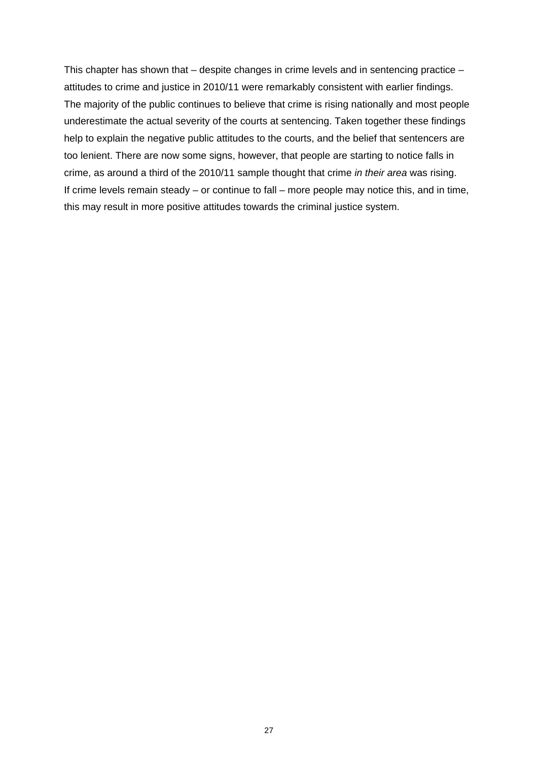This chapter has shown that – despite changes in crime levels and in sentencing practice – attitudes to crime and justice in 2010/11 were remarkably consistent with earlier findings. The majority of the public continues to believe that crime is rising nationally and most people underestimate the actual severity of the courts at sentencing. Taken together these findings help to explain the negative public attitudes to the courts, and the belief that sentencers are too lenient. There are now some signs, however, that people are starting to notice falls in crime, as around a third of the 2010/11 sample thought that crime *in their area* was rising. If crime levels remain steady – or continue to fall – more people may notice this, and in time, this may result in more positive attitudes towards the criminal justice system.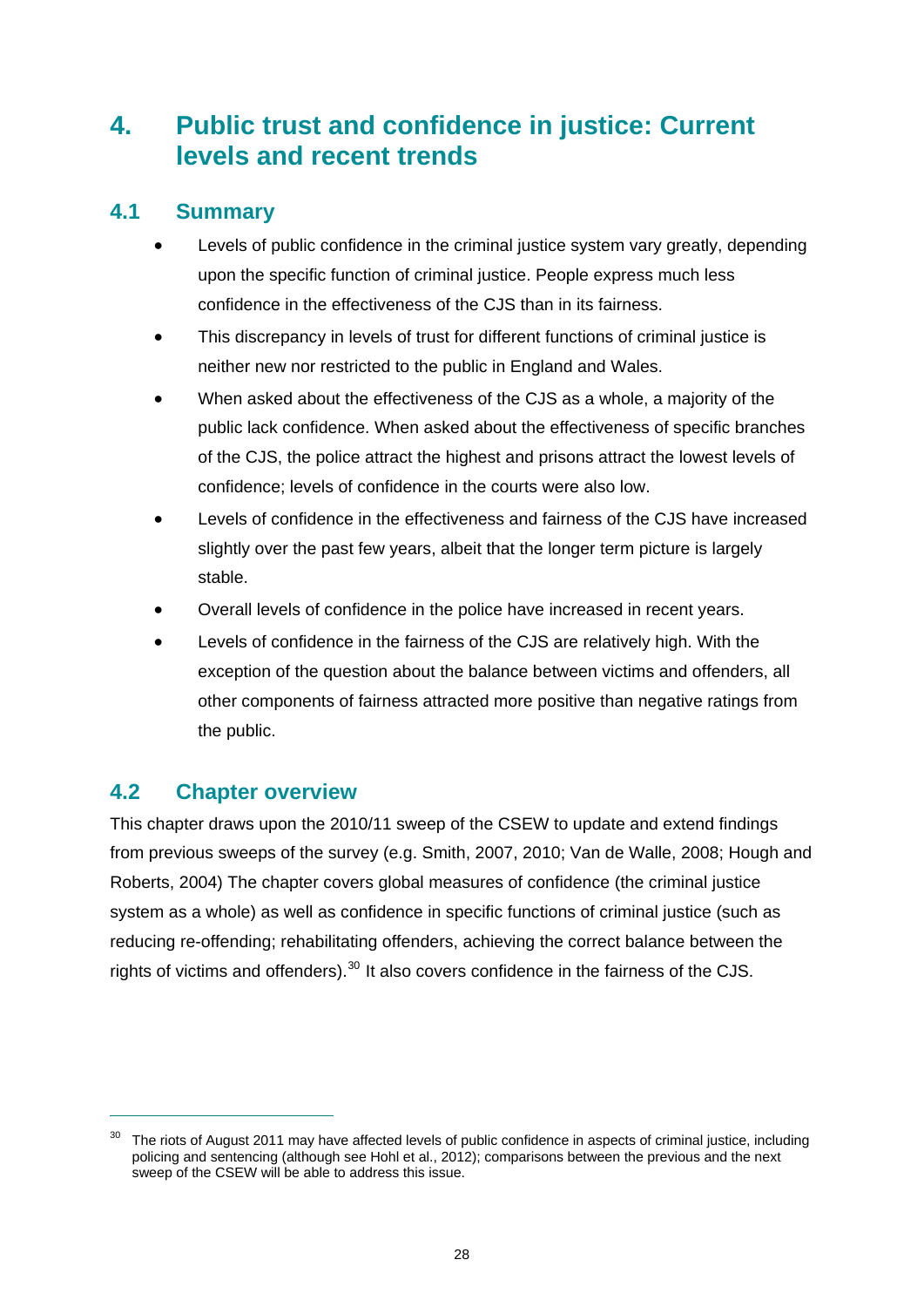# 4. Public trust and confidence in justice: Current levels and recent trends

## 4.1 Summary

- Levels of public confidence in the criminal justice system vary greatly, depending upon the specific function of criminal justice. People express much less confidence in the effectiveness of the CJS than in its fairness.
- This discrepancy in levels of trust for different functions of criminal justice is neither new nor restricted to the public in England and Wales.
- When asked about the effectiveness of the CJS as a whole, a majority of the public lack confidence. When asked about the effectiveness of specific branches of the CJS, the police attract the highest and prisons attract the lowest levels of confidence; levels of confidence in the courts were also low.
- Levels of confidence in the effectiveness and fairness of the CJS have increased slightly over the past few years, albeit that the longer term picture is largely stable.
- Overall levels of confidence in the police have increased in recent years.
- Levels of confidence in the fairness of the CJS are relatively high. With the exception of the question about the balance between victims and offenders, all other components of fairness attracted more positive than negative ratings from the public.

## 4.2 Chapter overview

This chapter draws upon the 2010/11 sweep of the CSEW to update and extend findings from previous sweeps of the survey (e.g. Smith, 2007, 2010; Van de Walle, 2008; Hough and Roberts, 2004) The chapter covers global measures of confidence (the criminal justice system as a whole) as well as confidence in specific functions of criminal justice (such as reducing re-offending; rehabilitating offenders, achieving the correct balance between the rights of victims and offenders).[30] It also covers confidence in the fairness of the CJS.

---

[30] The riots of August 2011 may have affected levels of public confidence in aspects of criminal justice, including policing and sentencing (although see Hohl et al., 2012); comparisons between the previous and the next sweep of the CSEW will be able to address this issue.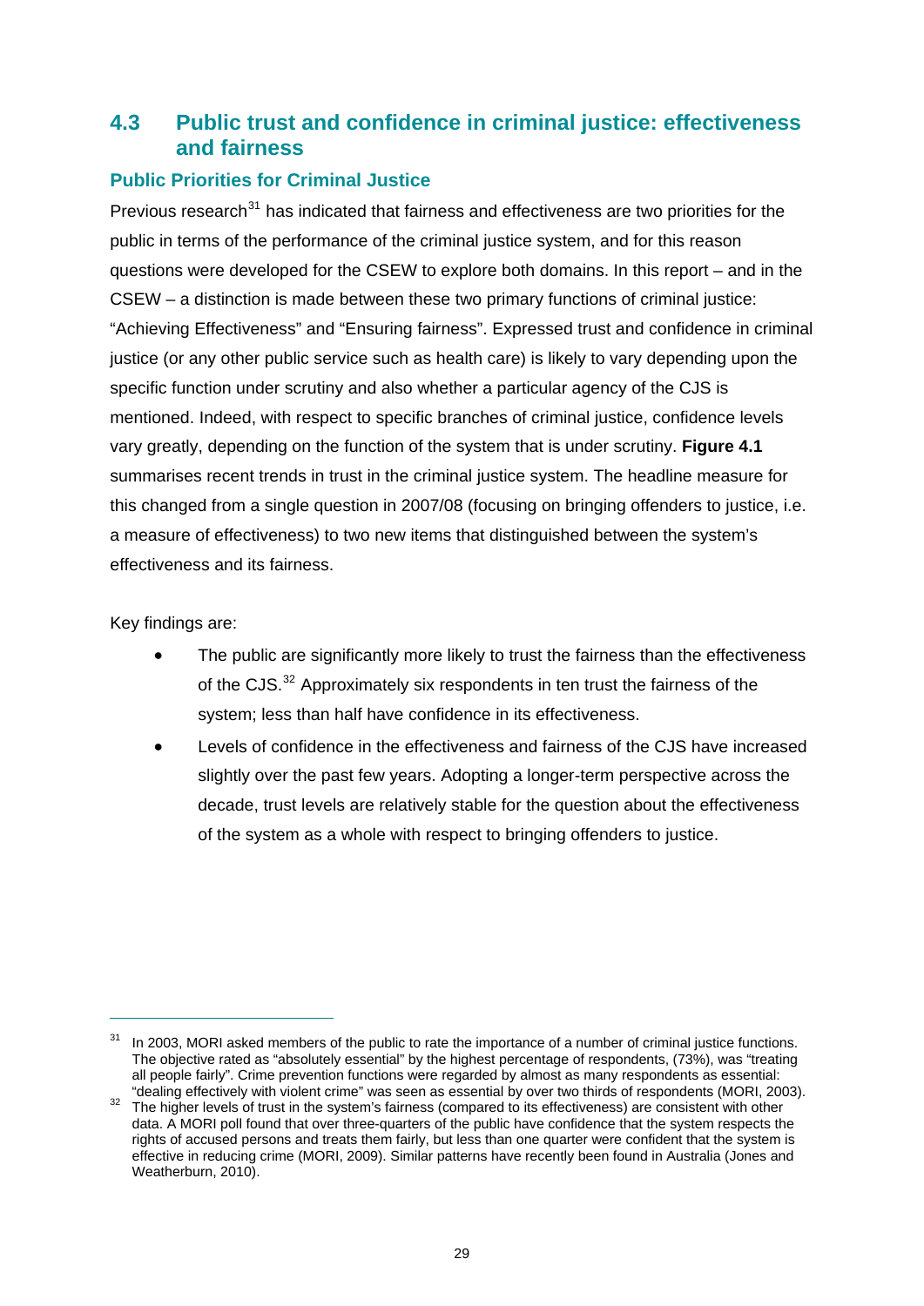## 4.3 Public trust and confidence in criminal justice: effectiveness and fairness

### Public Priorities for Criminal Justice

Previous research[31] has indicated that fairness and effectiveness are two priorities for the public in terms of the performance of the criminal justice system, and for this reason questions were developed for the CSEW to explore both domains. In this report – and in the CSEW – a distinction is made between these two primary functions of criminal justice: "Achieving Effectiveness" and "Ensuring fairness". Expressed trust and confidence in criminal justice (or any other public service such as health care) is likely to vary depending upon the specific function under scrutiny and also whether a particular agency of the CJS is mentioned. Indeed, with respect to specific branches of criminal justice, confidence levels vary greatly, depending on the function of the system that is under scrutiny. **Figure 4.1** summarises recent trends in trust in the criminal justice system. The headline measure for this changed from a single question in 2007/08 (focusing on bringing offenders to justice, i.e. a measure of effectiveness) to two new items that distinguished between the system's effectiveness and its fairness.

Key findings are:

- The public are significantly more likely to trust the fairness than the effectiveness of the CJS.[32] Approximately six respondents in ten trust the fairness of the system; less than half have confidence in its effectiveness.
- Levels of confidence in the effectiveness and fairness of the CJS have increased slightly over the past few years. Adopting a longer-term perspective across the decade, trust levels are relatively stable for the question about the effectiveness of the system as a whole with respect to bringing offenders to justice.

---

[31] In 2003, MORI asked members of the public to rate the importance of a number of criminal justice functions. The objective rated as "absolutely essential" by the highest percentage of respondents, (73%), was "treating all people fairly". Crime prevention functions were regarded by almost as many respondents as essential: "dealing effectively with violent crime" was seen as essential by over two thirds of respondents (MORI, 2003).

[32] The higher levels of trust in the system's fairness (compared to its effectiveness) are consistent with other data. A MORI poll found that over three-quarters of the public have confidence that the system respects the rights of accused persons and treats them fairly, but less than one quarter were confident that the system is effective in reducing crime (MORI, 2009). Similar patterns have recently been found in Australia (Jones and Weatherburn, 2010).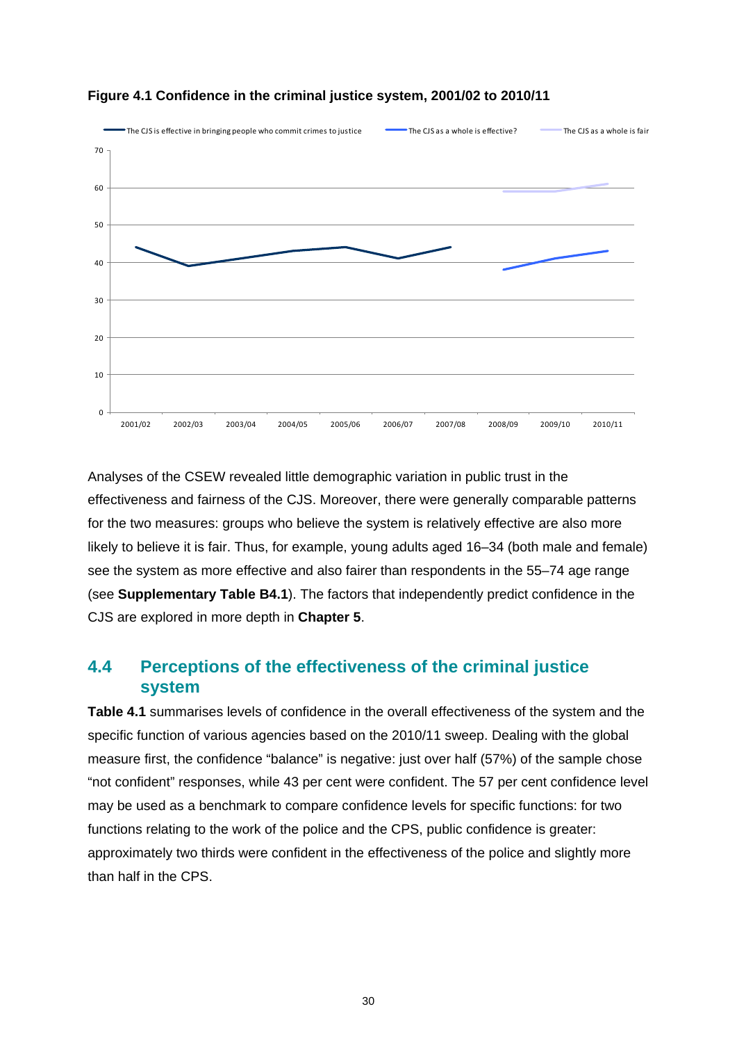**Figure 4.1 Confidence in the criminal justice system, 2001/02 to 2010/11**

Analyses of the CSEW revealed little demographic variation in public trust in the effectiveness and fairness of the CJS. Moreover, there were generally comparable patterns for the two measures: groups who believe the system is relatively effective are also more likely to believe it is fair. Thus, for example, young adults aged 16–34 (both male and female) see the system as more effective and also fairer than respondents in the 55–74 age range (see **Supplementary Table B4.1**). The factors that independently predict confidence in the CJS are explored in more depth in **Chapter 5**.

## 4.4 Perceptions of the effectiveness of the criminal justice system

**Table 4.1** summarises levels of confidence in the overall effectiveness of the system and the specific function of various agencies based on the 2010/11 sweep. Dealing with the global measure first, the confidence "balance" is negative: just over half (57%) of the sample chose "not confident" responses, while 43 per cent were confident. The 57 per cent confidence level may be used as a benchmark to compare confidence levels for specific functions: for two functions relating to the work of the police and the CPS, public confidence is greater: approximately two thirds were confident in the effectiveness of the police and slightly more than half in the CPS.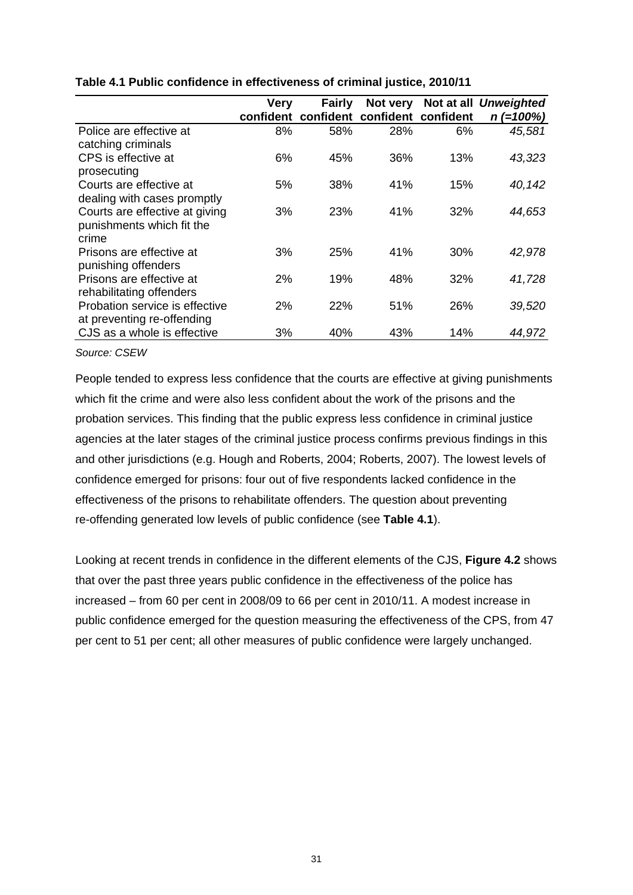**Table 4.1 Public confidence in effectiveness of criminal justice, 2010/11**

| | Very confident | Fairly confident | Not very confident | Not at all confident | *Unweighted n (=100%)* |
|---|---|---|---|---|---|
| Police are effective at catching criminals | 8% | 58% | 28% | 6% | *45,581* |
| CPS is effective at prosecuting | 6% | 45% | 36% | 13% | *43,323* |
| Courts are effective at dealing with cases promptly | 5% | 38% | 41% | 15% | *40,142* |
| Courts are effective at giving punishments which fit the crime | 3% | 23% | 41% | 32% | *44,653* |
| Prisons are effective at punishing offenders | 3% | 25% | 41% | 30% | *42,978* |
| Prisons are effective at rehabilitating offenders | 2% | 19% | 48% | 32% | *41,728* |
| Probation service is effective at preventing re-offending | 2% | 22% | 51% | 26% | *39,520* |
| CJS as a whole is effective | 3% | 40% | 43% | 14% | *44,972* |

*Source: CSEW*

People tended to express less confidence that the courts are effective at giving punishments which fit the crime and were also less confident about the work of the prisons and the probation services. This finding that the public express less confidence in criminal justice agencies at the later stages of the criminal justice process confirms previous findings in this and other jurisdictions (e.g. Hough and Roberts, 2004; Roberts, 2007). The lowest levels of confidence emerged for prisons: four out of five respondents lacked confidence in the effectiveness of the prisons to rehabilitate offenders. The question about preventing re-offending generated low levels of public confidence (see **Table 4.1**).

Looking at recent trends in confidence in the different elements of the CJS, **Figure 4.2** shows that over the past three years public confidence in the effectiveness of the police has increased – from 60 per cent in 2008/09 to 66 per cent in 2010/11. A modest increase in public confidence emerged for the question measuring the effectiveness of the CPS, from 47 per cent to 51 per cent; all other measures of public confidence were largely unchanged.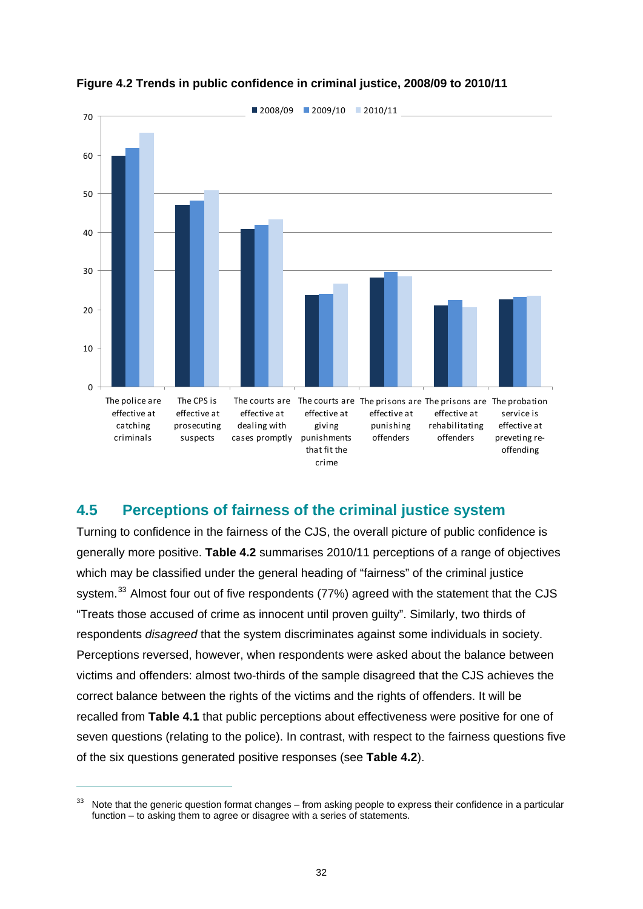**Figure 4.2 Trends in public confidence in criminal justice, 2008/09 to 2010/11**

## 4.5 Perceptions of fairness of the criminal justice system

Turning to confidence in the fairness of the CJS, the overall picture of public confidence is generally more positive. **Table 4.2** summarises 2010/11 perceptions of a range of objectives which may be classified under the general heading of "fairness" of the criminal justice system.[33] Almost four out of five respondents (77%) agreed with the statement that the CJS "Treats those accused of crime as innocent until proven guilty". Similarly, two thirds of respondents *disagreed* that the system discriminates against some individuals in society. Perceptions reversed, however, when respondents were asked about the balance between victims and offenders: almost two-thirds of the sample disagreed that the CJS achieves the correct balance between the rights of the victims and the rights of offenders. It will be recalled from **Table 4.1** that public perceptions about effectiveness were positive for one of seven questions (relating to the police). In contrast, with respect to the fairness questions five of the six questions generated positive responses (see **Table 4.2**).

[33] Note that the generic question format changes – from asking people to express their confidence in a particular function – to asking them to agree or disagree with a series of statements.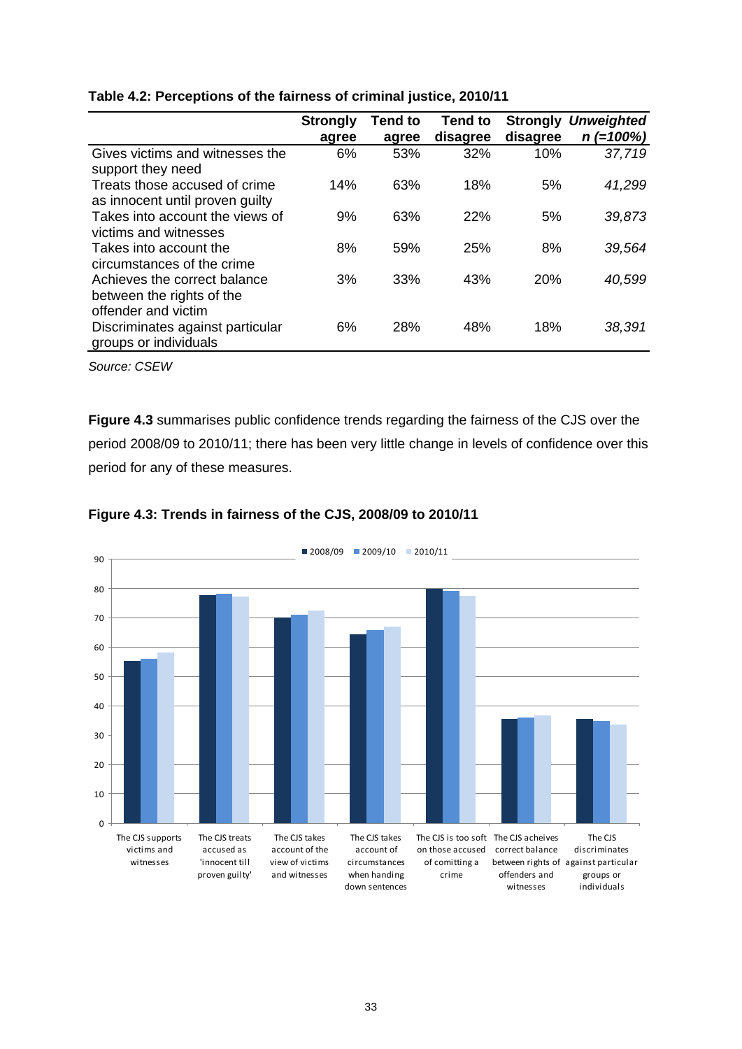**Table 4.2: Perceptions of the fairness of criminal justice, 2010/11**

| | Strongly agree | Tend to agree | Tend to disagree | Strongly disagree | *Unweighted n (=100%)* |
|---|---|---|---|---|---|
| Gives victims and witnesses the support they need | 6% | 53% | 32% | 10% | *37,719* |
| Treats those accused of crime as innocent until proven guilty | 14% | 63% | 18% | 5% | *41,299* |
| Takes into account the views of victims and witnesses | 9% | 63% | 22% | 5% | *39,873* |
| Takes into account the circumstances of the crime | 8% | 59% | 25% | 8% | *39,564* |
| Achieves the correct balance between the rights of the offender and victim | 3% | 33% | 43% | 20% | *40,599* |
| Discriminates against particular groups or individuals | 6% | 28% | 48% | 18% | *38,391* |

*Source: CSEW*

**Figure 4.3** summarises public confidence trends regarding the fairness of the CJS over the period 2008/09 to 2010/11; there has been very little change in levels of confidence over this period for any of these measures.

**Figure 4.3: Trends in fairness of the CJS, 2008/09 to 2010/11**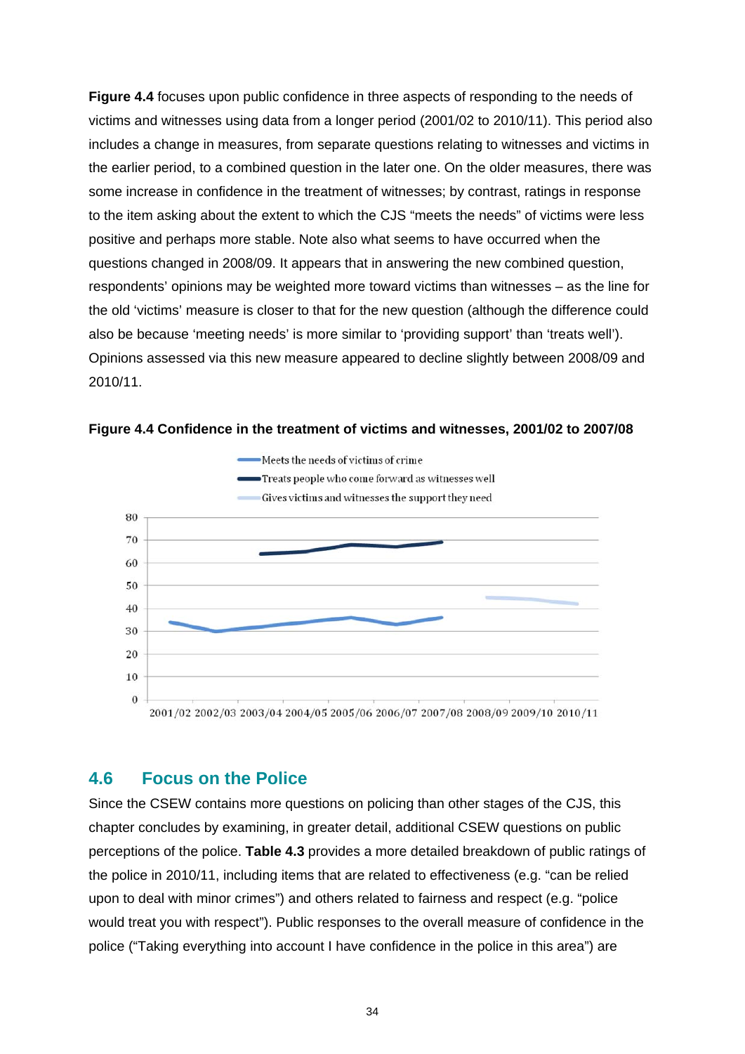**Figure 4.4** focuses upon public confidence in three aspects of responding to the needs of victims and witnesses using data from a longer period (2001/02 to 2010/11). This period also includes a change in measures, from separate questions relating to witnesses and victims in the earlier period, to a combined question in the later one. On the older measures, there was some increase in confidence in the treatment of witnesses; by contrast, ratings in response to the item asking about the extent to which the CJS "meets the needs" of victims were less positive and perhaps more stable. Note also what seems to have occurred when the questions changed in 2008/09. It appears that in answering the new combined question, respondents' opinions may be weighted more toward victims than witnesses – as the line for the old 'victims' measure is closer to that for the new question (although the difference could also be because 'meeting needs' is more similar to 'providing support' than 'treats well'). Opinions assessed via this new measure appeared to decline slightly between 2008/09 and 2010/11.

**Figure 4.4 Confidence in the treatment of victims and witnesses, 2001/02 to 2007/08**

## 4.6 Focus on the Police

Since the CSEW contains more questions on policing than other stages of the CJS, this chapter concludes by examining, in greater detail, additional CSEW questions on public perceptions of the police. **Table 4.3** provides a more detailed breakdown of public ratings of the police in 2010/11, including items that are related to effectiveness (e.g. "can be relied upon to deal with minor crimes") and others related to fairness and respect (e.g. "police would treat you with respect"). Public responses to the overall measure of confidence in the police ("Taking everything into account I have confidence in the police in this area") are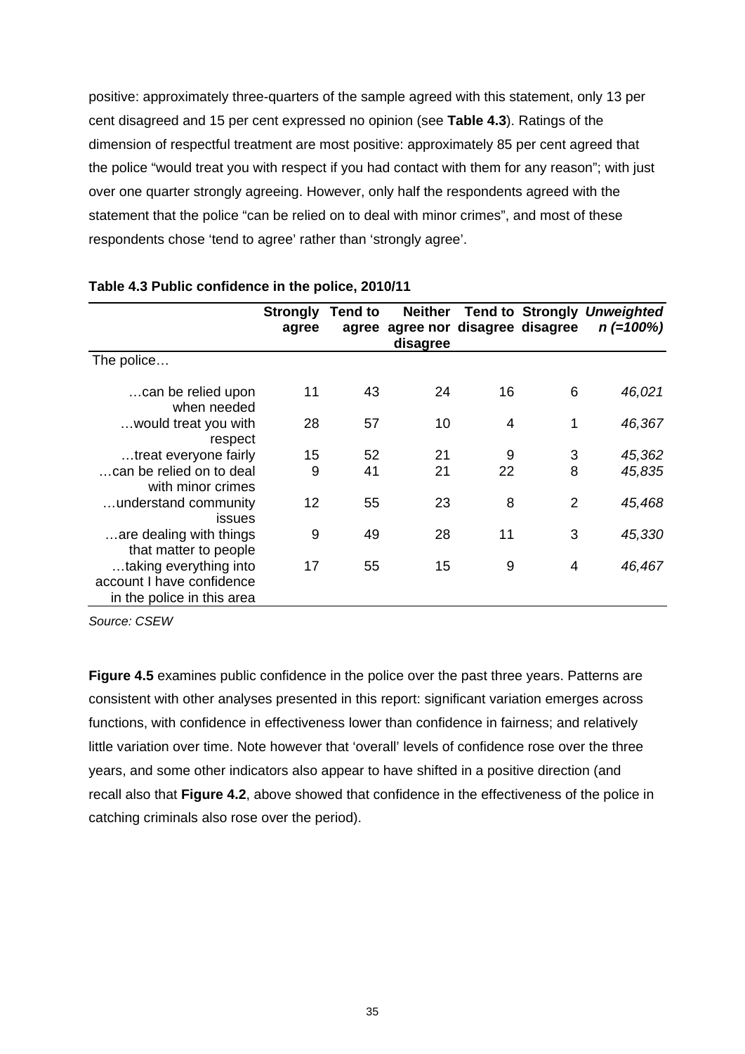positive: approximately three-quarters of the sample agreed with this statement, only 13 per cent disagreed and 15 per cent expressed no opinion (see **Table 4.3**). Ratings of the dimension of respectful treatment are most positive: approximately 85 per cent agreed that the police "would treat you with respect if you had contact with them for any reason"; with just over one quarter strongly agreeing. However, only half the respondents agreed with the statement that the police "can be relied on to deal with minor crimes", and most of these respondents chose 'tend to agree' rather than 'strongly agree'.

**Table 4.3 Public confidence in the police, 2010/11**

| | Strongly agree | Tend to agree | Neither agree nor disagree | Tend to disagree | Strongly disagree | *Unweighted n (=100%)* |
|---|---|---|---|---|---|---|
| The police… | | | | | | |
| …can be relied upon when needed | 11 | 43 | 24 | 16 | 6 | *46,021* |
| …would treat you with respect | 28 | 57 | 10 | 4 | 1 | *46,367* |
| …treat everyone fairly | 15 | 52 | 21 | 9 | 3 | *45,362* |
| …can be relied on to deal with minor crimes | 9 | 41 | 21 | 22 | 8 | *45,835* |
| …understand community issues | 12 | 55 | 23 | 8 | 2 | *45,468* |
| …are dealing with things that matter to people | 9 | 49 | 28 | 11 | 3 | *45,330* |
| …taking everything into account I have confidence in the police in this area | 17 | 55 | 15 | 9 | 4 | *46,467* |

*Source: CSEW*

**Figure 4.5** examines public confidence in the police over the past three years. Patterns are consistent with other analyses presented in this report: significant variation emerges across functions, with confidence in effectiveness lower than confidence in fairness; and relatively little variation over time. Note however that 'overall' levels of confidence rose over the three years, and some other indicators also appear to have shifted in a positive direction (and recall also that **Figure 4.2**, above showed that confidence in the effectiveness of the police in catching criminals also rose over the period).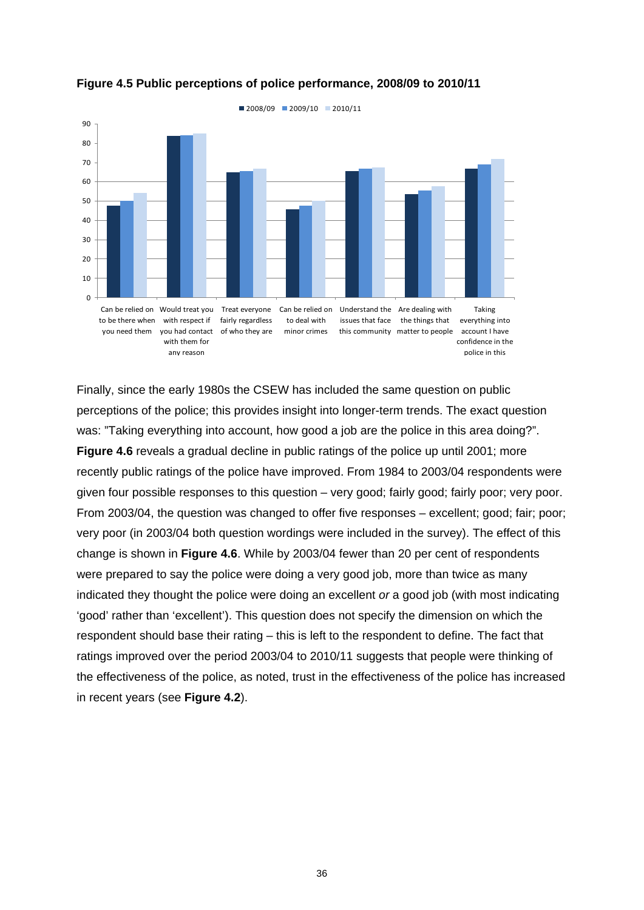**Figure 4.5 Public perceptions of police performance, 2008/09 to 2010/11**

Finally, since the early 1980s the CSEW has included the same question on public perceptions of the police; this provides insight into longer-term trends. The exact question was: "Taking everything into account, how good a job are the police in this area doing?". **Figure 4.6** reveals a gradual decline in public ratings of the police up until 2001; more recently public ratings of the police have improved. From 1984 to 2003/04 respondents were given four possible responses to this question – very good; fairly good; fairly poor; very poor. From 2003/04, the question was changed to offer five responses – excellent; good; fair; poor; very poor (in 2003/04 both question wordings were included in the survey). The effect of this change is shown in **Figure 4.6**. While by 2003/04 fewer than 20 per cent of respondents were prepared to say the police were doing a very good job, more than twice as many indicated they thought the police were doing an excellent *or* a good job (with most indicating 'good' rather than 'excellent'). This question does not specify the dimension on which the respondent should base their rating – this is left to the respondent to define. The fact that ratings improved over the period 2003/04 to 2010/11 suggests that people were thinking of the effectiveness of the police, as noted, trust in the effectiveness of the police has increased in recent years (see **Figure 4.2**).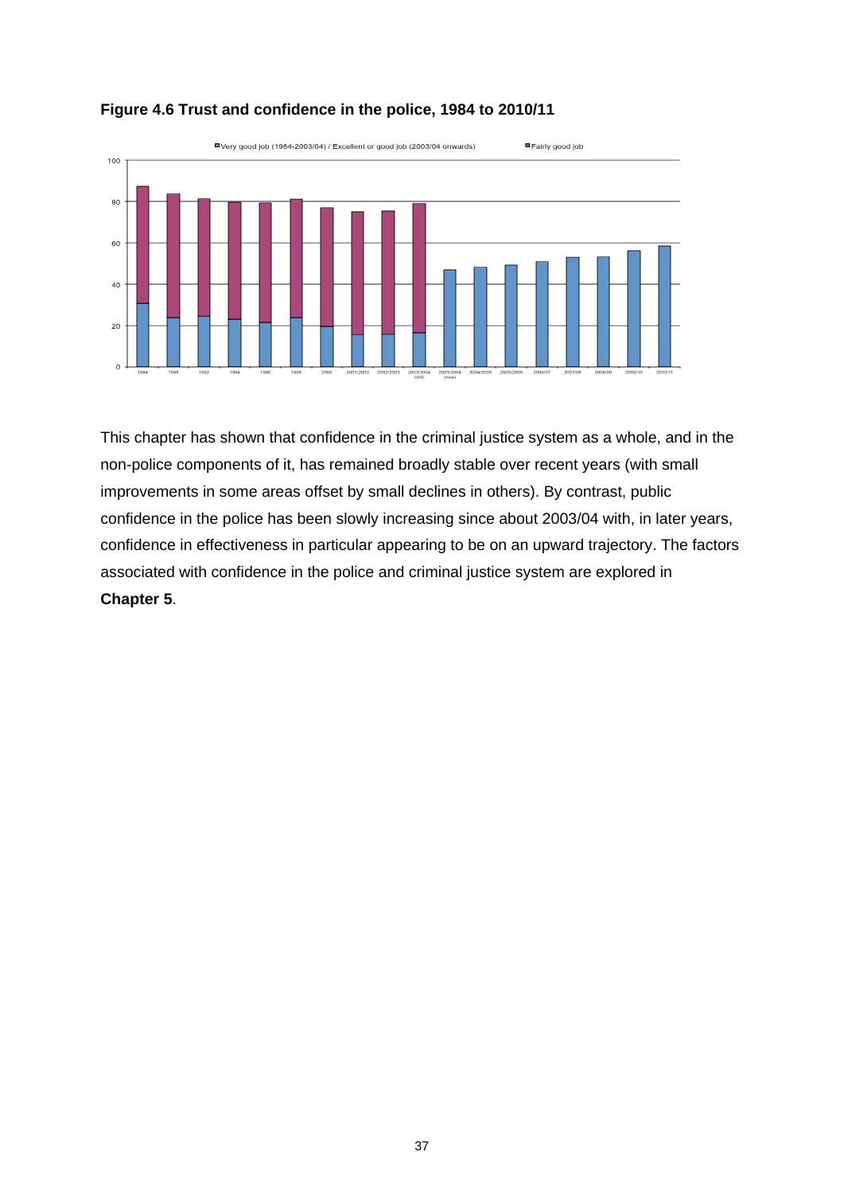**Figure 4.6 Trust and confidence in the police, 1984 to 2010/11**

This chapter has shown that confidence in the criminal justice system as a whole, and in the non-police components of it, has remained broadly stable over recent years (with small improvements in some areas offset by small declines in others). By contrast, public confidence in the police has been slowly increasing since about 2003/04 with, in later years, confidence in effectiveness in particular appearing to be on an upward trajectory. The factors associated with confidence in the police and criminal justice system are explored in **Chapter 5**.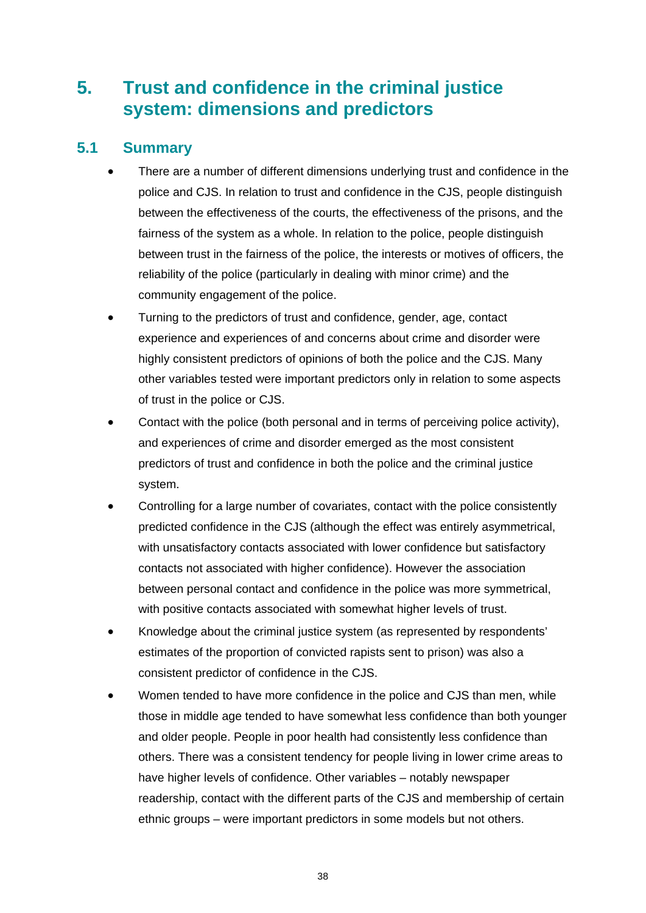# 5. Trust and confidence in the criminal justice system: dimensions and predictors

## 5.1 Summary

- There are a number of different dimensions underlying trust and confidence in the police and CJS. In relation to trust and confidence in the CJS, people distinguish between the effectiveness of the courts, the effectiveness of the prisons, and the fairness of the system as a whole. In relation to the police, people distinguish between trust in the fairness of the police, the interests or motives of officers, the reliability of the police (particularly in dealing with minor crime) and the community engagement of the police.
- Turning to the predictors of trust and confidence, gender, age, contact experience and experiences of and concerns about crime and disorder were highly consistent predictors of opinions of both the police and the CJS. Many other variables tested were important predictors only in relation to some aspects of trust in the police or CJS.
- Contact with the police (both personal and in terms of perceiving police activity), and experiences of crime and disorder emerged as the most consistent predictors of trust and confidence in both the police and the criminal justice system.
- Controlling for a large number of covariates, contact with the police consistently predicted confidence in the CJS (although the effect was entirely asymmetrical, with unsatisfactory contacts associated with lower confidence but satisfactory contacts not associated with higher confidence). However the association between personal contact and confidence in the police was more symmetrical, with positive contacts associated with somewhat higher levels of trust.
- Knowledge about the criminal justice system (as represented by respondents' estimates of the proportion of convicted rapists sent to prison) was also a consistent predictor of confidence in the CJS.
- Women tended to have more confidence in the police and CJS than men, while those in middle age tended to have somewhat less confidence than both younger and older people. People in poor health had consistently less confidence than others. There was a consistent tendency for people living in lower crime areas to have higher levels of confidence. Other variables – notably newspaper readership, contact with the different parts of the CJS and membership of certain ethnic groups – were important predictors in some models but not others.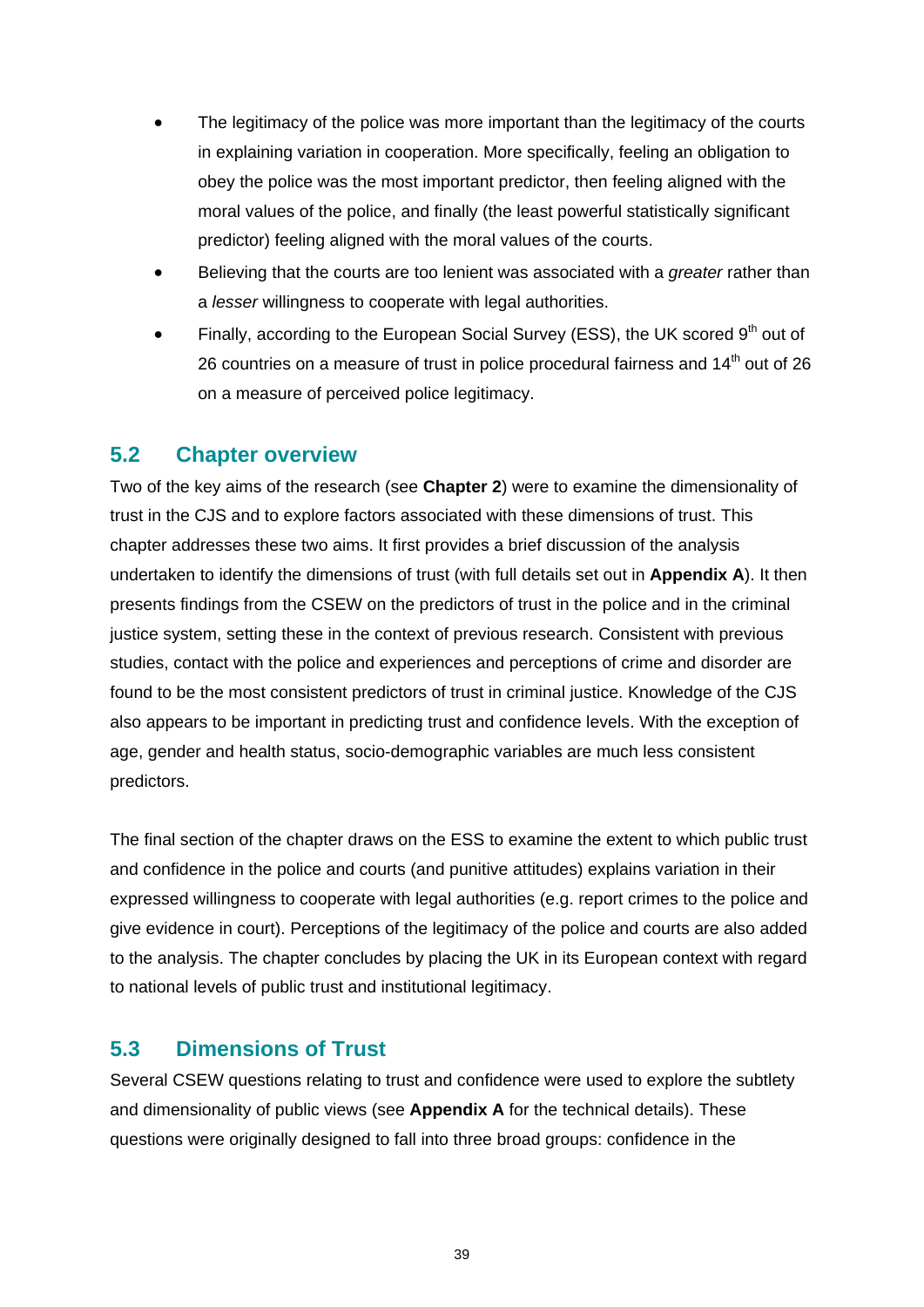- The legitimacy of the police was more important than the legitimacy of the courts in explaining variation in cooperation. More specifically, feeling an obligation to obey the police was the most important predictor, then feeling aligned with the moral values of the police, and finally (the least powerful statistically significant predictor) feeling aligned with the moral values of the courts.
- Believing that the courts are too lenient was associated with a *greater* rather than a *lesser* willingness to cooperate with legal authorities.
- Finally, according to the European Social Survey (ESS), the UK scored 9th out of 26 countries on a measure of trust in police procedural fairness and 14th out of 26 on a measure of perceived police legitimacy.

## 5.2 Chapter overview

Two of the key aims of the research (see **Chapter 2**) were to examine the dimensionality of trust in the CJS and to explore factors associated with these dimensions of trust. This chapter addresses these two aims. It first provides a brief discussion of the analysis undertaken to identify the dimensions of trust (with full details set out in **Appendix A**). It then presents findings from the CSEW on the predictors of trust in the police and in the criminal justice system, setting these in the context of previous research. Consistent with previous studies, contact with the police and experiences and perceptions of crime and disorder are found to be the most consistent predictors of trust in criminal justice. Knowledge of the CJS also appears to be important in predicting trust and confidence levels. With the exception of age, gender and health status, socio-demographic variables are much less consistent predictors.

The final section of the chapter draws on the ESS to examine the extent to which public trust and confidence in the police and courts (and punitive attitudes) explains variation in their expressed willingness to cooperate with legal authorities (e.g. report crimes to the police and give evidence in court). Perceptions of the legitimacy of the police and courts are also added to the analysis. The chapter concludes by placing the UK in its European context with regard to national levels of public trust and institutional legitimacy.

## 5.3 Dimensions of Trust

Several CSEW questions relating to trust and confidence were used to explore the subtlety and dimensionality of public views (see **Appendix A** for the technical details). These questions were originally designed to fall into three broad groups: confidence in the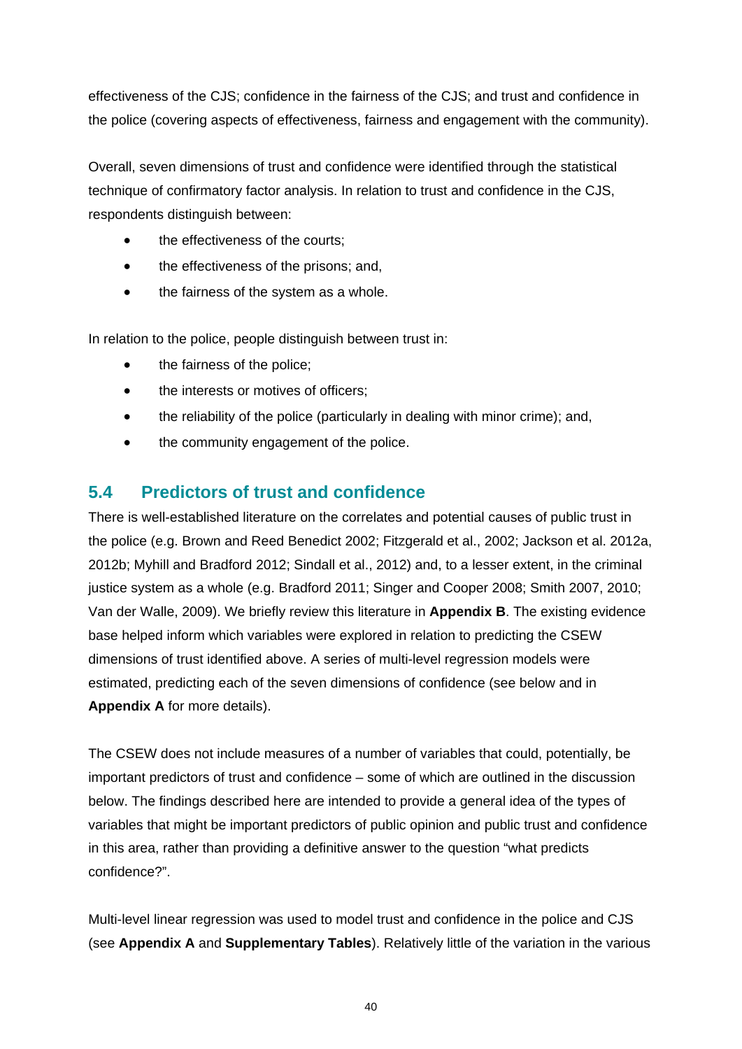effectiveness of the CJS; confidence in the fairness of the CJS; and trust and confidence in the police (covering aspects of effectiveness, fairness and engagement with the community).

Overall, seven dimensions of trust and confidence were identified through the statistical technique of confirmatory factor analysis. In relation to trust and confidence in the CJS, respondents distinguish between:

- the effectiveness of the courts;
- the effectiveness of the prisons; and,
- the fairness of the system as a whole.

In relation to the police, people distinguish between trust in:

- the fairness of the police;
- the interests or motives of officers;
- the reliability of the police (particularly in dealing with minor crime); and,
- the community engagement of the police.

## 5.4 Predictors of trust and confidence

There is well-established literature on the correlates and potential causes of public trust in the police (e.g. Brown and Reed Benedict 2002; Fitzgerald et al., 2002; Jackson et al. 2012a, 2012b; Myhill and Bradford 2012; Sindall et al., 2012) and, to a lesser extent, in the criminal justice system as a whole (e.g. Bradford 2011; Singer and Cooper 2008; Smith 2007, 2010; Van der Walle, 2009). We briefly review this literature in **Appendix B**. The existing evidence base helped inform which variables were explored in relation to predicting the CSEW dimensions of trust identified above. A series of multi-level regression models were estimated, predicting each of the seven dimensions of confidence (see below and in **Appendix A** for more details).

The CSEW does not include measures of a number of variables that could, potentially, be important predictors of trust and confidence – some of which are outlined in the discussion below. The findings described here are intended to provide a general idea of the types of variables that might be important predictors of public opinion and public trust and confidence in this area, rather than providing a definitive answer to the question "what predicts confidence?".

Multi-level linear regression was used to model trust and confidence in the police and CJS (see **Appendix A** and **Supplementary Tables**). Relatively little of the variation in the various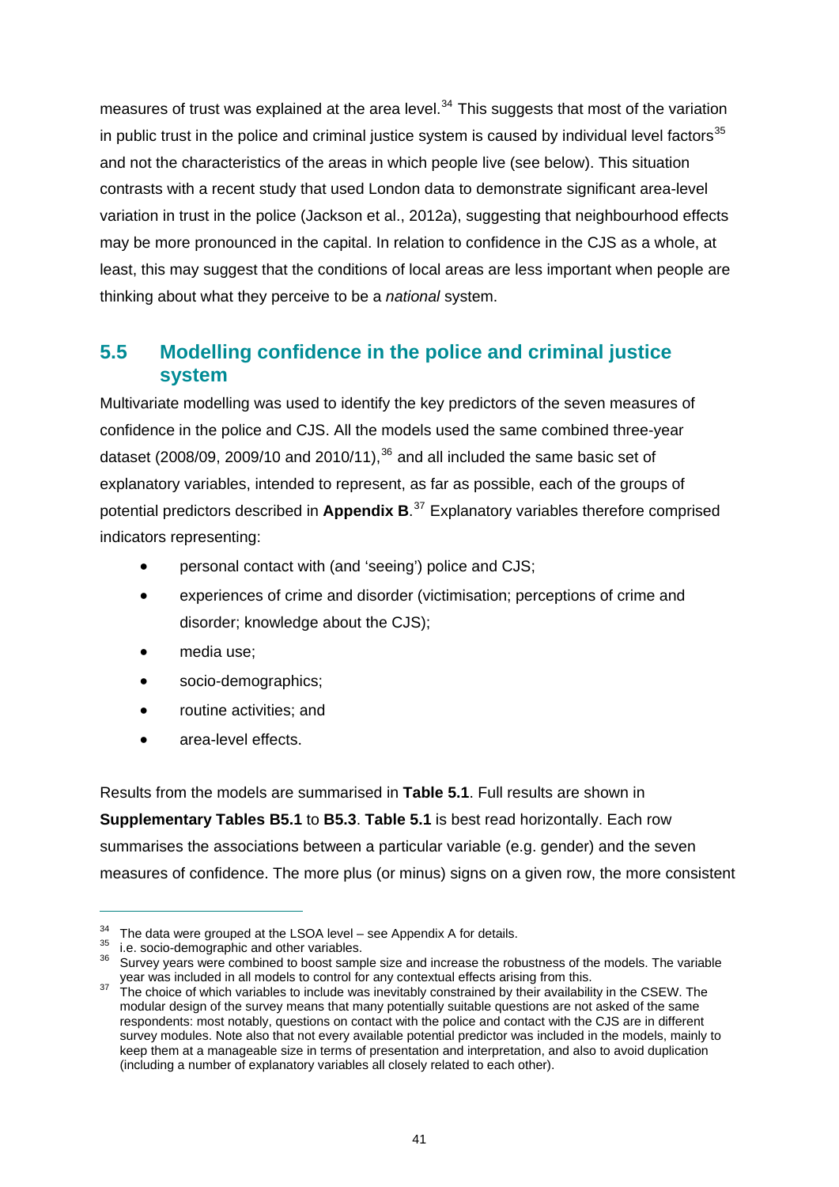measures of trust was explained at the area level.[34] This suggests that most of the variation in public trust in the police and criminal justice system is caused by individual level factors[35] and not the characteristics of the areas in which people live (see below). This situation contrasts with a recent study that used London data to demonstrate significant area-level variation in trust in the police (Jackson et al., 2012a), suggesting that neighbourhood effects may be more pronounced in the capital. In relation to confidence in the CJS as a whole, at least, this may suggest that the conditions of local areas are less important when people are thinking about what they perceive to be a *national* system.

## 5.5 Modelling confidence in the police and criminal justice system

Multivariate modelling was used to identify the key predictors of the seven measures of confidence in the police and CJS. All the models used the same combined three-year dataset (2008/09, 2009/10 and 2010/11),[36] and all included the same basic set of explanatory variables, intended to represent, as far as possible, each of the groups of potential predictors described in **Appendix B**.[37] Explanatory variables therefore comprised indicators representing:

- personal contact with (and 'seeing') police and CJS;
- experiences of crime and disorder (victimisation; perceptions of crime and disorder; knowledge about the CJS);
- media use;
- socio-demographics;
- routine activities; and
- area-level effects.

Results from the models are summarised in **Table 5.1**. Full results are shown in **Supplementary Tables B5.1** to **B5.3**. **Table 5.1** is best read horizontally. Each row summarises the associations between a particular variable (e.g. gender) and the seven measures of confidence. The more plus (or minus) signs on a given row, the more consistent

---

[34] The data were grouped at the LSOA level – see Appendix A for details.

[35] i.e. socio-demographic and other variables.

[36] Survey years were combined to boost sample size and increase the robustness of the models. The variable year was included in all models to control for any contextual effects arising from this.

[37] The choice of which variables to include was inevitably constrained by their availability in the CSEW. The modular design of the survey means that many potentially suitable questions are not asked of the same respondents: most notably, questions on contact with the police and contact with the CJS are in different survey modules. Note also that not every available potential predictor was included in the models, mainly to keep them at a manageable size in terms of presentation and interpretation, and also to avoid duplication (including a number of explanatory variables all closely related to each other).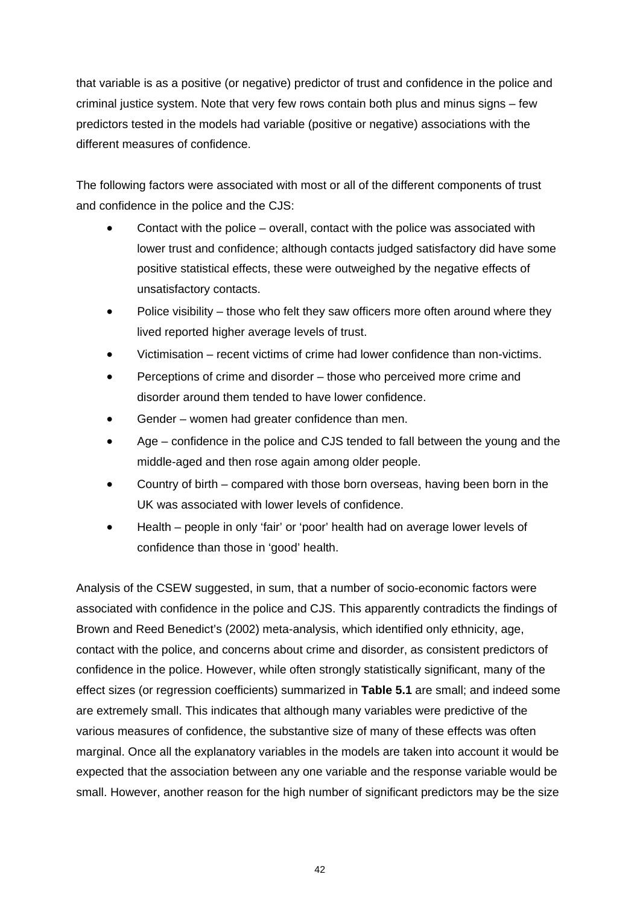that variable is as a positive (or negative) predictor of trust and confidence in the police and criminal justice system. Note that very few rows contain both plus and minus signs – few predictors tested in the models had variable (positive or negative) associations with the different measures of confidence.

The following factors were associated with most or all of the different components of trust and confidence in the police and the CJS:

- Contact with the police – overall, contact with the police was associated with lower trust and confidence; although contacts judged satisfactory did have some positive statistical effects, these were outweighed by the negative effects of unsatisfactory contacts.
- Police visibility – those who felt they saw officers more often around where they lived reported higher average levels of trust.
- Victimisation – recent victims of crime had lower confidence than non-victims.
- Perceptions of crime and disorder – those who perceived more crime and disorder around them tended to have lower confidence.
- Gender – women had greater confidence than men.
- Age – confidence in the police and CJS tended to fall between the young and the middle-aged and then rose again among older people.
- Country of birth – compared with those born overseas, having been born in the UK was associated with lower levels of confidence.
- Health – people in only 'fair' or 'poor' health had on average lower levels of confidence than those in 'good' health.

Analysis of the CSEW suggested, in sum, that a number of socio-economic factors were associated with confidence in the police and CJS. This apparently contradicts the findings of Brown and Reed Benedict's (2002) meta-analysis, which identified only ethnicity, age, contact with the police, and concerns about crime and disorder, as consistent predictors of confidence in the police. However, while often strongly statistically significant, many of the effect sizes (or regression coefficients) summarized in **Table 5.1** are small; and indeed some are extremely small. This indicates that although many variables were predictive of the various measures of confidence, the substantive size of many of these effects was often marginal. Once all the explanatory variables in the models are taken into account it would be expected that the association between any one variable and the response variable would be small. However, another reason for the high number of significant predictors may be the size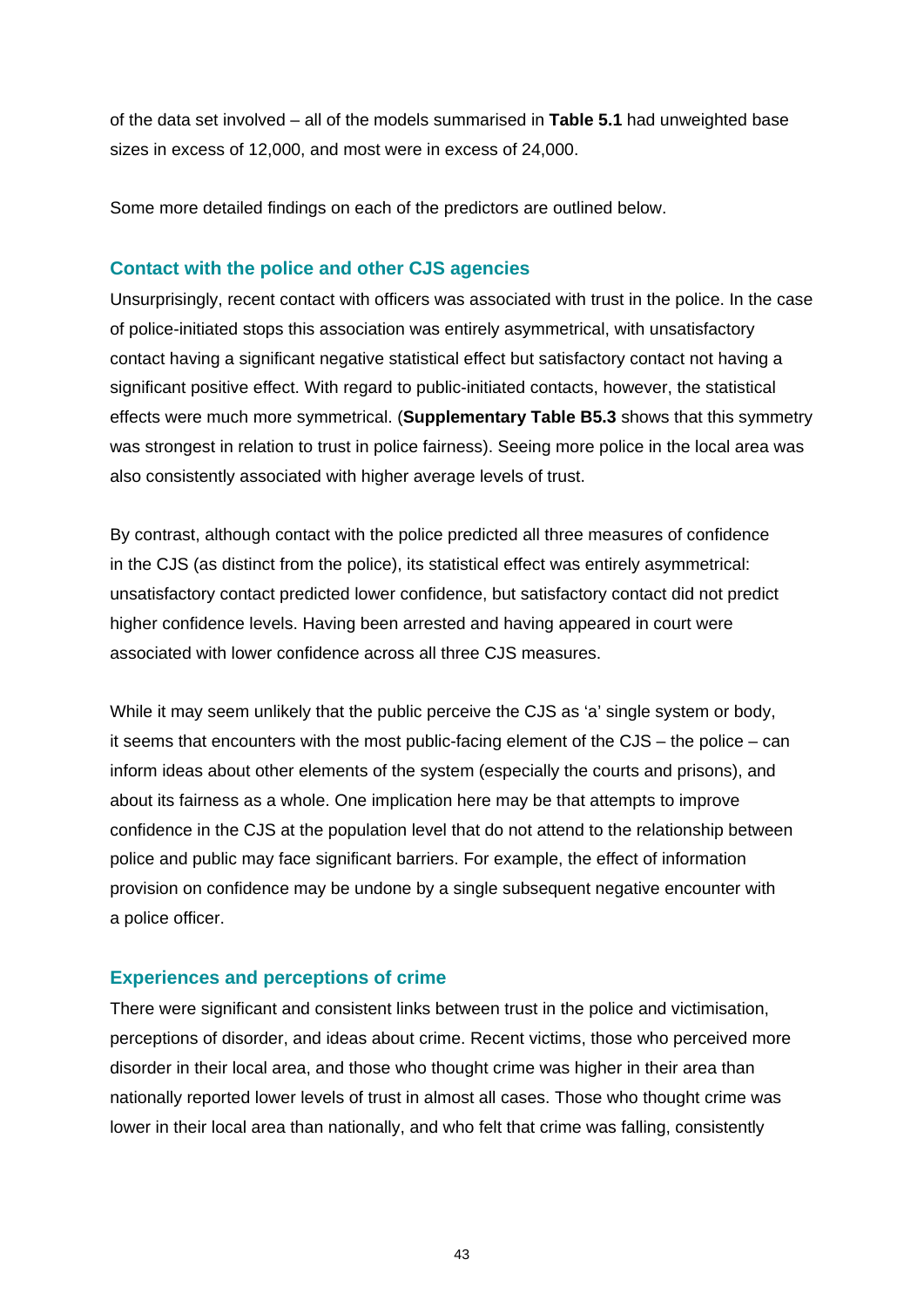of the data set involved – all of the models summarised in **Table 5.1** had unweighted base sizes in excess of 12,000, and most were in excess of 24,000.

Some more detailed findings on each of the predictors are outlined below.

### Contact with the police and other CJS agencies

Unsurprisingly, recent contact with officers was associated with trust in the police. In the case of police-initiated stops this association was entirely asymmetrical, with unsatisfactory contact having a significant negative statistical effect but satisfactory contact not having a significant positive effect. With regard to public-initiated contacts, however, the statistical effects were much more symmetrical. (**Supplementary Table B5.3** shows that this symmetry was strongest in relation to trust in police fairness). Seeing more police in the local area was also consistently associated with higher average levels of trust.

By contrast, although contact with the police predicted all three measures of confidence in the CJS (as distinct from the police), its statistical effect was entirely asymmetrical: unsatisfactory contact predicted lower confidence, but satisfactory contact did not predict higher confidence levels. Having been arrested and having appeared in court were associated with lower confidence across all three CJS measures.

While it may seem unlikely that the public perceive the CJS as 'a' single system or body, it seems that encounters with the most public-facing element of the CJS – the police – can inform ideas about other elements of the system (especially the courts and prisons), and about its fairness as a whole. One implication here may be that attempts to improve confidence in the CJS at the population level that do not attend to the relationship between police and public may face significant barriers. For example, the effect of information provision on confidence may be undone by a single subsequent negative encounter with a police officer.

### Experiences and perceptions of crime

There were significant and consistent links between trust in the police and victimisation, perceptions of disorder, and ideas about crime. Recent victims, those who perceived more disorder in their local area, and those who thought crime was higher in their area than nationally reported lower levels of trust in almost all cases. Those who thought crime was lower in their local area than nationally, and who felt that crime was falling, consistently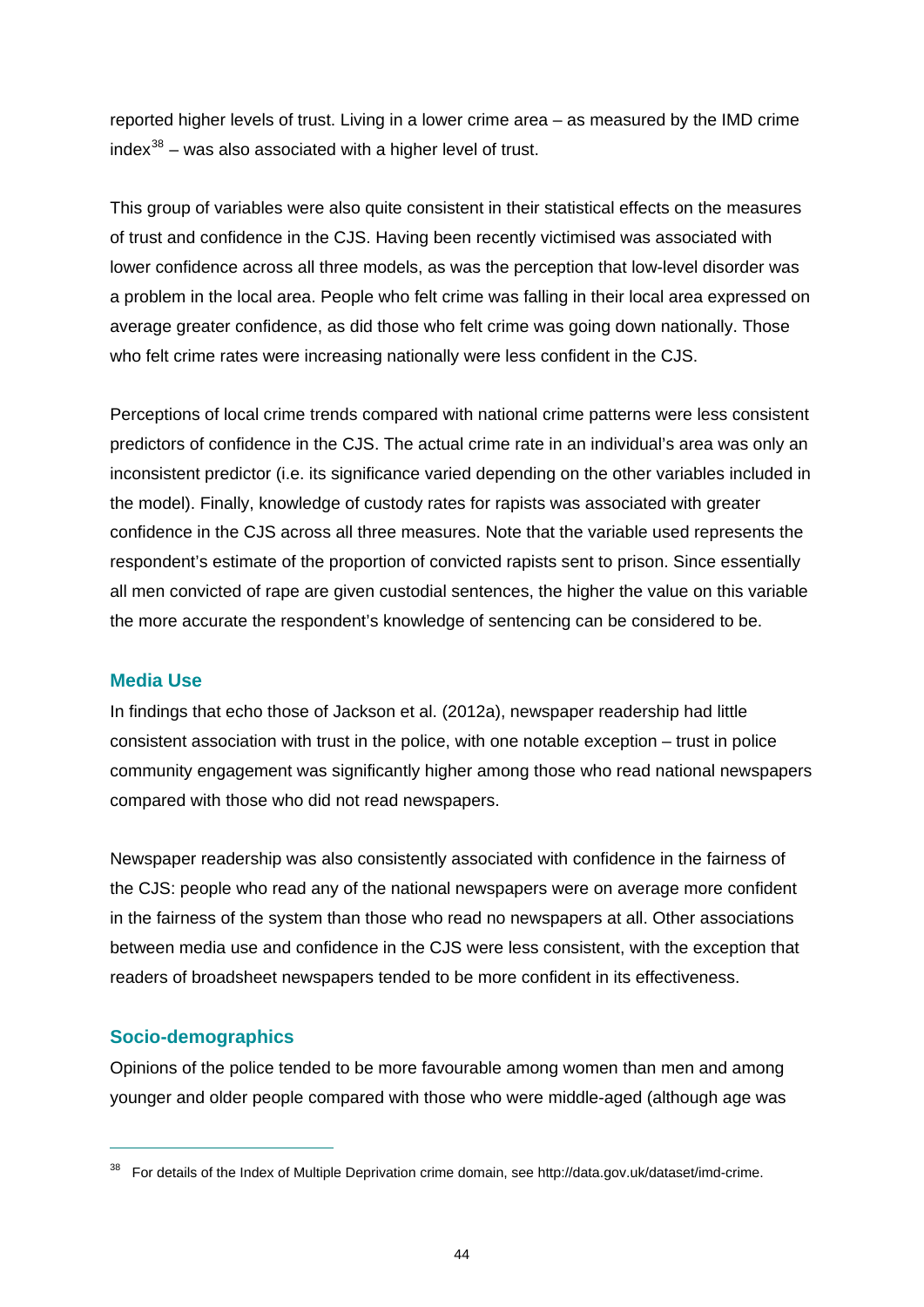reported higher levels of trust. Living in a lower crime area – as measured by the IMD crime index[38] – was also associated with a higher level of trust.

This group of variables were also quite consistent in their statistical effects on the measures of trust and confidence in the CJS. Having been recently victimised was associated with lower confidence across all three models, as was the perception that low-level disorder was a problem in the local area. People who felt crime was falling in their local area expressed on average greater confidence, as did those who felt crime was going down nationally. Those who felt crime rates were increasing nationally were less confident in the CJS.

Perceptions of local crime trends compared with national crime patterns were less consistent predictors of confidence in the CJS. The actual crime rate in an individual's area was only an inconsistent predictor (i.e. its significance varied depending on the other variables included in the model). Finally, knowledge of custody rates for rapists was associated with greater confidence in the CJS across all three measures. Note that the variable used represents the respondent's estimate of the proportion of convicted rapists sent to prison. Since essentially all men convicted of rape are given custodial sentences, the higher the value on this variable the more accurate the respondent's knowledge of sentencing can be considered to be.

### Media Use

In findings that echo those of Jackson et al. (2012a), newspaper readership had little consistent association with trust in the police, with one notable exception – trust in police community engagement was significantly higher among those who read national newspapers compared with those who did not read newspapers.

Newspaper readership was also consistently associated with confidence in the fairness of the CJS: people who read any of the national newspapers were on average more confident in the fairness of the system than those who read no newspapers at all. Other associations between media use and confidence in the CJS were less consistent, with the exception that readers of broadsheet newspapers tended to be more confident in its effectiveness.

### Socio-demographics

Opinions of the police tended to be more favourable among women than men and among younger and older people compared with those who were middle-aged (although age was

[38] For details of the Index of Multiple Deprivation crime domain, see http://data.gov.uk/dataset/imd-crime.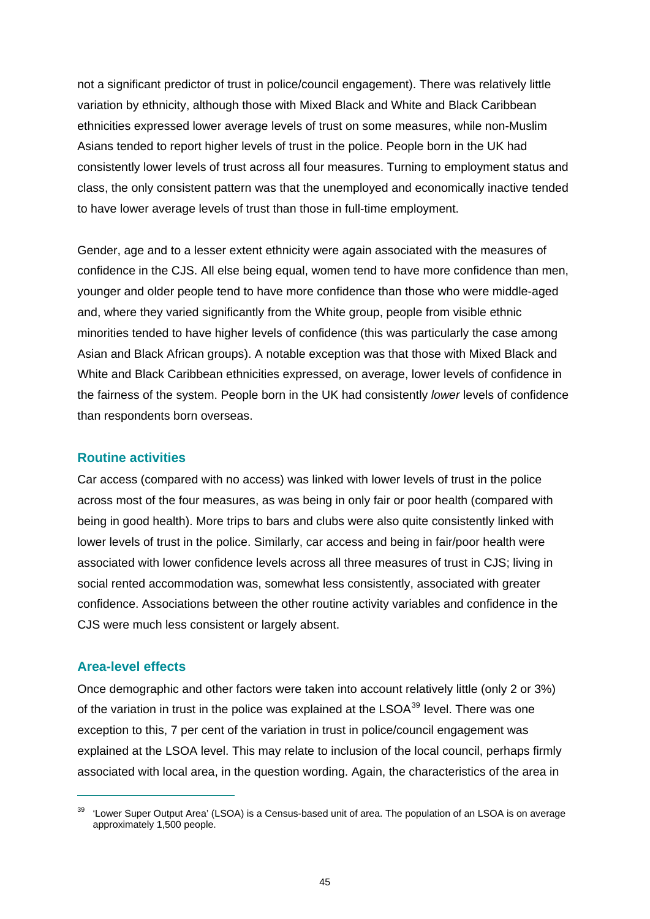not a significant predictor of trust in police/council engagement). There was relatively little variation by ethnicity, although those with Mixed Black and White and Black Caribbean ethnicities expressed lower average levels of trust on some measures, while non-Muslim Asians tended to report higher levels of trust in the police. People born in the UK had consistently lower levels of trust across all four measures. Turning to employment status and class, the only consistent pattern was that the unemployed and economically inactive tended to have lower average levels of trust than those in full-time employment.

Gender, age and to a lesser extent ethnicity were again associated with the measures of confidence in the CJS. All else being equal, women tend to have more confidence than men, younger and older people tend to have more confidence than those who were middle-aged and, where they varied significantly from the White group, people from visible ethnic minorities tended to have higher levels of confidence (this was particularly the case among Asian and Black African groups). A notable exception was that those with Mixed Black and White and Black Caribbean ethnicities expressed, on average, lower levels of confidence in the fairness of the system. People born in the UK had consistently *lower* levels of confidence than respondents born overseas.

### Routine activities

Car access (compared with no access) was linked with lower levels of trust in the police across most of the four measures, as was being in only fair or poor health (compared with being in good health). More trips to bars and clubs were also quite consistently linked with lower levels of trust in the police. Similarly, car access and being in fair/poor health were associated with lower confidence levels across all three measures of trust in CJS; living in social rented accommodation was, somewhat less consistently, associated with greater confidence. Associations between the other routine activity variables and confidence in the CJS were much less consistent or largely absent.

### Area-level effects

Once demographic and other factors were taken into account relatively little (only 2 or 3%) of the variation in trust in the police was explained at the LSOA[39] level. There was one exception to this, 7 per cent of the variation in trust in police/council engagement was explained at the LSOA level. This may relate to inclusion of the local council, perhaps firmly associated with local area, in the question wording. Again, the characteristics of the area in

---

[39] 'Lower Super Output Area' (LSOA) is a Census-based unit of area. The population of an LSOA is on average approximately 1,500 people.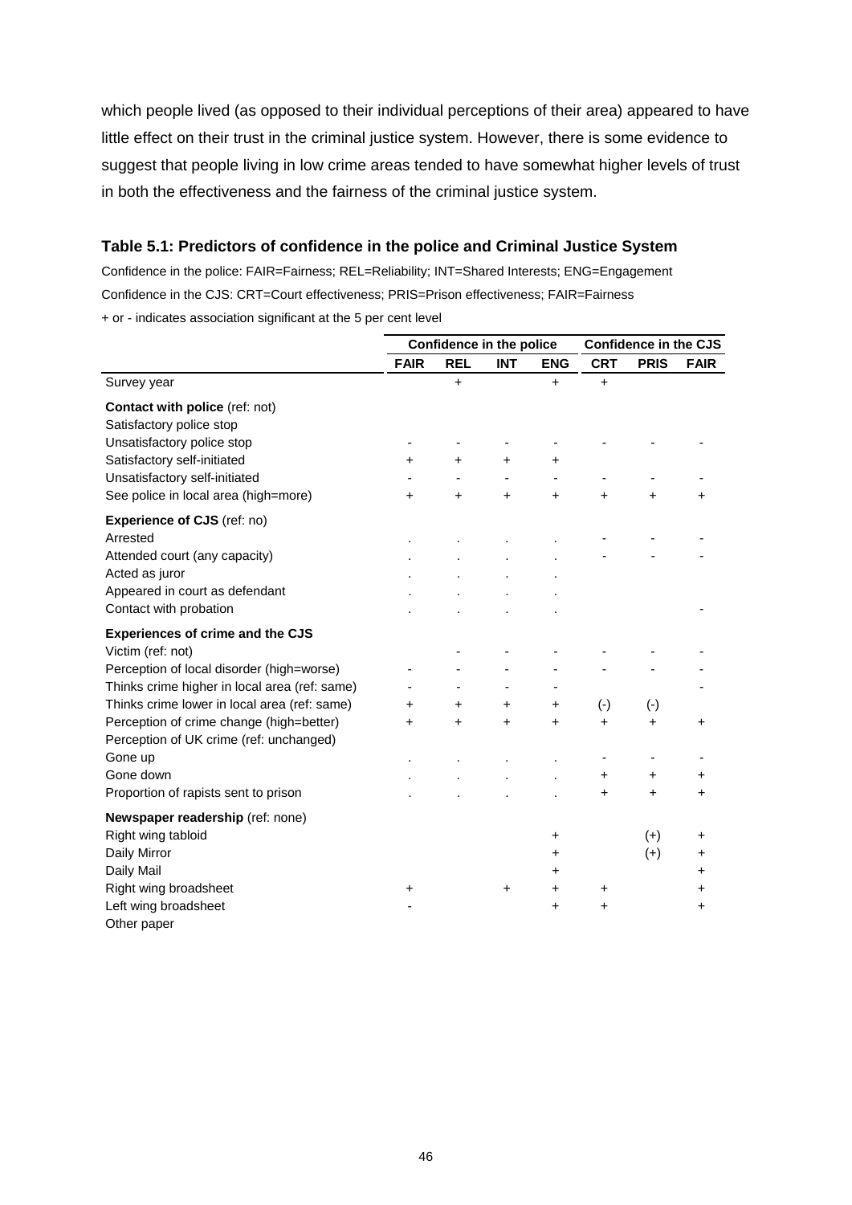which people lived (as opposed to their individual perceptions of their area) appeared to have little effect on their trust in the criminal justice system. However, there is some evidence to suggest that people living in low crime areas tended to have somewhat higher levels of trust in both the effectiveness and the fairness of the criminal justice system.

### Table 5.1: Predictors of confidence in the police and Criminal Justice System

Confidence in the police: FAIR=Fairness; REL=Reliability; INT=Shared Interests; ENG=Engagement

Confidence in the CJS: CRT=Court effectiveness; PRIS=Prison effectiveness; FAIR=Fairness

+ or - indicates association significant at the 5 per cent level

| | Confidence in the police | | | | Confidence in the CJS | | |
|---|---|---|---|---|---|---|---|
| | FAIR | REL | INT | ENG | CRT | PRIS | FAIR |
| Survey year | | + | | + | + | | |
| **Contact with police** (ref: not) | | | | | | | |
| Satisfactory police stop | | | | | | | |
| Unsatisfactory police stop | - | - | - | - | - | - | - |
| Satisfactory self-initiated | + | + | + | + | | | |
| Unsatisfactory self-initiated | - | - | - | - | - | - | - |
| See police in local area (high=more) | + | + | + | + | + | + | + |
| **Experience of CJS** (ref: no) | | | | | | | |
| Arrested | . | . | . | . | - | - | - |
| Attended court (any capacity) | . | . | . | . | - | - | - |
| Acted as juror | . | . | . | . | | | |
| Appeared in court as defendant | . | . | . | . | | | |
| Contact with probation | . | . | . | . | | | - |
| **Experiences of crime and the CJS** | | | | | | | |
| Victim (ref: not) | | - | - | - | - | - | - |
| Perception of local disorder (high=worse) | - | - | - | - | - | - | - |
| Thinks crime higher in local area (ref: same) | - | - | - | - | | | - |
| Thinks crime lower in local area (ref: same) | + | + | + | + | (-) | (-) | |
| Perception of crime change (high=better) | + | + | + | + | + | + | + |
| Perception of UK crime (ref: unchanged) | | | | | | | |
| Gone up | . | . | . | . | - | - | - |
| Gone down | . | . | . | . | + | + | + |
| Proportion of rapists sent to prison | . | . | . | . | + | + | + |
| **Newspaper readership** (ref: none) | | | | | | | |
| Right wing tabloid | | | | + | | (+) | + |
| Daily Mirror | | | | + | | (+) | + |
| Daily Mail | | | | + | | | + |
| Right wing broadsheet | + | | + | + | + | | + |
| Left wing broadsheet | - | | | + | + | | + |
| Other paper | | | | | | | |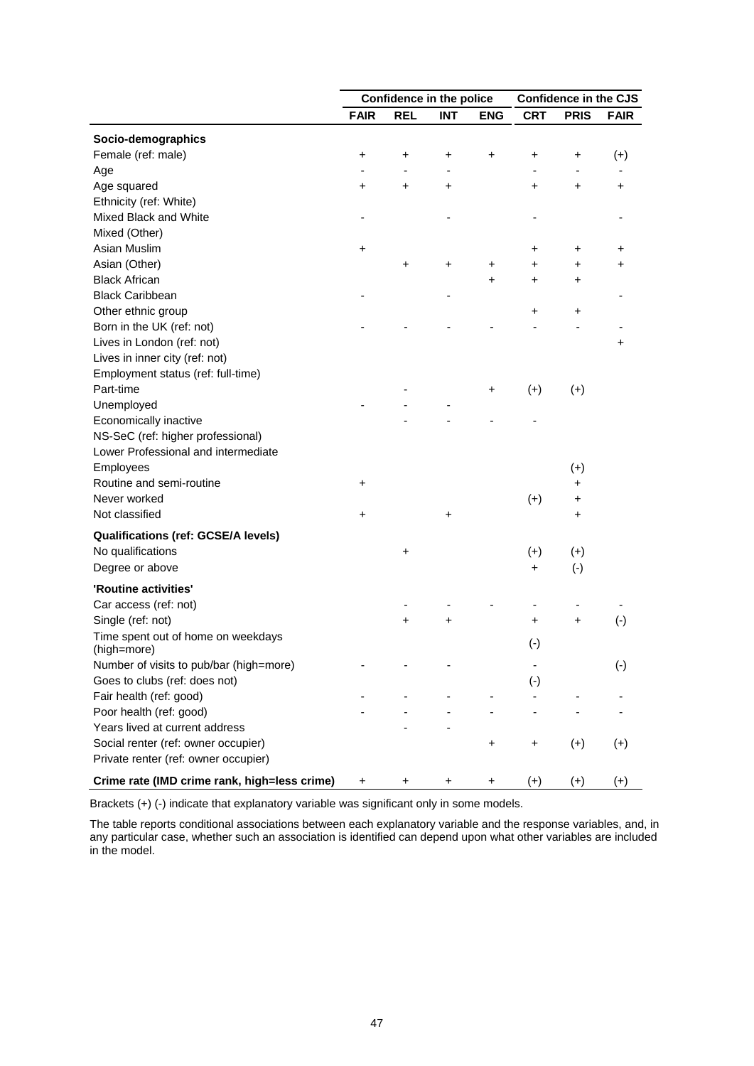| | Confidence in the police | | | | Confidence in the CJS | | |
|---|---|---|---|---|---|---|---|
| | **FAIR** | **REL** | **INT** | **ENG** | **CRT** | **PRIS** | **FAIR** |
| **Socio-demographics** | | | | | | | |
| Female (ref: male) | + | + | + | + | + | + | (+) |
| Age | - | - | - | | - | - | - |
| Age squared | + | + | + | | + | + | + |
| Ethnicity (ref: White) | | | | | | | |
| Mixed Black and White | - | | - | | - | | - |
| Mixed (Other) | | | | | | | |
| Asian Muslim | + | | | | + | + | + |
| Asian (Other) | | + | + | + | + | + | + |
| Black African | | | | + | + | + | |
| Black Caribbean | - | | - | | | | - |
| Other ethnic group | | | | | + | + | |
| Born in the UK (ref: not) | - | - | - | - | - | - | - |
| Lives in London (ref: not) | | | | | | | + |
| Lives in inner city (ref: not) | | | | | | | |
| Employment status (ref: full-time) | | | | | | | |
| Part-time | | - | | + | (+) | (+) | |
| Unemployed | - | - | - | | | | |
| Economically inactive | | - | - | - | - | | |
| NS-SeC (ref: higher professional) | | | | | | | |
| Lower Professional and intermediate | | | | | | | |
| Employees | | | | | | (+) | |
| Routine and semi-routine | + | | | | | + | |
| Never worked | | | | | (+) | + | |
| Not classified | + | | + | | | + | |
| **Qualifications (ref: GCSE/A levels)** | | | | | | | |
| No qualifications | | + | | | (+) | (+) | |
| Degree or above | | | | | + | (-) | |
| **'Routine activities'** | | | | | | | |
| Car access (ref: not) | | - | - | - | - | - | - |
| Single (ref: not) | | + | + | | + | + | (-) |
| Time spent out of home on weekdays (high=more) | | | | | (-) | | |
| Number of visits to pub/bar (high=more) | - | - | - | | - | | (-) |
| Goes to clubs (ref: does not) | | | | | (-) | | |
| Fair health (ref: good) | - | - | - | - | - | - | - |
| Poor health (ref: good) | - | - | - | - | - | - | - |
| Years lived at current address | | - | - | | | | |
| Social renter (ref: owner occupier) | | | | + | + | (+) | (+) |
| Private renter (ref: owner occupier) | | | | | | | |
| **Crime rate (IMD crime rank, high=less crime)** | + | + | + | + | (+) | (+) | (+) |

Brackets (+) (-) indicate that explanatory variable was significant only in some models.

The table reports conditional associations between each explanatory variable and the response variables, and, in any particular case, whether such an association is identified can depend upon what other variables are included in the model.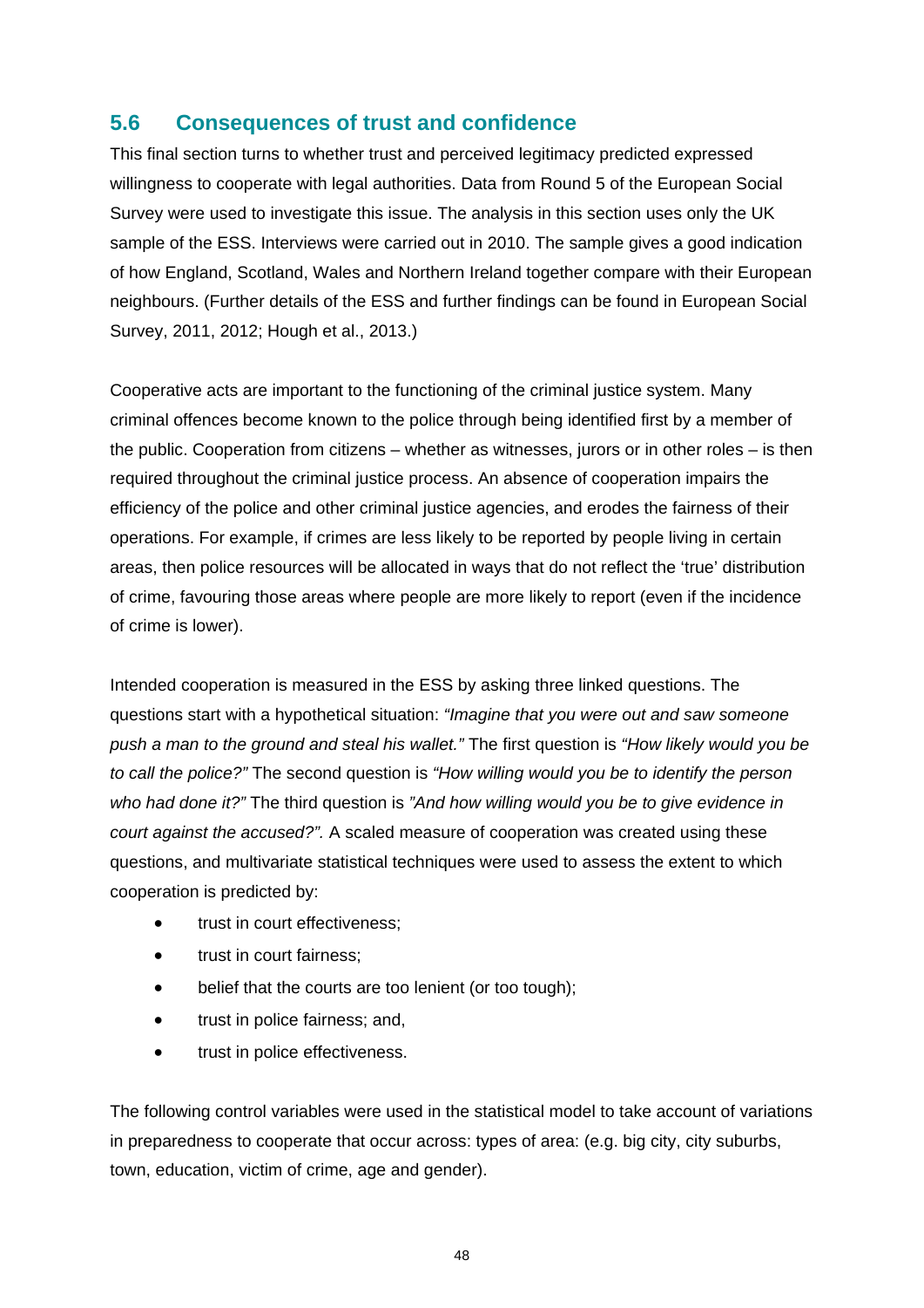## 5.6 Consequences of trust and confidence

This final section turns to whether trust and perceived legitimacy predicted expressed willingness to cooperate with legal authorities. Data from Round 5 of the European Social Survey were used to investigate this issue. The analysis in this section uses only the UK sample of the ESS. Interviews were carried out in 2010. The sample gives a good indication of how England, Scotland, Wales and Northern Ireland together compare with their European neighbours. (Further details of the ESS and further findings can be found in European Social Survey, 2011, 2012; Hough et al., 2013.)

Cooperative acts are important to the functioning of the criminal justice system. Many criminal offences become known to the police through being identified first by a member of the public. Cooperation from citizens – whether as witnesses, jurors or in other roles – is then required throughout the criminal justice process. An absence of cooperation impairs the efficiency of the police and other criminal justice agencies, and erodes the fairness of their operations. For example, if crimes are less likely to be reported by people living in certain areas, then police resources will be allocated in ways that do not reflect the 'true' distribution of crime, favouring those areas where people are more likely to report (even if the incidence of crime is lower).

Intended cooperation is measured in the ESS by asking three linked questions. The questions start with a hypothetical situation: *"Imagine that you were out and saw someone push a man to the ground and steal his wallet."* The first question is *"How likely would you be to call the police?"* The second question is *"How willing would you be to identify the person who had done it?"* The third question is *"And how willing would you be to give evidence in court against the accused?".* A scaled measure of cooperation was created using these questions, and multivariate statistical techniques were used to assess the extent to which cooperation is predicted by:

- trust in court effectiveness;
- trust in court fairness;
- belief that the courts are too lenient (or too tough);
- trust in police fairness; and,
- trust in police effectiveness.

The following control variables were used in the statistical model to take account of variations in preparedness to cooperate that occur across: types of area: (e.g. big city, city suburbs, town, education, victim of crime, age and gender).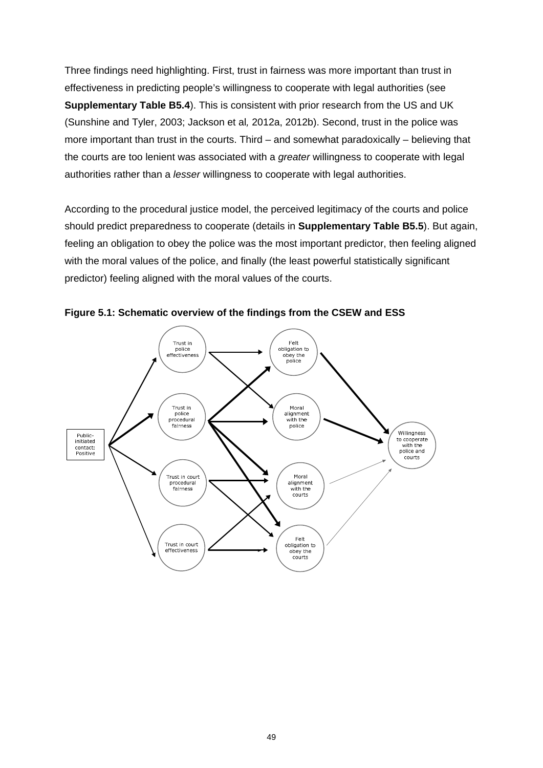Three findings need highlighting. First, trust in fairness was more important than trust in effectiveness in predicting people's willingness to cooperate with legal authorities (see **Supplementary Table B5.4**). This is consistent with prior research from the US and UK (Sunshine and Tyler, 2003; Jackson et al*,* 2012a, 2012b). Second, trust in the police was more important than trust in the courts. Third – and somewhat paradoxically – believing that the courts are too lenient was associated with a *greater* willingness to cooperate with legal authorities rather than a *lesser* willingness to cooperate with legal authorities.

According to the procedural justice model, the perceived legitimacy of the courts and police should predict preparedness to cooperate (details in **Supplementary Table B5.5**). But again, feeling an obligation to obey the police was the most important predictor, then feeling aligned with the moral values of the police, and finally (the least powerful statistically significant predictor) feeling aligned with the moral values of the courts.

**Figure 5.1: Schematic overview of the findings from the CSEW and ESS**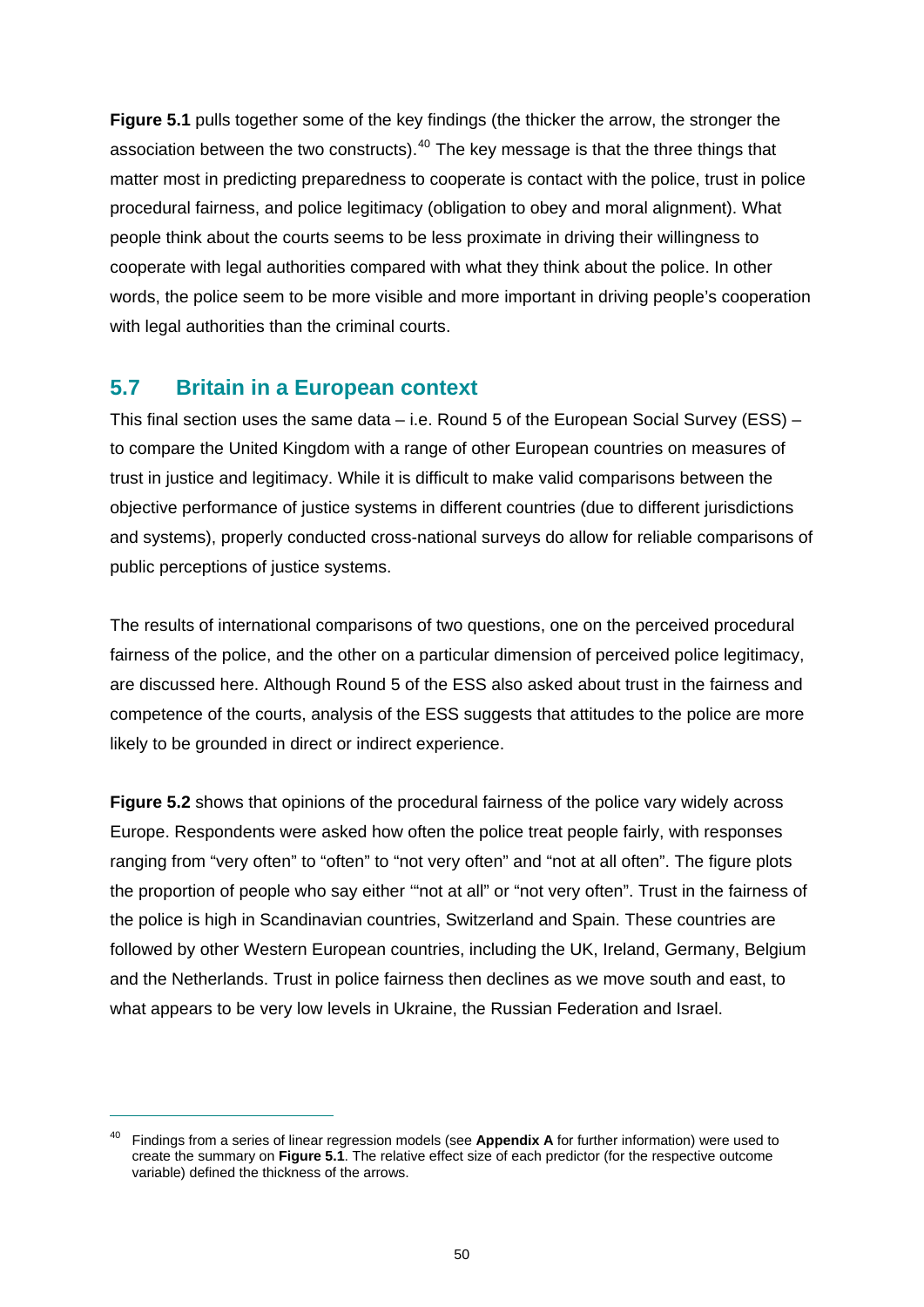**Figure 5.1** pulls together some of the key findings (the thicker the arrow, the stronger the association between the two constructs).[40] The key message is that the three things that matter most in predicting preparedness to cooperate is contact with the police, trust in police procedural fairness, and police legitimacy (obligation to obey and moral alignment). What people think about the courts seems to be less proximate in driving their willingness to cooperate with legal authorities compared with what they think about the police. In other words, the police seem to be more visible and more important in driving people's cooperation with legal authorities than the criminal courts.

## 5.7 Britain in a European context

This final section uses the same data – i.e. Round 5 of the European Social Survey (ESS) – to compare the United Kingdom with a range of other European countries on measures of trust in justice and legitimacy. While it is difficult to make valid comparisons between the objective performance of justice systems in different countries (due to different jurisdictions and systems), properly conducted cross-national surveys do allow for reliable comparisons of public perceptions of justice systems.

The results of international comparisons of two questions, one on the perceived procedural fairness of the police, and the other on a particular dimension of perceived police legitimacy, are discussed here. Although Round 5 of the ESS also asked about trust in the fairness and competence of the courts, analysis of the ESS suggests that attitudes to the police are more likely to be grounded in direct or indirect experience.

**Figure 5.2** shows that opinions of the procedural fairness of the police vary widely across Europe. Respondents were asked how often the police treat people fairly, with responses ranging from "very often" to "often" to "not very often" and "not at all often". The figure plots the proportion of people who say either '"not at all" or "not very often". Trust in the fairness of the police is high in Scandinavian countries, Switzerland and Spain. These countries are followed by other Western European countries, including the UK, Ireland, Germany, Belgium and the Netherlands. Trust in police fairness then declines as we move south and east, to what appears to be very low levels in Ukraine, the Russian Federation and Israel.

---

[40] Findings from a series of linear regression models (see **Appendix A** for further information) were used to create the summary on **Figure 5.1**. The relative effect size of each predictor (for the respective outcome variable) defined the thickness of the arrows.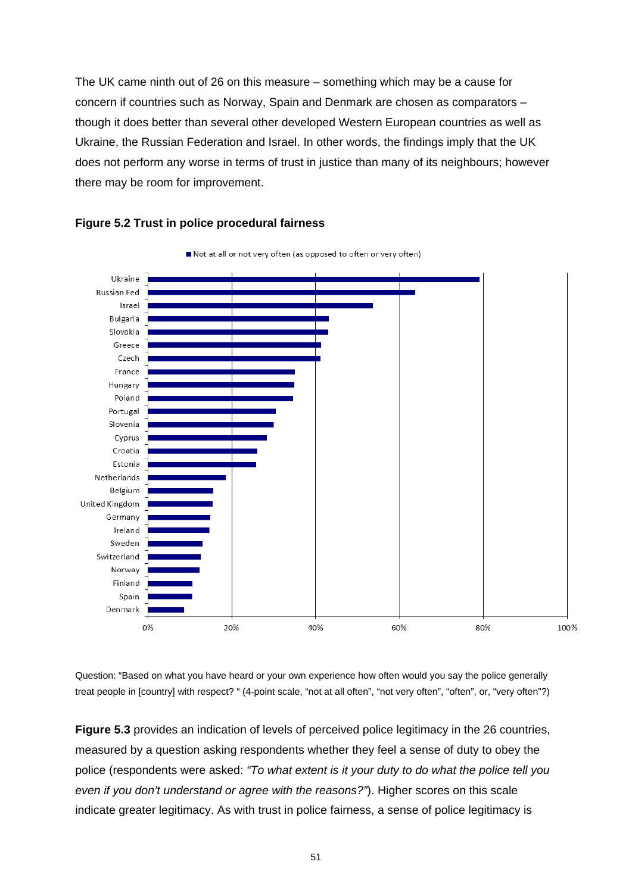The UK came ninth out of 26 on this measure – something which may be a cause for concern if countries such as Norway, Spain and Denmark are chosen as comparators – though it does better than several other developed Western European countries as well as Ukraine, the Russian Federation and Israel. In other words, the findings imply that the UK does not perform any worse in terms of trust in justice than many of its neighbours; however there may be room for improvement.

**Figure 5.2 Trust in police procedural fairness**

Question: “Based on what you have heard or your own experience how often would you say the police generally treat people in [country] with respect? “ (4-point scale, “not at all often”, “not very often”, “often”, or, “very often”?)

**Figure 5.3** provides an indication of levels of perceived police legitimacy in the 26 countries, measured by a question asking respondents whether they feel a sense of duty to obey the police (respondents were asked: *“To what extent is it your duty to do what the police tell you even if you don’t understand or agree with the reasons?”*). Higher scores on this scale indicate greater legitimacy. As with trust in police fairness, a sense of police legitimacy is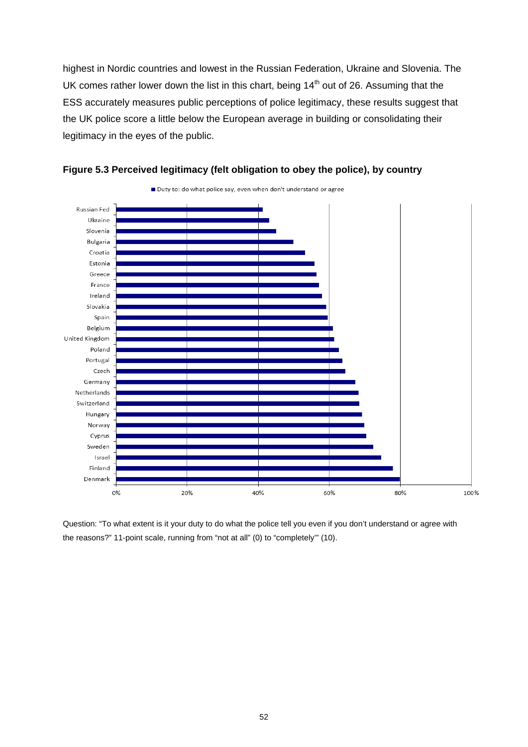highest in Nordic countries and lowest in the Russian Federation, Ukraine and Slovenia. The UK comes rather lower down the list in this chart, being 14th out of 26. Assuming that the ESS accurately measures public perceptions of police legitimacy, these results suggest that the UK police score a little below the European average in building or consolidating their legitimacy in the eyes of the public.

**Figure 5.3 Perceived legitimacy (felt obligation to obey the police), by country**

Duty to: do what police say, even when don't understand or agree

Russian Fed, Ukraine, Slovenia, Bulgaria, Croatia, Estonia, Greece, France, Ireland, Slovakia, Spain, Belgium, United Kingdom, Poland, Portugal, Czech, Germany, Netherlands, Switzerland, Hungary, Norway, Cyprus, Sweden, Israel, Finland, Denmark

0% 20% 40% 60% 80% 100%

Question: "To what extent is it your duty to do what the police tell you even if you don't understand or agree with the reasons?" 11-point scale, running from "not at all" (0) to "completely"' (10).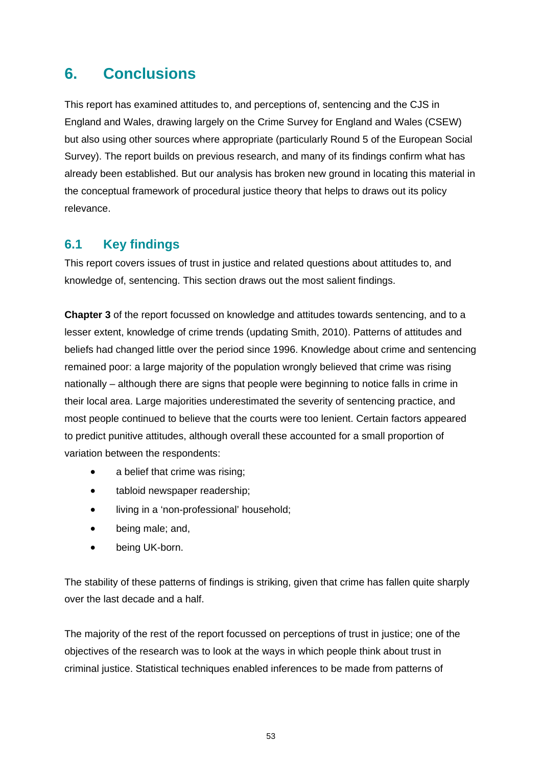# 6. Conclusions

This report has examined attitudes to, and perceptions of, sentencing and the CJS in England and Wales, drawing largely on the Crime Survey for England and Wales (CSEW) but also using other sources where appropriate (particularly Round 5 of the European Social Survey). The report builds on previous research, and many of its findings confirm what has already been established. But our analysis has broken new ground in locating this material in the conceptual framework of procedural justice theory that helps to draws out its policy relevance.

## 6.1 Key findings

This report covers issues of trust in justice and related questions about attitudes to, and knowledge of, sentencing. This section draws out the most salient findings.

**Chapter 3** of the report focussed on knowledge and attitudes towards sentencing, and to a lesser extent, knowledge of crime trends (updating Smith, 2010). Patterns of attitudes and beliefs had changed little over the period since 1996. Knowledge about crime and sentencing remained poor: a large majority of the population wrongly believed that crime was rising nationally – although there are signs that people were beginning to notice falls in crime in their local area. Large majorities underestimated the severity of sentencing practice, and most people continued to believe that the courts were too lenient. Certain factors appeared to predict punitive attitudes, although overall these accounted for a small proportion of variation between the respondents:

- a belief that crime was rising;
- tabloid newspaper readership;
- living in a 'non-professional' household;
- being male; and,
- being UK-born.

The stability of these patterns of findings is striking, given that crime has fallen quite sharply over the last decade and a half.

The majority of the rest of the report focussed on perceptions of trust in justice; one of the objectives of the research was to look at the ways in which people think about trust in criminal justice. Statistical techniques enabled inferences to be made from patterns of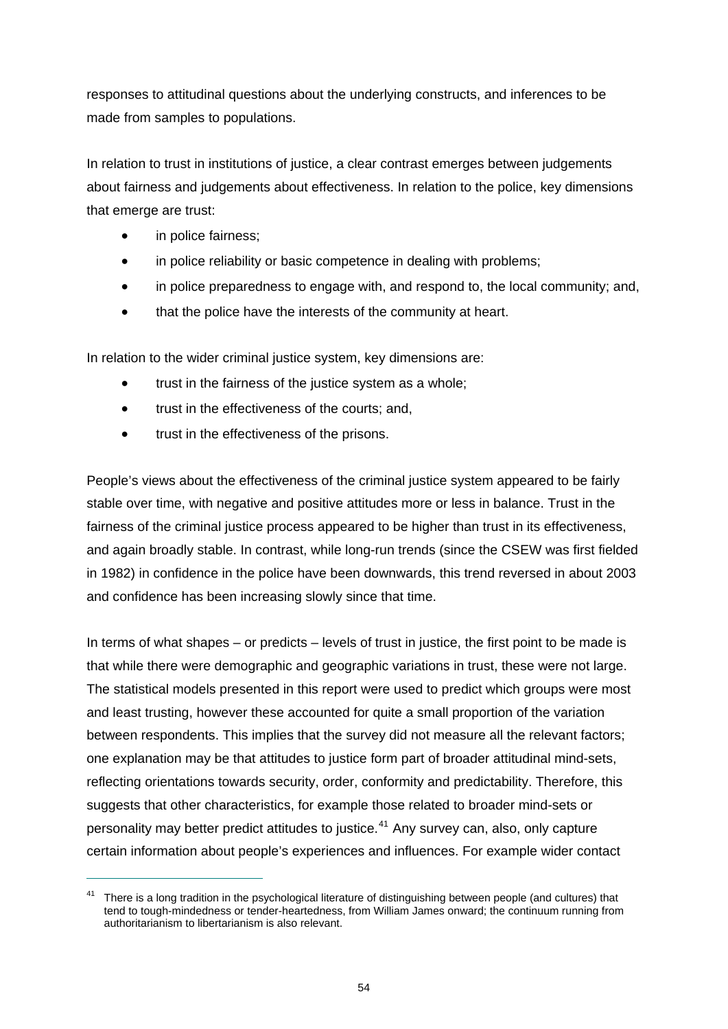responses to attitudinal questions about the underlying constructs, and inferences to be made from samples to populations.

In relation to trust in institutions of justice, a clear contrast emerges between judgements about fairness and judgements about effectiveness. In relation to the police, key dimensions that emerge are trust:

- in police fairness;
- in police reliability or basic competence in dealing with problems;
- in police preparedness to engage with, and respond to, the local community; and,
- that the police have the interests of the community at heart.

In relation to the wider criminal justice system, key dimensions are:

- trust in the fairness of the justice system as a whole;
- trust in the effectiveness of the courts; and,
- trust in the effectiveness of the prisons.

People's views about the effectiveness of the criminal justice system appeared to be fairly stable over time, with negative and positive attitudes more or less in balance. Trust in the fairness of the criminal justice process appeared to be higher than trust in its effectiveness, and again broadly stable. In contrast, while long-run trends (since the CSEW was first fielded in 1982) in confidence in the police have been downwards, this trend reversed in about 2003 and confidence has been increasing slowly since that time.

In terms of what shapes – or predicts – levels of trust in justice, the first point to be made is that while there were demographic and geographic variations in trust, these were not large. The statistical models presented in this report were used to predict which groups were most and least trusting, however these accounted for quite a small proportion of the variation between respondents. This implies that the survey did not measure all the relevant factors; one explanation may be that attitudes to justice form part of broader attitudinal mind-sets, reflecting orientations towards security, order, conformity and predictability. Therefore, this suggests that other characteristics, for example those related to broader mind-sets or personality may better predict attitudes to justice.[41] Any survey can, also, only capture certain information about people's experiences and influences. For example wider contact

[41] There is a long tradition in the psychological literature of distinguishing between people (and cultures) that tend to tough-mindedness or tender-heartedness, from William James onward; the continuum running from authoritarianism to libertarianism is also relevant.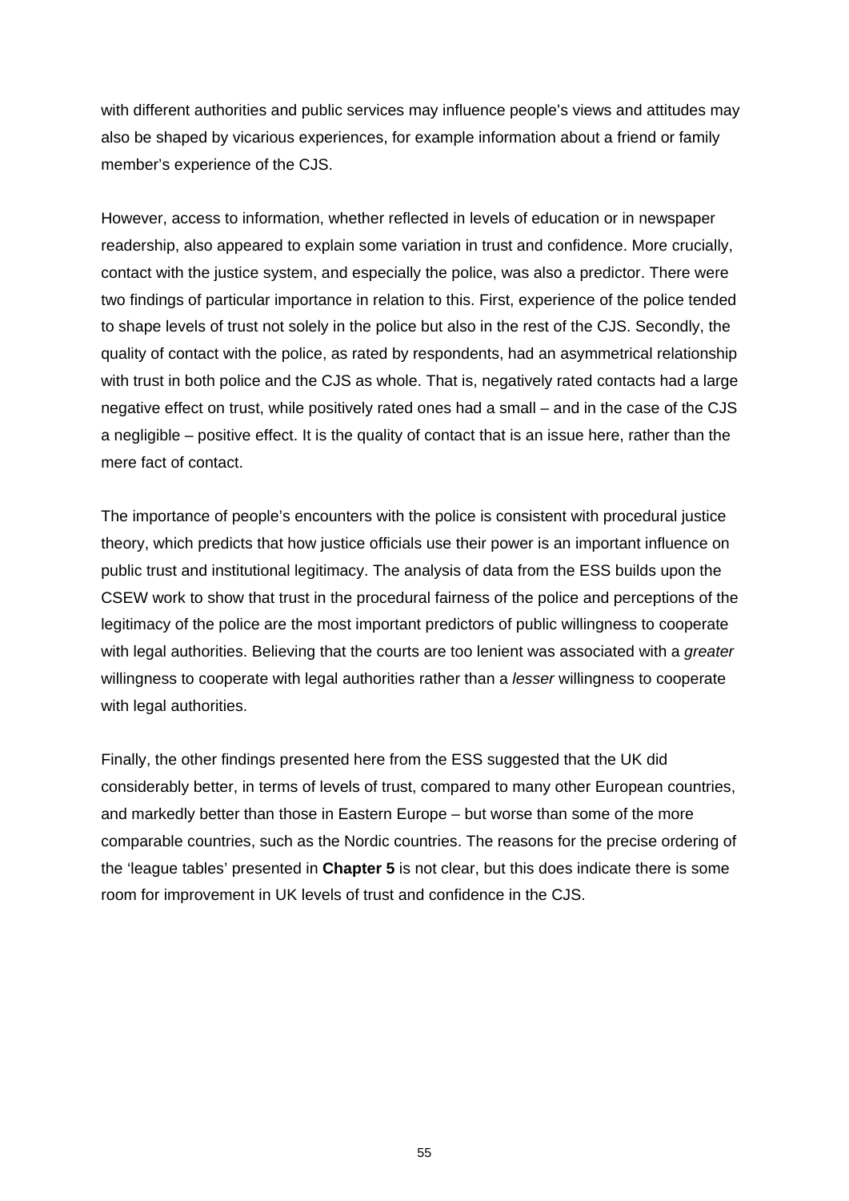with different authorities and public services may influence people's views and attitudes may also be shaped by vicarious experiences, for example information about a friend or family member's experience of the CJS.

However, access to information, whether reflected in levels of education or in newspaper readership, also appeared to explain some variation in trust and confidence. More crucially, contact with the justice system, and especially the police, was also a predictor. There were two findings of particular importance in relation to this. First, experience of the police tended to shape levels of trust not solely in the police but also in the rest of the CJS. Secondly, the quality of contact with the police, as rated by respondents, had an asymmetrical relationship with trust in both police and the CJS as whole. That is, negatively rated contacts had a large negative effect on trust, while positively rated ones had a small – and in the case of the CJS a negligible – positive effect. It is the quality of contact that is an issue here, rather than the mere fact of contact.

The importance of people's encounters with the police is consistent with procedural justice theory, which predicts that how justice officials use their power is an important influence on public trust and institutional legitimacy. The analysis of data from the ESS builds upon the CSEW work to show that trust in the procedural fairness of the police and perceptions of the legitimacy of the police are the most important predictors of public willingness to cooperate with legal authorities. Believing that the courts are too lenient was associated with a *greater* willingness to cooperate with legal authorities rather than a *lesser* willingness to cooperate with legal authorities.

Finally, the other findings presented here from the ESS suggested that the UK did considerably better, in terms of levels of trust, compared to many other European countries, and markedly better than those in Eastern Europe – but worse than some of the more comparable countries, such as the Nordic countries. The reasons for the precise ordering of the 'league tables' presented in **Chapter 5** is not clear, but this does indicate there is some room for improvement in UK levels of trust and confidence in the CJS.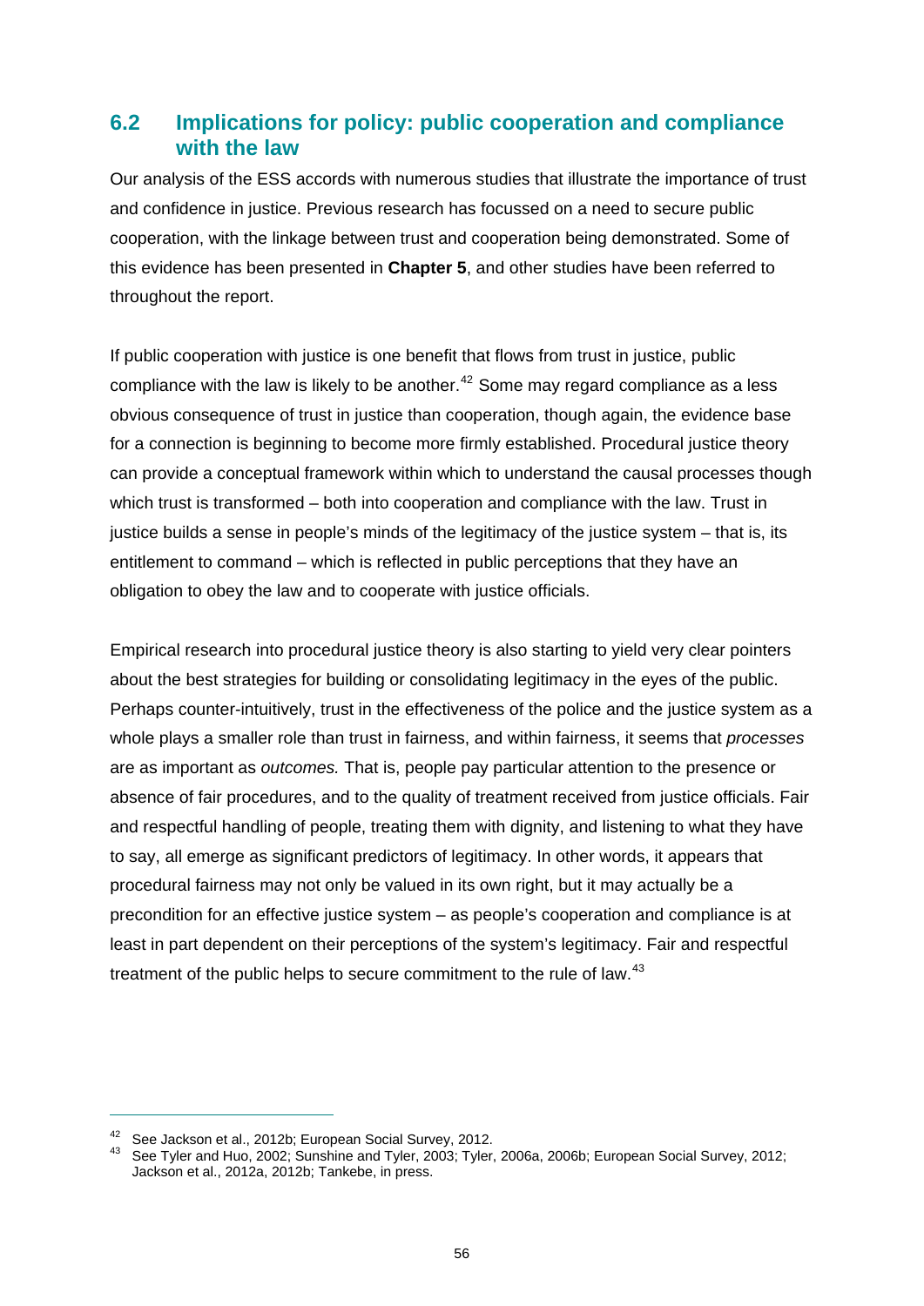## 6.2 Implications for policy: public cooperation and compliance with the law

Our analysis of the ESS accords with numerous studies that illustrate the importance of trust and confidence in justice. Previous research has focussed on a need to secure public cooperation, with the linkage between trust and cooperation being demonstrated. Some of this evidence has been presented in **Chapter 5**, and other studies have been referred to throughout the report.

If public cooperation with justice is one benefit that flows from trust in justice, public compliance with the law is likely to be another.[42] Some may regard compliance as a less obvious consequence of trust in justice than cooperation, though again, the evidence base for a connection is beginning to become more firmly established. Procedural justice theory can provide a conceptual framework within which to understand the causal processes though which trust is transformed – both into cooperation and compliance with the law. Trust in justice builds a sense in people's minds of the legitimacy of the justice system – that is, its entitlement to command – which is reflected in public perceptions that they have an obligation to obey the law and to cooperate with justice officials.

Empirical research into procedural justice theory is also starting to yield very clear pointers about the best strategies for building or consolidating legitimacy in the eyes of the public. Perhaps counter-intuitively, trust in the effectiveness of the police and the justice system as a whole plays a smaller role than trust in fairness, and within fairness, it seems that *processes* are as important as *outcomes.* That is, people pay particular attention to the presence or absence of fair procedures, and to the quality of treatment received from justice officials. Fair and respectful handling of people, treating them with dignity, and listening to what they have to say, all emerge as significant predictors of legitimacy. In other words, it appears that procedural fairness may not only be valued in its own right, but it may actually be a precondition for an effective justice system – as people's cooperation and compliance is at least in part dependent on their perceptions of the system's legitimacy. Fair and respectful treatment of the public helps to secure commitment to the rule of law.[43]

---

[42] See Jackson et al., 2012b; European Social Survey, 2012.

[43] See Tyler and Huo, 2002; Sunshine and Tyler, 2003; Tyler, 2006a, 2006b; European Social Survey, 2012; Jackson et al., 2012a, 2012b; Tankebe, in press.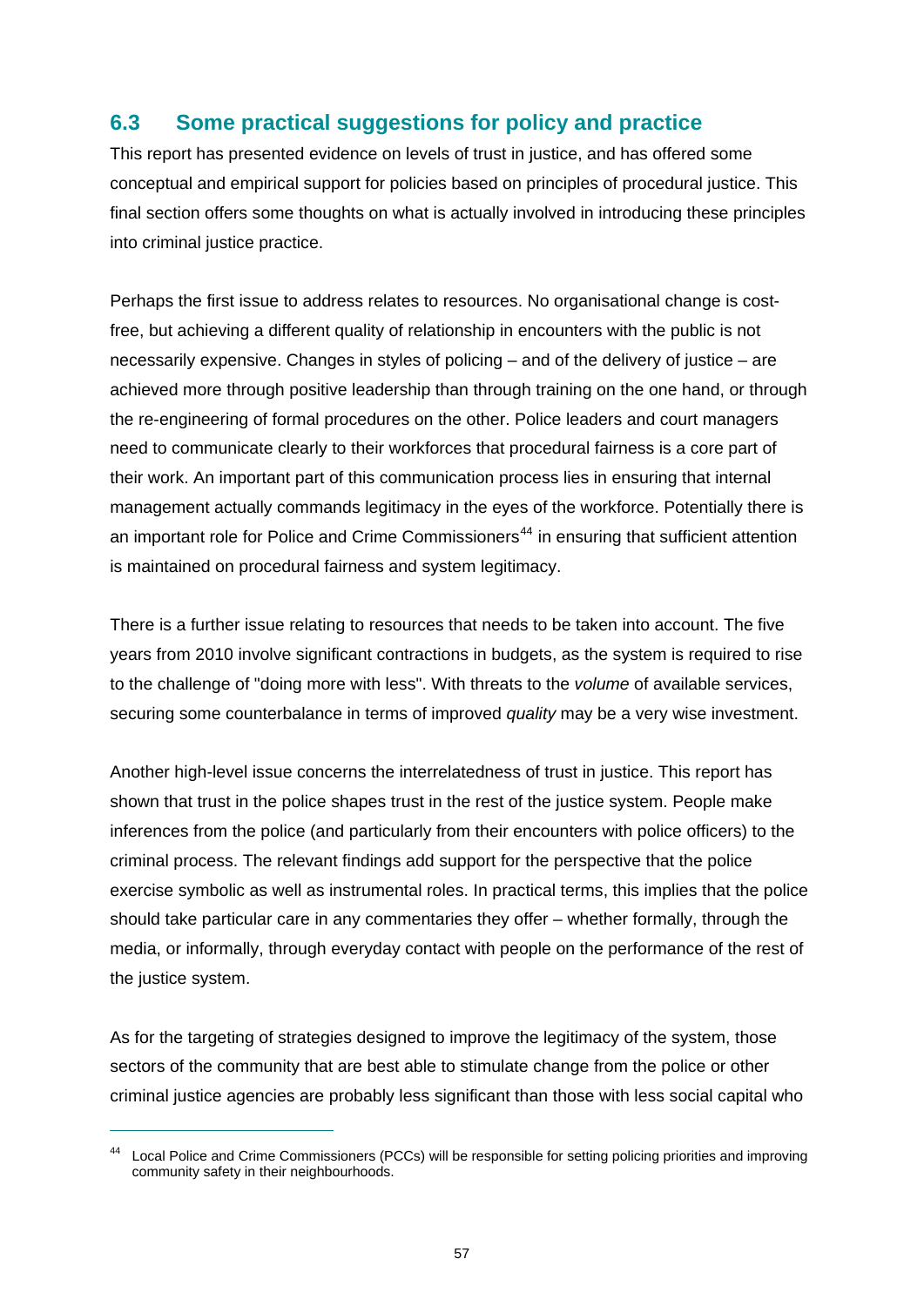## 6.3 Some practical suggestions for policy and practice

This report has presented evidence on levels of trust in justice, and has offered some conceptual and empirical support for policies based on principles of procedural justice. This final section offers some thoughts on what is actually involved in introducing these principles into criminal justice practice.

Perhaps the first issue to address relates to resources. No organisational change is cost-free, but achieving a different quality of relationship in encounters with the public is not necessarily expensive. Changes in styles of policing – and of the delivery of justice – are achieved more through positive leadership than through training on the one hand, or through the re-engineering of formal procedures on the other. Police leaders and court managers need to communicate clearly to their workforces that procedural fairness is a core part of their work. An important part of this communication process lies in ensuring that internal management actually commands legitimacy in the eyes of the workforce. Potentially there is an important role for Police and Crime Commissioners[44] in ensuring that sufficient attention is maintained on procedural fairness and system legitimacy.

There is a further issue relating to resources that needs to be taken into account. The five years from 2010 involve significant contractions in budgets, as the system is required to rise to the challenge of "doing more with less". With threats to the *volume* of available services, securing some counterbalance in terms of improved *quality* may be a very wise investment.

Another high-level issue concerns the interrelatedness of trust in justice. This report has shown that trust in the police shapes trust in the rest of the justice system. People make inferences from the police (and particularly from their encounters with police officers) to the criminal process. The relevant findings add support for the perspective that the police exercise symbolic as well as instrumental roles. In practical terms, this implies that the police should take particular care in any commentaries they offer – whether formally, through the media, or informally, through everyday contact with people on the performance of the rest of the justice system.

As for the targeting of strategies designed to improve the legitimacy of the system, those sectors of the community that are best able to stimulate change from the police or other criminal justice agencies are probably less significant than those with less social capital who

[44] Local Police and Crime Commissioners (PCCs) will be responsible for setting policing priorities and improving community safety in their neighbourhoods.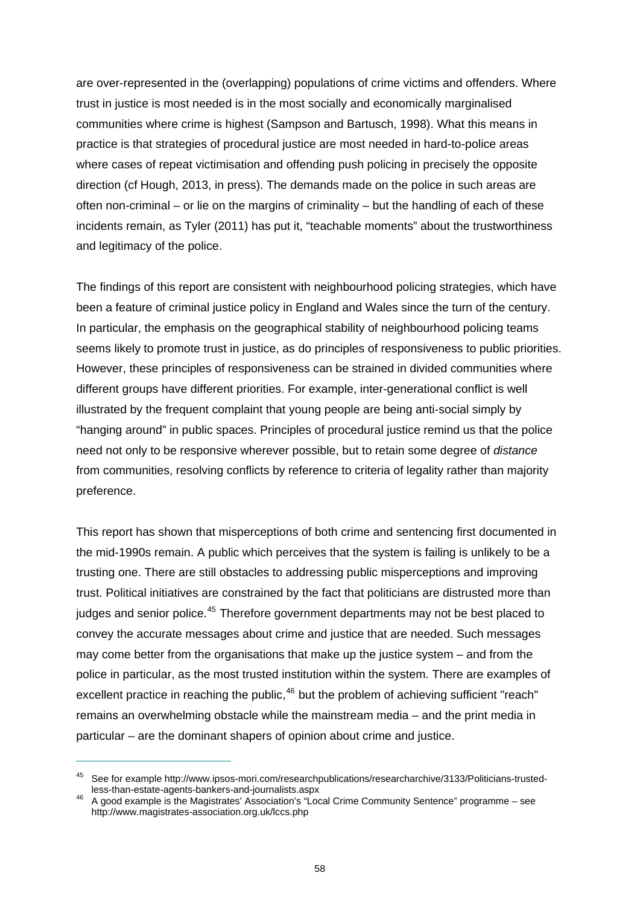are over-represented in the (overlapping) populations of crime victims and offenders. Where trust in justice is most needed is in the most socially and economically marginalised communities where crime is highest (Sampson and Bartusch, 1998). What this means in practice is that strategies of procedural justice are most needed in hard-to-police areas where cases of repeat victimisation and offending push policing in precisely the opposite direction (cf Hough, 2013, in press). The demands made on the police in such areas are often non-criminal – or lie on the margins of criminality – but the handling of each of these incidents remain, as Tyler (2011) has put it, "teachable moments" about the trustworthiness and legitimacy of the police.

The findings of this report are consistent with neighbourhood policing strategies, which have been a feature of criminal justice policy in England and Wales since the turn of the century. In particular, the emphasis on the geographical stability of neighbourhood policing teams seems likely to promote trust in justice, as do principles of responsiveness to public priorities. However, these principles of responsiveness can be strained in divided communities where different groups have different priorities. For example, inter-generational conflict is well illustrated by the frequent complaint that young people are being anti-social simply by "hanging around" in public spaces. Principles of procedural justice remind us that the police need not only to be responsive wherever possible, but to retain some degree of *distance* from communities, resolving conflicts by reference to criteria of legality rather than majority preference.

This report has shown that misperceptions of both crime and sentencing first documented in the mid-1990s remain. A public which perceives that the system is failing is unlikely to be a trusting one. There are still obstacles to addressing public misperceptions and improving trust. Political initiatives are constrained by the fact that politicians are distrusted more than judges and senior police.[45] Therefore government departments may not be best placed to convey the accurate messages about crime and justice that are needed. Such messages may come better from the organisations that make up the justice system – and from the police in particular, as the most trusted institution within the system. There are examples of excellent practice in reaching the public,[46] but the problem of achieving sufficient "reach" remains an overwhelming obstacle while the mainstream media – and the print media in particular – are the dominant shapers of opinion about crime and justice.

---

[45] See for example http://www.ipsos-mori.com/researchpublications/researcharchive/3133/Politicians-trusted-less-than-estate-agents-bankers-and-journalists.aspx

[46] A good example is the Magistrates' Association's "Local Crime Community Sentence" programme – see http://www.magistrates-association.org.uk/lccs.php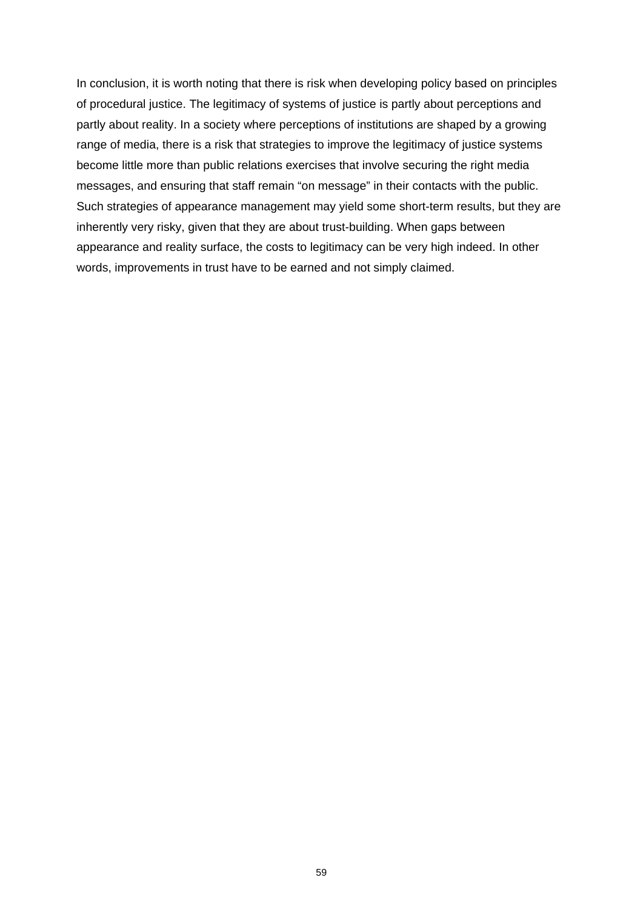In conclusion, it is worth noting that there is risk when developing policy based on principles of procedural justice. The legitimacy of systems of justice is partly about perceptions and partly about reality. In a society where perceptions of institutions are shaped by a growing range of media, there is a risk that strategies to improve the legitimacy of justice systems become little more than public relations exercises that involve securing the right media messages, and ensuring that staff remain "on message" in their contacts with the public. Such strategies of appearance management may yield some short-term results, but they are inherently very risky, given that they are about trust-building. When gaps between appearance and reality surface, the costs to legitimacy can be very high indeed. In other words, improvements in trust have to be earned and not simply claimed.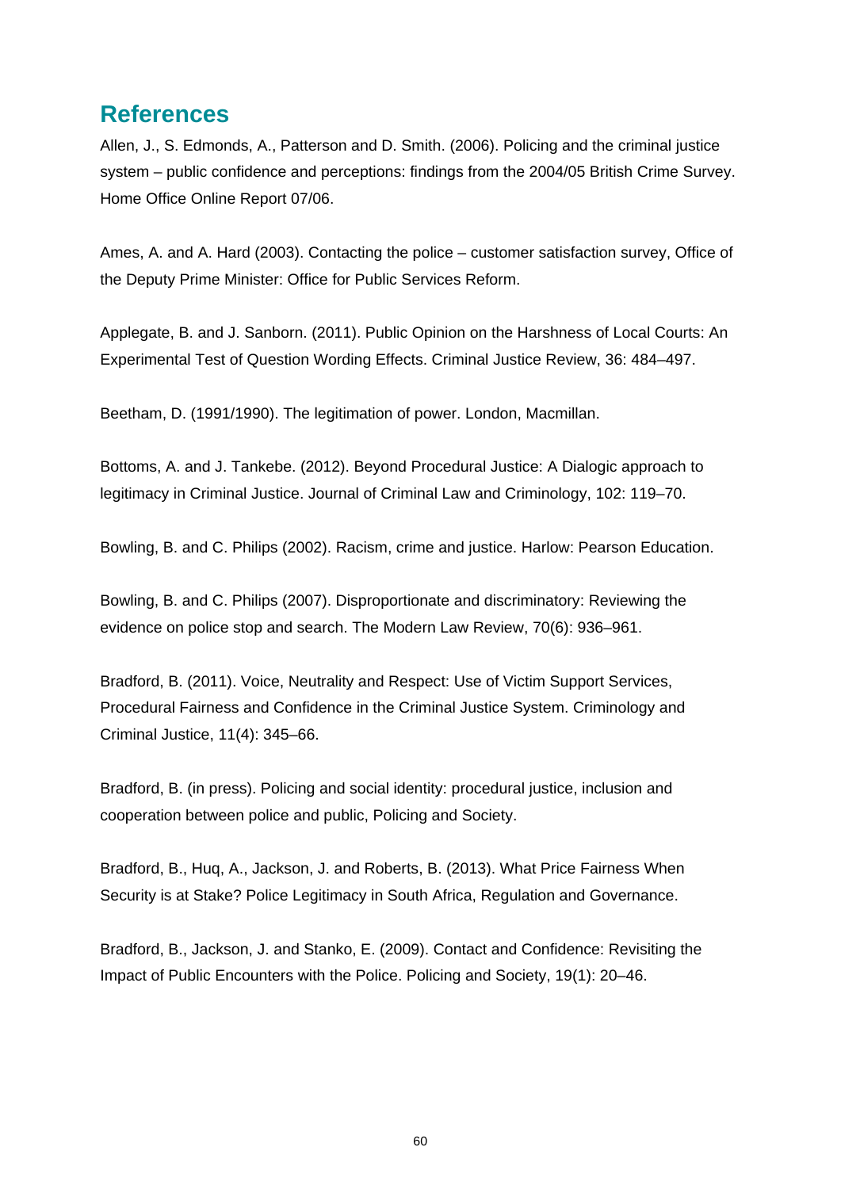## References

Allen, J., S. Edmonds, A., Patterson and D. Smith. (2006). Policing and the criminal justice system – public confidence and perceptions: findings from the 2004/05 British Crime Survey. Home Office Online Report 07/06.

Ames, A. and A. Hard (2003). Contacting the police – customer satisfaction survey, Office of the Deputy Prime Minister: Office for Public Services Reform.

Applegate, B. and J. Sanborn. (2011). Public Opinion on the Harshness of Local Courts: An Experimental Test of Question Wording Effects. Criminal Justice Review, 36: 484–497.

Beetham, D. (1991/1990). The legitimation of power. London, Macmillan.

Bottoms, A. and J. Tankebe. (2012). Beyond Procedural Justice: A Dialogic approach to legitimacy in Criminal Justice. Journal of Criminal Law and Criminology, 102: 119–70.

Bowling, B. and C. Philips (2002). Racism, crime and justice. Harlow: Pearson Education.

Bowling, B. and C. Philips (2007). Disproportionate and discriminatory: Reviewing the evidence on police stop and search. The Modern Law Review, 70(6): 936–961.

Bradford, B. (2011). Voice, Neutrality and Respect: Use of Victim Support Services, Procedural Fairness and Confidence in the Criminal Justice System. Criminology and Criminal Justice, 11(4): 345–66.

Bradford, B. (in press). Policing and social identity: procedural justice, inclusion and cooperation between police and public, Policing and Society.

Bradford, B., Huq, A., Jackson, J. and Roberts, B. (2013). What Price Fairness When Security is at Stake? Police Legitimacy in South Africa, Regulation and Governance.

Bradford, B., Jackson, J. and Stanko, E. (2009). Contact and Confidence: Revisiting the Impact of Public Encounters with the Police. Policing and Society, 19(1): 20–46.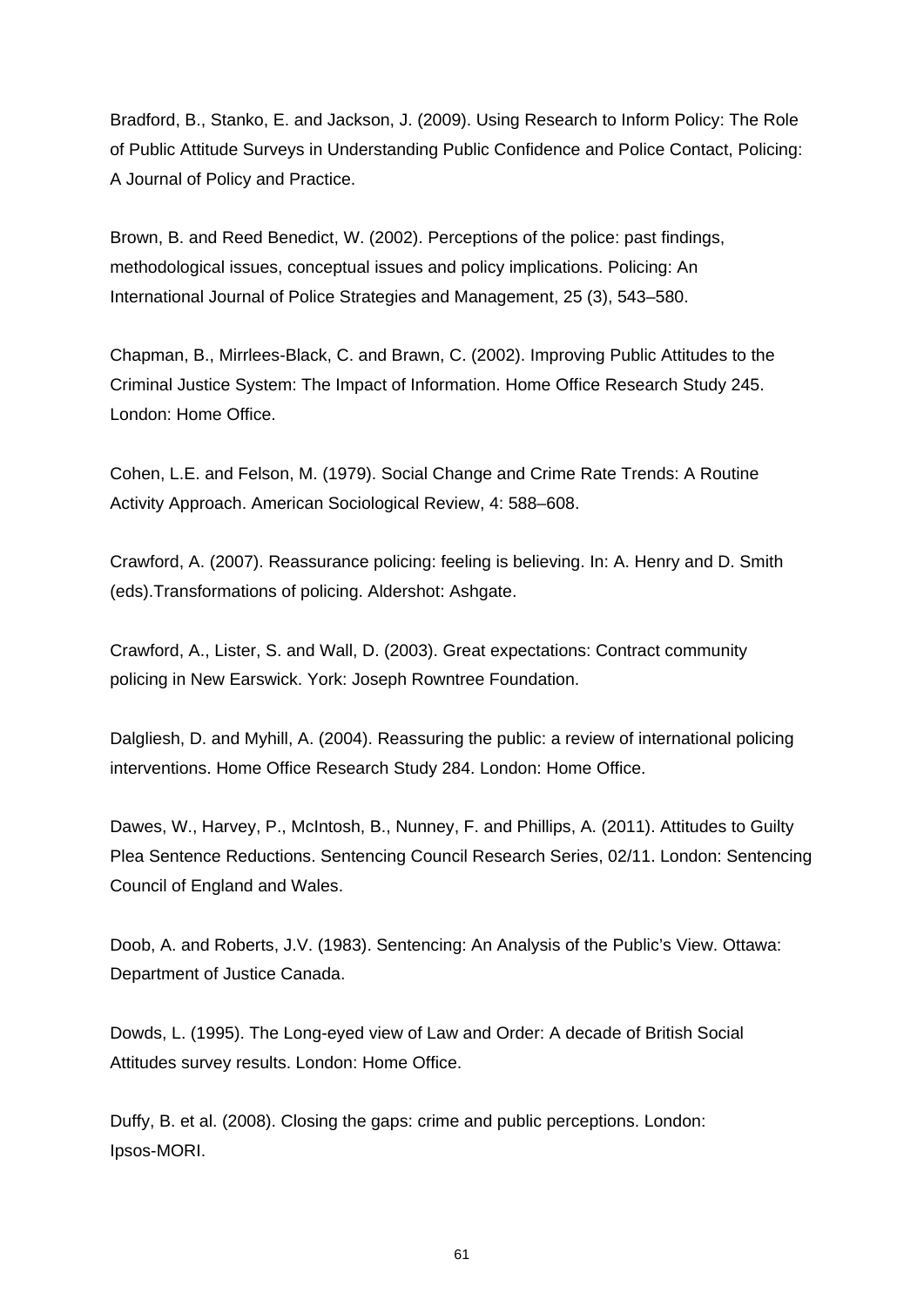Bradford, B., Stanko, E. and Jackson, J. (2009). Using Research to Inform Policy: The Role of Public Attitude Surveys in Understanding Public Confidence and Police Contact, Policing: A Journal of Policy and Practice.

Brown, B. and Reed Benedict, W. (2002). Perceptions of the police: past findings, methodological issues, conceptual issues and policy implications. Policing: An International Journal of Police Strategies and Management, 25 (3), 543–580.

Chapman, B., Mirrlees-Black, C. and Brawn, C. (2002). Improving Public Attitudes to the Criminal Justice System: The Impact of Information. Home Office Research Study 245. London: Home Office.

Cohen, L.E. and Felson, M. (1979). Social Change and Crime Rate Trends: A Routine Activity Approach. American Sociological Review, 4: 588–608.

Crawford, A. (2007). Reassurance policing: feeling is believing. In: A. Henry and D. Smith (eds).Transformations of policing. Aldershot: Ashgate.

Crawford, A., Lister, S. and Wall, D. (2003). Great expectations: Contract community policing in New Earswick. York: Joseph Rowntree Foundation.

Dalgliesh, D. and Myhill, A. (2004). Reassuring the public: a review of international policing interventions. Home Office Research Study 284. London: Home Office.

Dawes, W., Harvey, P., McIntosh, B., Nunney, F. and Phillips, A. (2011). Attitudes to Guilty Plea Sentence Reductions. Sentencing Council Research Series, 02/11. London: Sentencing Council of England and Wales.

Doob, A. and Roberts, J.V. (1983). Sentencing: An Analysis of the Public's View. Ottawa: Department of Justice Canada.

Dowds, L. (1995). The Long-eyed view of Law and Order: A decade of British Social Attitudes survey results. London: Home Office.

Duffy, B. et al. (2008). Closing the gaps: crime and public perceptions. London: Ipsos-MORI.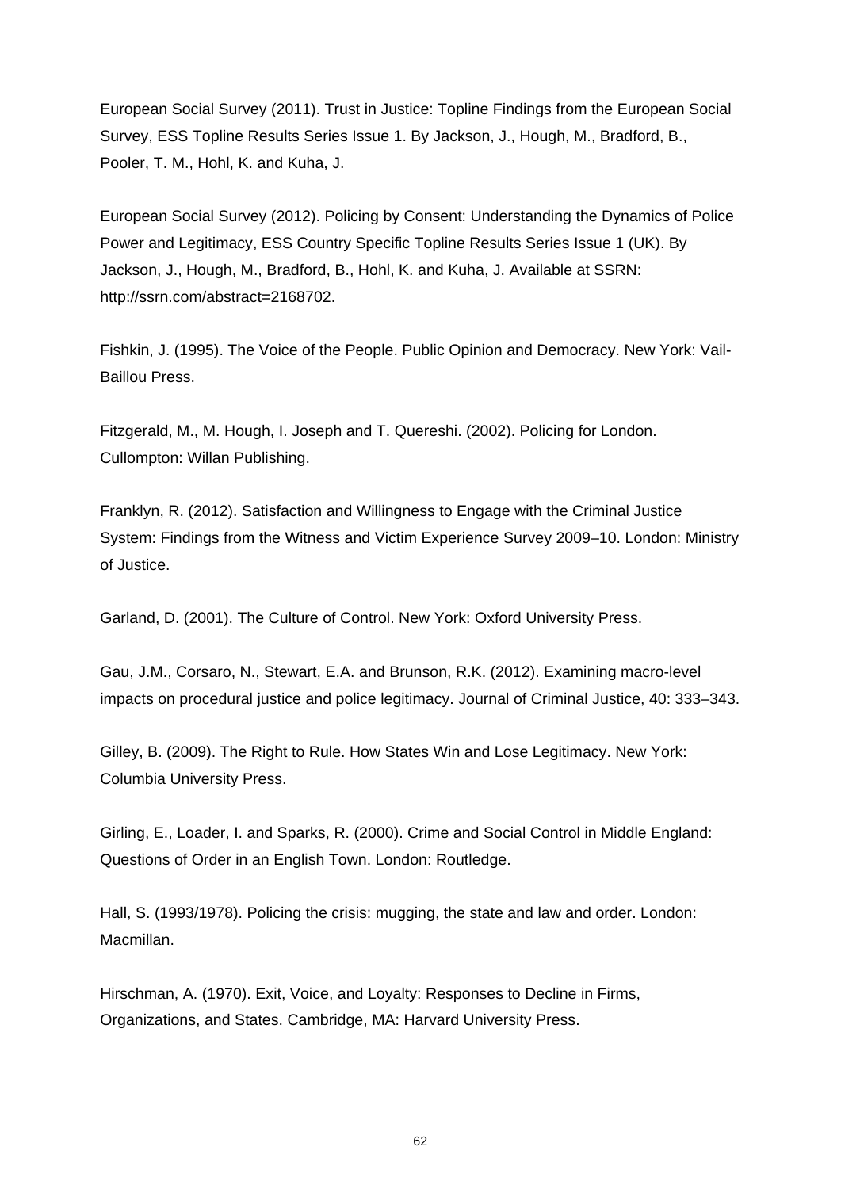European Social Survey (2011). Trust in Justice: Topline Findings from the European Social Survey, ESS Topline Results Series Issue 1. By Jackson, J., Hough, M., Bradford, B., Pooler, T. M., Hohl, K. and Kuha, J.

European Social Survey (2012). Policing by Consent: Understanding the Dynamics of Police Power and Legitimacy, ESS Country Specific Topline Results Series Issue 1 (UK). By Jackson, J., Hough, M., Bradford, B., Hohl, K. and Kuha, J. Available at SSRN: http://ssrn.com/abstract=2168702.

Fishkin, J. (1995). The Voice of the People. Public Opinion and Democracy. New York: Vail-Baillou Press.

Fitzgerald, M., M. Hough, I. Joseph and T. Quereshi. (2002). Policing for London. Cullompton: Willan Publishing.

Franklyn, R. (2012). Satisfaction and Willingness to Engage with the Criminal Justice System: Findings from the Witness and Victim Experience Survey 2009–10. London: Ministry of Justice.

Garland, D. (2001). The Culture of Control. New York: Oxford University Press.

Gau, J.M., Corsaro, N., Stewart, E.A. and Brunson, R.K. (2012). Examining macro-level impacts on procedural justice and police legitimacy. Journal of Criminal Justice, 40: 333–343.

Gilley, B. (2009). The Right to Rule. How States Win and Lose Legitimacy. New York: Columbia University Press.

Girling, E., Loader, I. and Sparks, R. (2000). Crime and Social Control in Middle England: Questions of Order in an English Town. London: Routledge.

Hall, S. (1993/1978). Policing the crisis: mugging, the state and law and order. London: Macmillan.

Hirschman, A. (1970). Exit, Voice, and Loyalty: Responses to Decline in Firms, Organizations, and States. Cambridge, MA: Harvard University Press.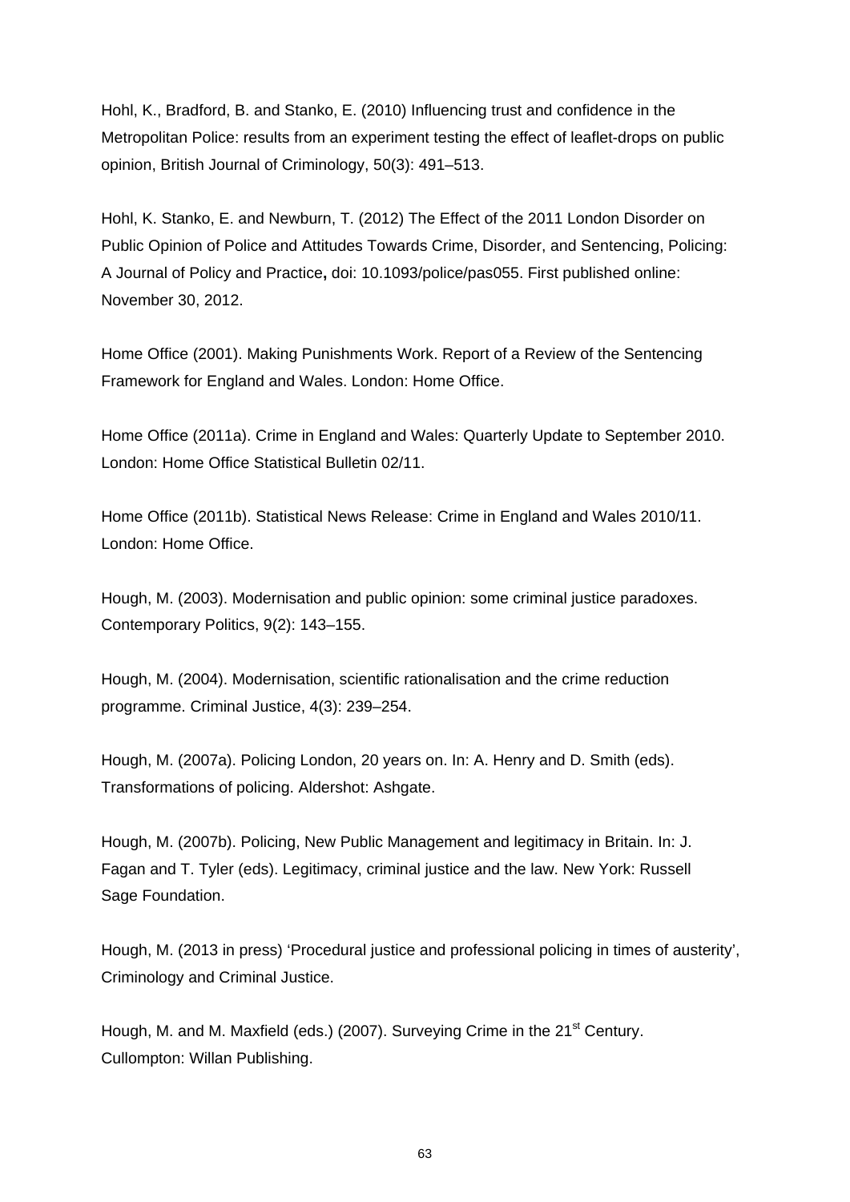Hohl, K., Bradford, B. and Stanko, E. (2010) Influencing trust and confidence in the Metropolitan Police: results from an experiment testing the effect of leaflet-drops on public opinion, British Journal of Criminology, 50(3): 491–513.

Hohl, K. Stanko, E. and Newburn, T. (2012) The Effect of the 2011 London Disorder on Public Opinion of Police and Attitudes Towards Crime, Disorder, and Sentencing, Policing: A Journal of Policy and Practice**,** doi: 10.1093/police/pas055. First published online: November 30, 2012.

Home Office (2001). Making Punishments Work. Report of a Review of the Sentencing Framework for England and Wales. London: Home Office.

Home Office (2011a). Crime in England and Wales: Quarterly Update to September 2010. London: Home Office Statistical Bulletin 02/11.

Home Office (2011b). Statistical News Release: Crime in England and Wales 2010/11. London: Home Office.

Hough, M. (2003). Modernisation and public opinion: some criminal justice paradoxes. Contemporary Politics, 9(2): 143–155.

Hough, M. (2004). Modernisation, scientific rationalisation and the crime reduction programme. Criminal Justice, 4(3): 239–254.

Hough, M. (2007a). Policing London, 20 years on. In: A. Henry and D. Smith (eds). Transformations of policing. Aldershot: Ashgate.

Hough, M. (2007b). Policing, New Public Management and legitimacy in Britain. In: J. Fagan and T. Tyler (eds). Legitimacy, criminal justice and the law. New York: Russell Sage Foundation.

Hough, M. (2013 in press) 'Procedural justice and professional policing in times of austerity', Criminology and Criminal Justice.

Hough, M. and M. Maxfield (eds.) (2007). Surveying Crime in the 21st Century. Cullompton: Willan Publishing.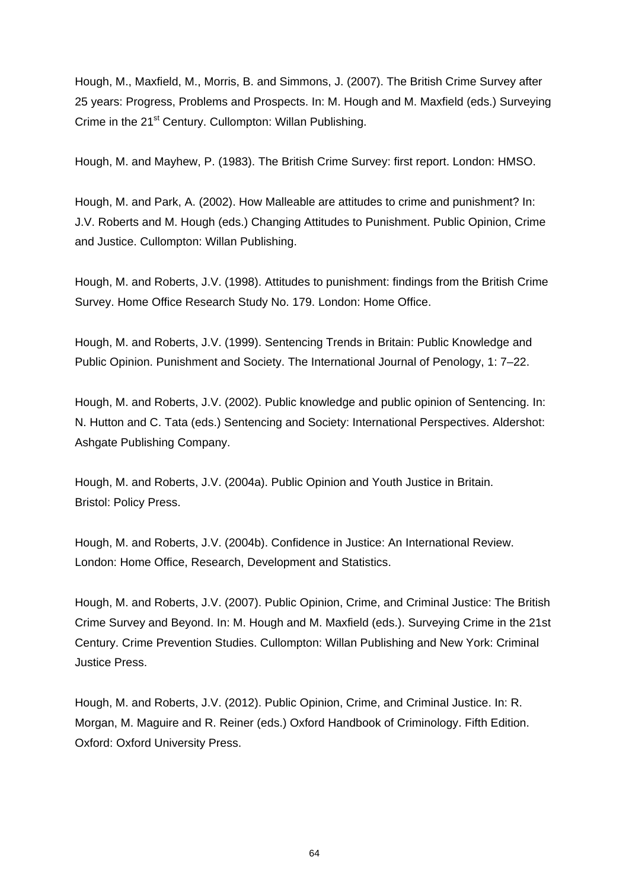Hough, M., Maxfield, M., Morris, B. and Simmons, J. (2007). The British Crime Survey after 25 years: Progress, Problems and Prospects. In: M. Hough and M. Maxfield (eds.) Surveying Crime in the 21st Century. Cullompton: Willan Publishing.

Hough, M. and Mayhew, P. (1983). The British Crime Survey: first report. London: HMSO.

Hough, M. and Park, A. (2002). How Malleable are attitudes to crime and punishment? In: J.V. Roberts and M. Hough (eds.) Changing Attitudes to Punishment. Public Opinion, Crime and Justice. Cullompton: Willan Publishing.

Hough, M. and Roberts, J.V. (1998). Attitudes to punishment: findings from the British Crime Survey. Home Office Research Study No. 179. London: Home Office.

Hough, M. and Roberts, J.V. (1999). Sentencing Trends in Britain: Public Knowledge and Public Opinion. Punishment and Society. The International Journal of Penology, 1: 7–22.

Hough, M. and Roberts, J.V. (2002). Public knowledge and public opinion of Sentencing. In: N. Hutton and C. Tata (eds.) Sentencing and Society: International Perspectives. Aldershot: Ashgate Publishing Company.

Hough, M. and Roberts, J.V. (2004a). Public Opinion and Youth Justice in Britain. Bristol: Policy Press.

Hough, M. and Roberts, J.V. (2004b). Confidence in Justice: An International Review. London: Home Office, Research, Development and Statistics.

Hough, M. and Roberts, J.V. (2007). Public Opinion, Crime, and Criminal Justice: The British Crime Survey and Beyond. In: M. Hough and M. Maxfield (eds.). Surveying Crime in the 21st Century. Crime Prevention Studies. Cullompton: Willan Publishing and New York: Criminal Justice Press.

Hough, M. and Roberts, J.V. (2012). Public Opinion, Crime, and Criminal Justice. In: R. Morgan, M. Maguire and R. Reiner (eds.) Oxford Handbook of Criminology. Fifth Edition. Oxford: Oxford University Press.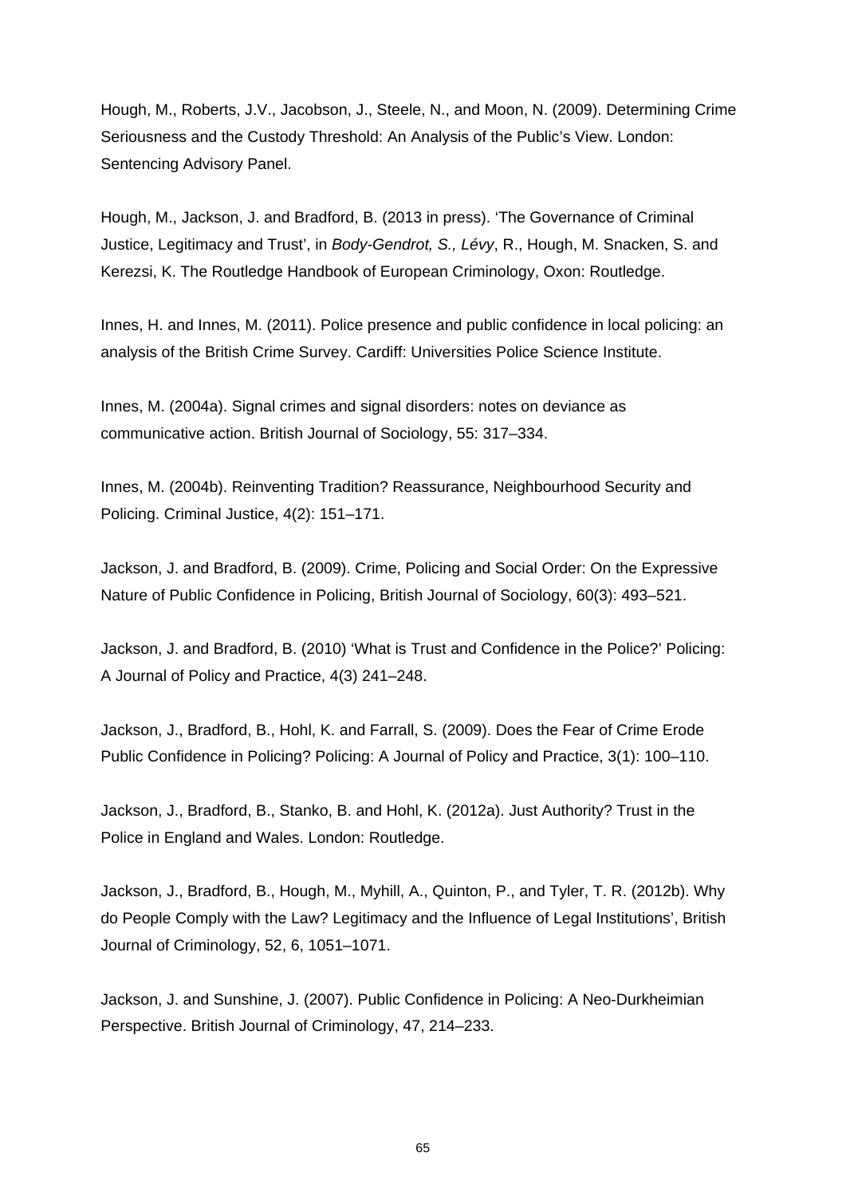Hough, M., Roberts, J.V., Jacobson, J., Steele, N., and Moon, N. (2009). Determining Crime Seriousness and the Custody Threshold: An Analysis of the Public's View. London: Sentencing Advisory Panel.

Hough, M., Jackson, J. and Bradford, B. (2013 in press). 'The Governance of Criminal Justice, Legitimacy and Trust', in *Body-Gendrot, S., Lévy*, R., Hough, M. Snacken, S. and Kerezsi, K. The Routledge Handbook of European Criminology, Oxon: Routledge.

Innes, H. and Innes, M. (2011). Police presence and public confidence in local policing: an analysis of the British Crime Survey. Cardiff: Universities Police Science Institute.

Innes, M. (2004a). Signal crimes and signal disorders: notes on deviance as communicative action. British Journal of Sociology, 55: 317–334.

Innes, M. (2004b). Reinventing Tradition? Reassurance, Neighbourhood Security and Policing. Criminal Justice, 4(2): 151–171.

Jackson, J. and Bradford, B. (2009). Crime, Policing and Social Order: On the Expressive Nature of Public Confidence in Policing, British Journal of Sociology, 60(3): 493–521.

Jackson, J. and Bradford, B. (2010) 'What is Trust and Confidence in the Police?' Policing: A Journal of Policy and Practice, 4(3) 241–248.

Jackson, J., Bradford, B., Hohl, K. and Farrall, S. (2009). Does the Fear of Crime Erode Public Confidence in Policing? Policing: A Journal of Policy and Practice, 3(1): 100–110.

Jackson, J., Bradford, B., Stanko, B. and Hohl, K. (2012a). Just Authority? Trust in the Police in England and Wales. London: Routledge.

Jackson, J., Bradford, B., Hough, M., Myhill, A., Quinton, P., and Tyler, T. R. (2012b). Why do People Comply with the Law? Legitimacy and the Influence of Legal Institutions', British Journal of Criminology, 52, 6, 1051–1071.

Jackson, J. and Sunshine, J. (2007). Public Confidence in Policing: A Neo-Durkheimian Perspective. British Journal of Criminology, 47, 214–233.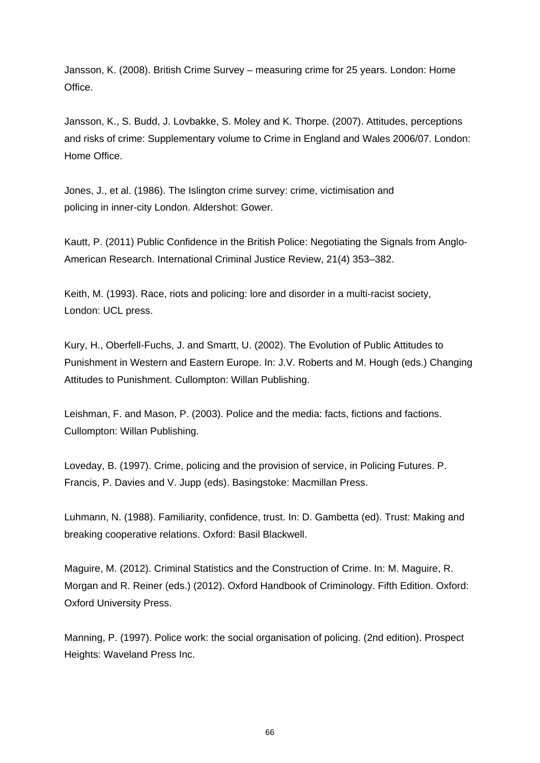Jansson, K. (2008). British Crime Survey – measuring crime for 25 years. London: Home Office.

Jansson, K., S. Budd, J. Lovbakke, S. Moley and K. Thorpe. (2007). Attitudes, perceptions and risks of crime: Supplementary volume to Crime in England and Wales 2006/07. London: Home Office.

Jones, J., et al. (1986). The Islington crime survey: crime, victimisation and policing in inner-city London. Aldershot: Gower.

Kautt, P. (2011) Public Confidence in the British Police: Negotiating the Signals from Anglo-American Research. International Criminal Justice Review, 21(4) 353–382.

Keith, M. (1993). Race, riots and policing: lore and disorder in a multi-racist society, London: UCL press.

Kury, H., Oberfell-Fuchs, J. and Smartt, U. (2002). The Evolution of Public Attitudes to Punishment in Western and Eastern Europe. In: J.V. Roberts and M. Hough (eds.) Changing Attitudes to Punishment. Cullompton: Willan Publishing.

Leishman, F. and Mason, P. (2003). Police and the media: facts, fictions and factions. Cullompton: Willan Publishing.

Loveday, B. (1997). Crime, policing and the provision of service, in Policing Futures. P. Francis, P. Davies and V. Jupp (eds). Basingstoke: Macmillan Press.

Luhmann, N. (1988). Familiarity, confidence, trust. In: D. Gambetta (ed). Trust: Making and breaking cooperative relations. Oxford: Basil Blackwell.

Maguire, M. (2012). Criminal Statistics and the Construction of Crime. In: M. Maguire, R. Morgan and R. Reiner (eds.) (2012). Oxford Handbook of Criminology. Fifth Edition. Oxford: Oxford University Press.

Manning, P. (1997). Police work: the social organisation of policing. (2nd edition). Prospect Heights: Waveland Press Inc.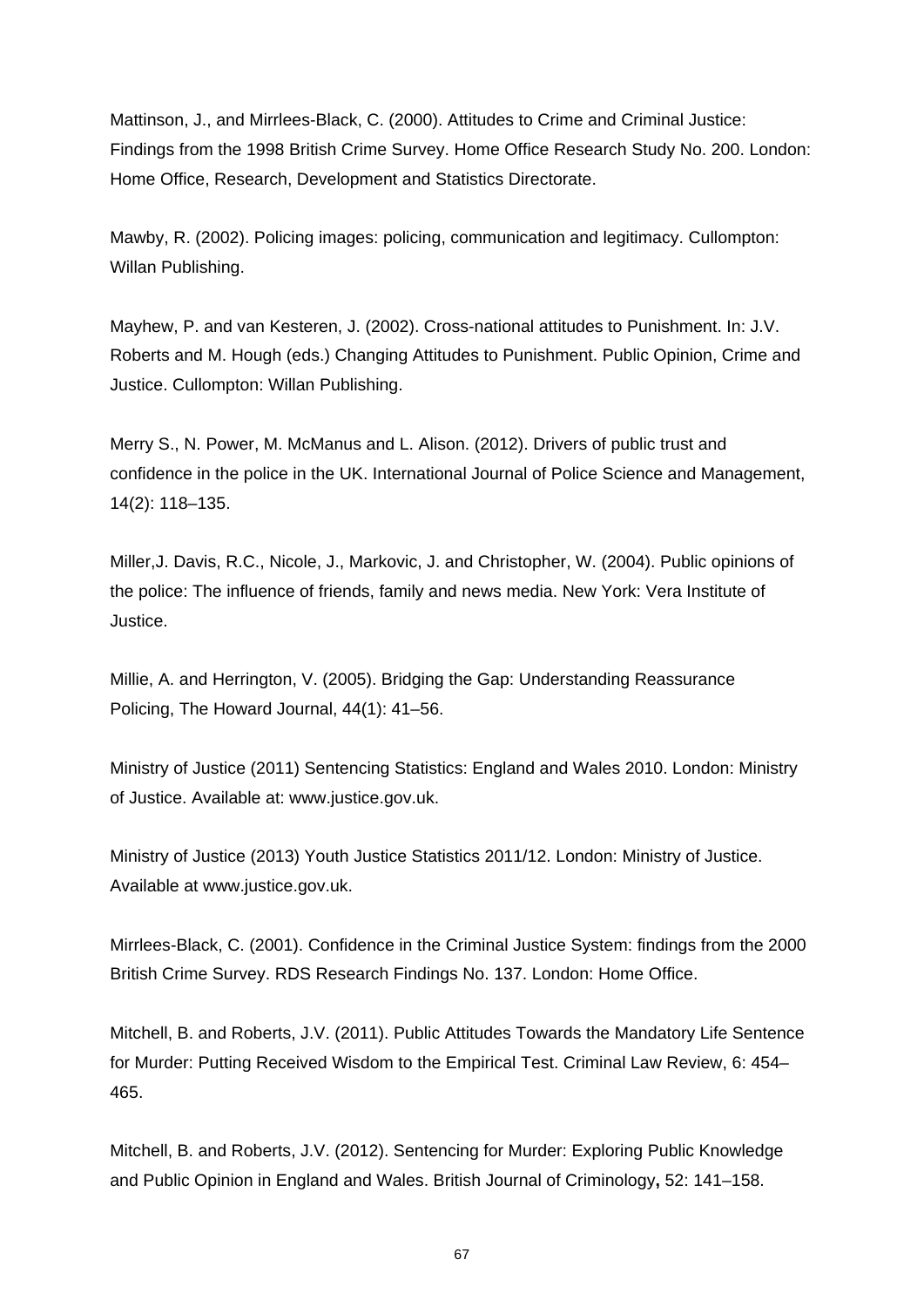Mattinson, J., and Mirrlees-Black, C. (2000). Attitudes to Crime and Criminal Justice: Findings from the 1998 British Crime Survey. Home Office Research Study No. 200. London: Home Office, Research, Development and Statistics Directorate.

Mawby, R. (2002). Policing images: policing, communication and legitimacy. Cullompton: Willan Publishing.

Mayhew, P. and van Kesteren, J. (2002). Cross-national attitudes to Punishment. In: J.V. Roberts and M. Hough (eds.) Changing Attitudes to Punishment. Public Opinion, Crime and Justice. Cullompton: Willan Publishing.

Merry S., N. Power, M. McManus and L. Alison. (2012). Drivers of public trust and confidence in the police in the UK. International Journal of Police Science and Management, 14(2): 118–135.

Miller,J. Davis, R.C., Nicole, J., Markovic, J. and Christopher, W. (2004). Public opinions of the police: The influence of friends, family and news media. New York: Vera Institute of Justice.

Millie, A. and Herrington, V. (2005). Bridging the Gap: Understanding Reassurance Policing, The Howard Journal, 44(1): 41–56.

Ministry of Justice (2011) Sentencing Statistics: England and Wales 2010. London: Ministry of Justice. Available at: www.justice.gov.uk.

Ministry of Justice (2013) Youth Justice Statistics 2011/12. London: Ministry of Justice. Available at www.justice.gov.uk.

Mirrlees-Black, C. (2001). Confidence in the Criminal Justice System: findings from the 2000 British Crime Survey. RDS Research Findings No. 137. London: Home Office.

Mitchell, B. and Roberts, J.V. (2011). Public Attitudes Towards the Mandatory Life Sentence for Murder: Putting Received Wisdom to the Empirical Test. Criminal Law Review, 6: 454–465.

Mitchell, B. and Roberts, J.V. (2012). Sentencing for Murder: Exploring Public Knowledge and Public Opinion in England and Wales. British Journal of Criminology**,** 52: 141–158.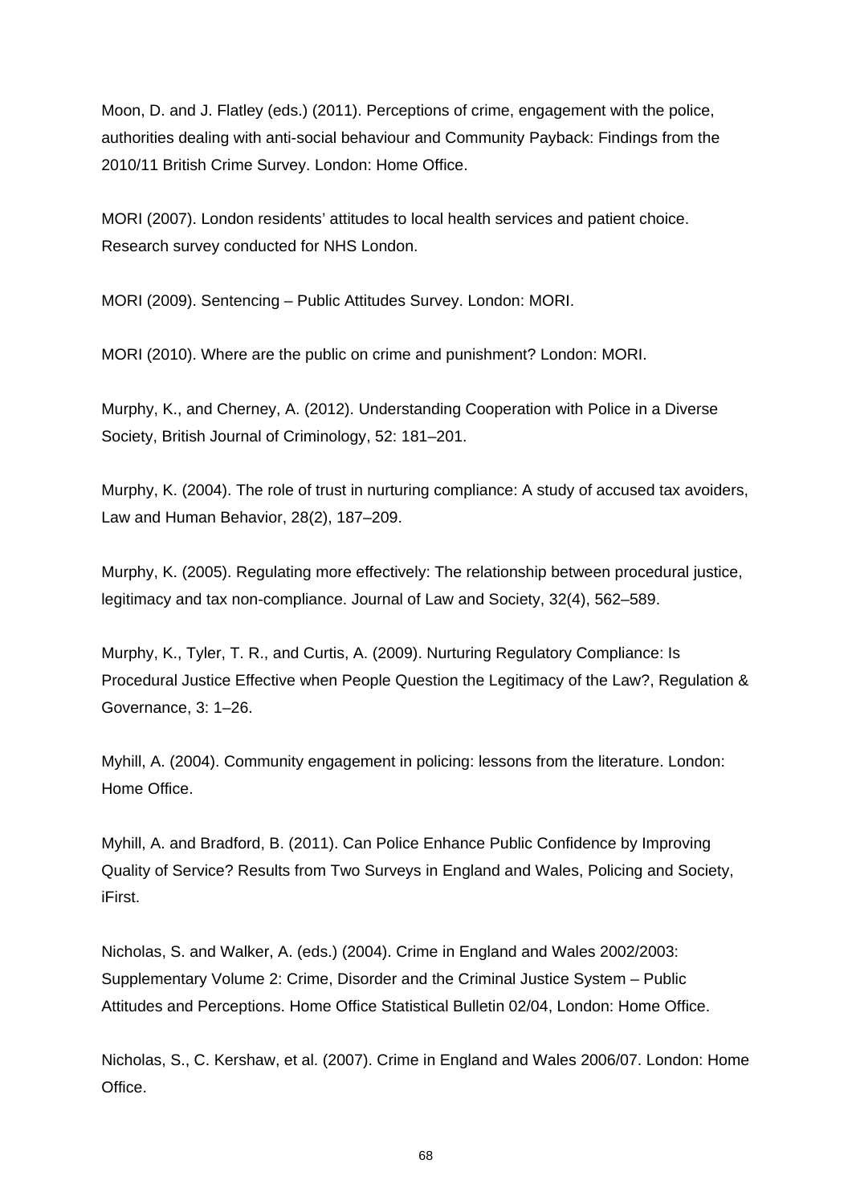Moon, D. and J. Flatley (eds.) (2011). Perceptions of crime, engagement with the police, authorities dealing with anti-social behaviour and Community Payback: Findings from the 2010/11 British Crime Survey. London: Home Office.

MORI (2007). London residents' attitudes to local health services and patient choice. Research survey conducted for NHS London.

MORI (2009). Sentencing – Public Attitudes Survey. London: MORI.

MORI (2010). Where are the public on crime and punishment? London: MORI.

Murphy, K., and Cherney, A. (2012). Understanding Cooperation with Police in a Diverse Society, British Journal of Criminology, 52: 181–201.

Murphy, K. (2004). The role of trust in nurturing compliance: A study of accused tax avoiders, Law and Human Behavior, 28(2), 187–209.

Murphy, K. (2005). Regulating more effectively: The relationship between procedural justice, legitimacy and tax non-compliance. Journal of Law and Society, 32(4), 562–589.

Murphy, K., Tyler, T. R., and Curtis, A. (2009). Nurturing Regulatory Compliance: Is Procedural Justice Effective when People Question the Legitimacy of the Law?, Regulation & Governance, 3: 1–26.

Myhill, A. (2004). Community engagement in policing: lessons from the literature. London: Home Office.

Myhill, A. and Bradford, B. (2011). Can Police Enhance Public Confidence by Improving Quality of Service? Results from Two Surveys in England and Wales, Policing and Society, iFirst.

Nicholas, S. and Walker, A. (eds.) (2004). Crime in England and Wales 2002/2003: Supplementary Volume 2: Crime, Disorder and the Criminal Justice System – Public Attitudes and Perceptions. Home Office Statistical Bulletin 02/04, London: Home Office.

Nicholas, S., C. Kershaw, et al. (2007). Crime in England and Wales 2006/07. London: Home Office.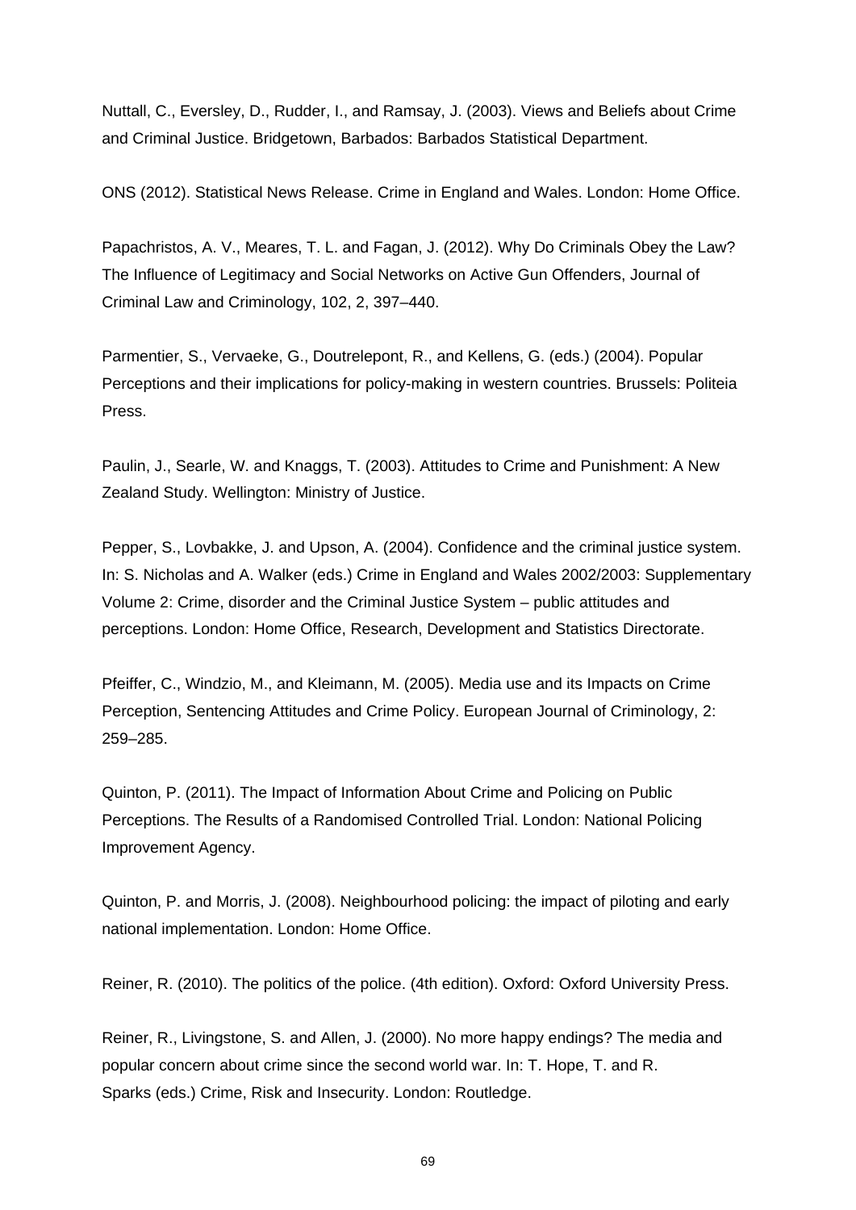Nuttall, C., Eversley, D., Rudder, I., and Ramsay, J. (2003). Views and Beliefs about Crime and Criminal Justice. Bridgetown, Barbados: Barbados Statistical Department.

ONS (2012). Statistical News Release. Crime in England and Wales. London: Home Office.

Papachristos, A. V., Meares, T. L. and Fagan, J. (2012). Why Do Criminals Obey the Law? The Influence of Legitimacy and Social Networks on Active Gun Offenders, Journal of Criminal Law and Criminology, 102, 2, 397–440.

Parmentier, S., Vervaeke, G., Doutrelepont, R., and Kellens, G. (eds.) (2004). Popular Perceptions and their implications for policy-making in western countries. Brussels: Politeia Press.

Paulin, J., Searle, W. and Knaggs, T. (2003). Attitudes to Crime and Punishment: A New Zealand Study. Wellington: Ministry of Justice.

Pepper, S., Lovbakke, J. and Upson, A. (2004). Confidence and the criminal justice system. In: S. Nicholas and A. Walker (eds.) Crime in England and Wales 2002/2003: Supplementary Volume 2: Crime, disorder and the Criminal Justice System – public attitudes and perceptions. London: Home Office, Research, Development and Statistics Directorate.

Pfeiffer, C., Windzio, M., and Kleimann, M. (2005). Media use and its Impacts on Crime Perception, Sentencing Attitudes and Crime Policy. European Journal of Criminology, 2: 259–285.

Quinton, P. (2011). The Impact of Information About Crime and Policing on Public Perceptions. The Results of a Randomised Controlled Trial. London: National Policing Improvement Agency.

Quinton, P. and Morris, J. (2008). Neighbourhood policing: the impact of piloting and early national implementation. London: Home Office.

Reiner, R. (2010). The politics of the police. (4th edition). Oxford: Oxford University Press.

Reiner, R., Livingstone, S. and Allen, J. (2000). No more happy endings? The media and popular concern about crime since the second world war. In: T. Hope, T. and R. Sparks (eds.) Crime, Risk and Insecurity. London: Routledge.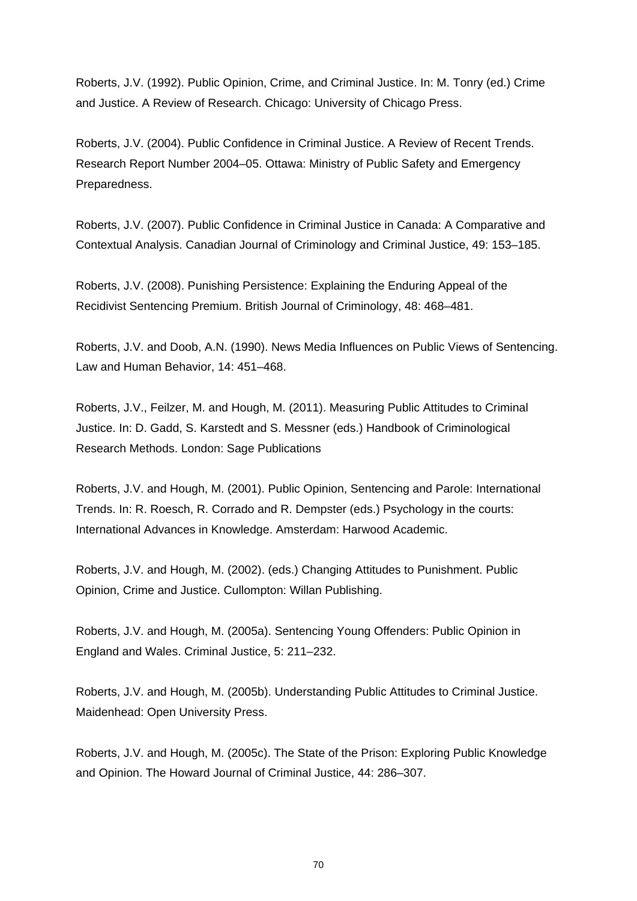Roberts, J.V. (1992). Public Opinion, Crime, and Criminal Justice. In: M. Tonry (ed.) Crime and Justice. A Review of Research. Chicago: University of Chicago Press.

Roberts, J.V. (2004). Public Confidence in Criminal Justice. A Review of Recent Trends. Research Report Number 2004–05. Ottawa: Ministry of Public Safety and Emergency Preparedness.

Roberts, J.V. (2007). Public Confidence in Criminal Justice in Canada: A Comparative and Contextual Analysis. Canadian Journal of Criminology and Criminal Justice, 49: 153–185.

Roberts, J.V. (2008). Punishing Persistence: Explaining the Enduring Appeal of the Recidivist Sentencing Premium. British Journal of Criminology, 48: 468–481.

Roberts, J.V. and Doob, A.N. (1990). News Media Influences on Public Views of Sentencing. Law and Human Behavior, 14: 451–468.

Roberts, J.V., Feilzer, M. and Hough, M. (2011). Measuring Public Attitudes to Criminal Justice. In: D. Gadd, S. Karstedt and S. Messner (eds.) Handbook of Criminological Research Methods. London: Sage Publications

Roberts, J.V. and Hough, M. (2001). Public Opinion, Sentencing and Parole: International Trends. In: R. Roesch, R. Corrado and R. Dempster (eds.) Psychology in the courts: International Advances in Knowledge. Amsterdam: Harwood Academic.

Roberts, J.V. and Hough, M. (2002). (eds.) Changing Attitudes to Punishment. Public Opinion, Crime and Justice. Cullompton: Willan Publishing.

Roberts, J.V. and Hough, M. (2005a). Sentencing Young Offenders: Public Opinion in England and Wales. Criminal Justice, 5: 211–232.

Roberts, J.V. and Hough, M. (2005b). Understanding Public Attitudes to Criminal Justice. Maidenhead: Open University Press.

Roberts, J.V. and Hough, M. (2005c). The State of the Prison: Exploring Public Knowledge and Opinion. The Howard Journal of Criminal Justice, 44: 286–307.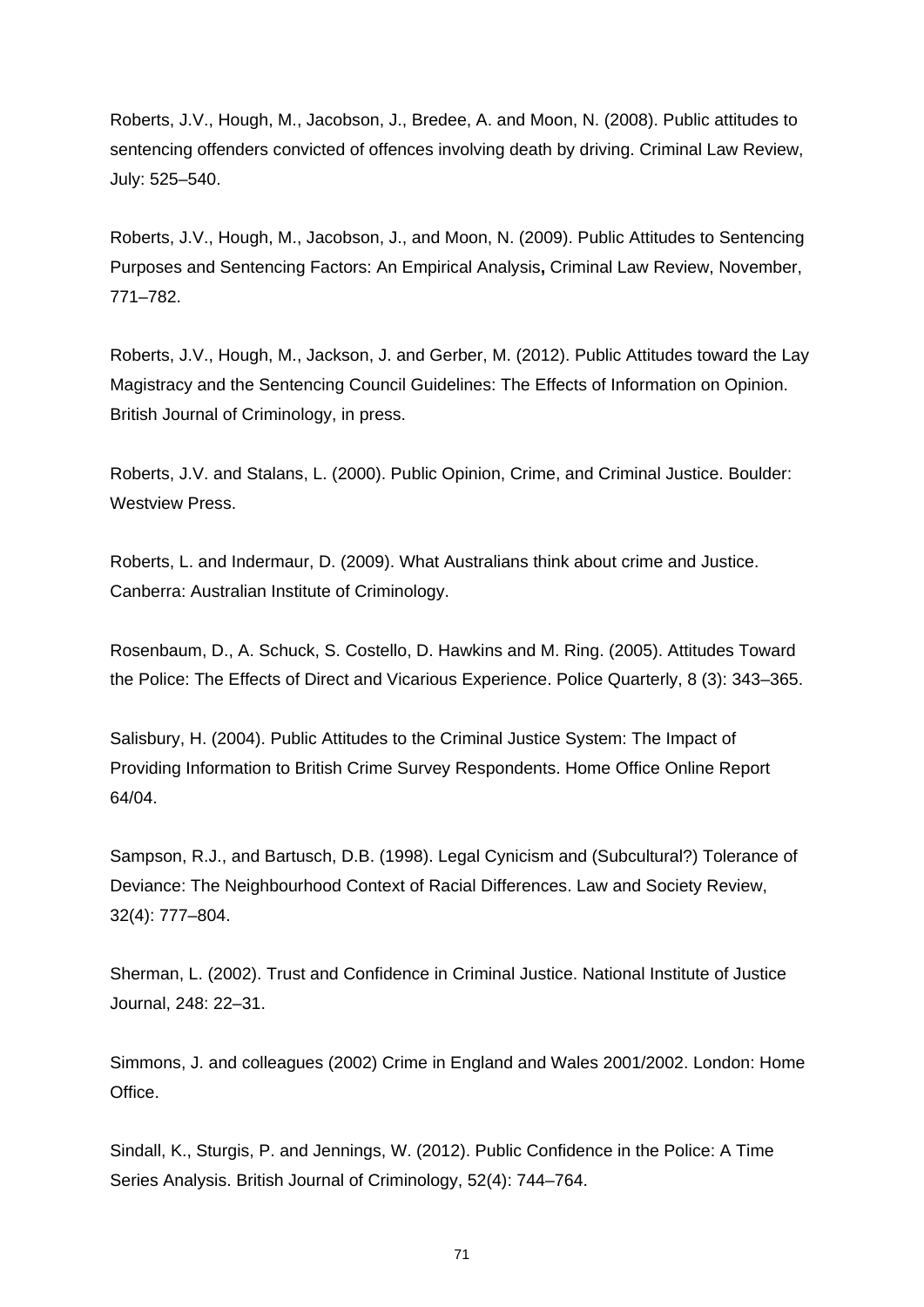Roberts, J.V., Hough, M., Jacobson, J., Bredee, A. and Moon, N. (2008). Public attitudes to sentencing offenders convicted of offences involving death by driving. Criminal Law Review, July: 525–540.

Roberts, J.V., Hough, M., Jacobson, J., and Moon, N. (2009). Public Attitudes to Sentencing Purposes and Sentencing Factors: An Empirical Analysis**,** Criminal Law Review, November, 771–782.

Roberts, J.V., Hough, M., Jackson, J. and Gerber, M. (2012). Public Attitudes toward the Lay Magistracy and the Sentencing Council Guidelines: The Effects of Information on Opinion. British Journal of Criminology, in press.

Roberts, J.V. and Stalans, L. (2000). Public Opinion, Crime, and Criminal Justice. Boulder: Westview Press.

Roberts, L. and Indermaur, D. (2009). What Australians think about crime and Justice. Canberra: Australian Institute of Criminology.

Rosenbaum, D., A. Schuck, S. Costello, D. Hawkins and M. Ring. (2005). Attitudes Toward the Police: The Effects of Direct and Vicarious Experience. Police Quarterly, 8 (3): 343–365.

Salisbury, H. (2004). Public Attitudes to the Criminal Justice System: The Impact of Providing Information to British Crime Survey Respondents. Home Office Online Report 64/04.

Sampson, R.J., and Bartusch, D.B. (1998). Legal Cynicism and (Subcultural?) Tolerance of Deviance: The Neighbourhood Context of Racial Differences. Law and Society Review, 32(4): 777–804.

Sherman, L. (2002). Trust and Confidence in Criminal Justice. National Institute of Justice Journal, 248: 22–31.

Simmons, J. and colleagues (2002) Crime in England and Wales 2001/2002. London: Home Office.

Sindall, K., Sturgis, P. and Jennings, W. (2012). Public Confidence in the Police: A Time Series Analysis. British Journal of Criminology, 52(4): 744–764.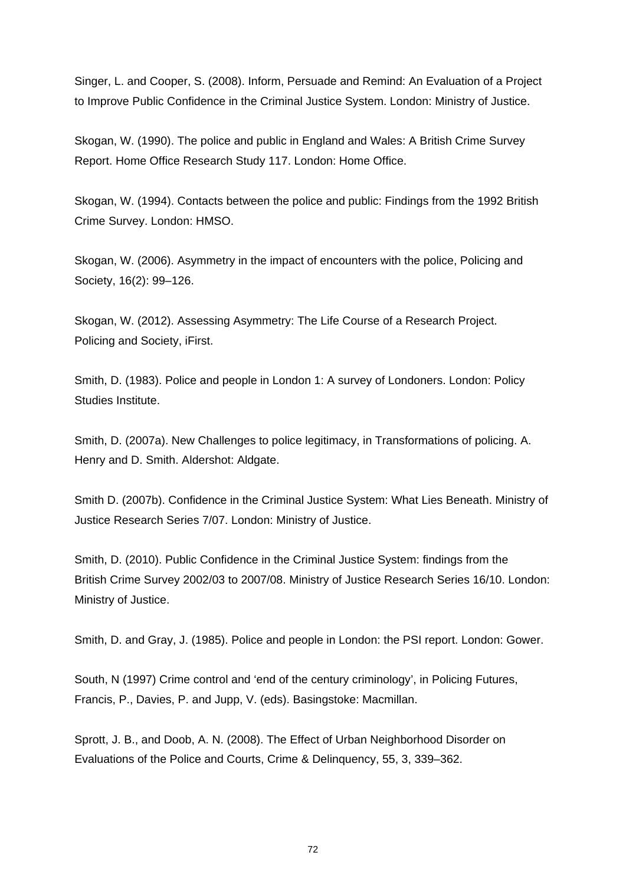Singer, L. and Cooper, S. (2008). Inform, Persuade and Remind: An Evaluation of a Project to Improve Public Confidence in the Criminal Justice System. London: Ministry of Justice.

Skogan, W. (1990). The police and public in England and Wales: A British Crime Survey Report. Home Office Research Study 117. London: Home Office.

Skogan, W. (1994). Contacts between the police and public: Findings from the 1992 British Crime Survey. London: HMSO.

Skogan, W. (2006). Asymmetry in the impact of encounters with the police, Policing and Society, 16(2): 99–126.

Skogan, W. (2012). Assessing Asymmetry: The Life Course of a Research Project. Policing and Society, iFirst.

Smith, D. (1983). Police and people in London 1: A survey of Londoners. London: Policy Studies Institute.

Smith, D. (2007a). New Challenges to police legitimacy, in Transformations of policing. A. Henry and D. Smith. Aldershot: Aldgate.

Smith D. (2007b). Confidence in the Criminal Justice System: What Lies Beneath. Ministry of Justice Research Series 7/07. London: Ministry of Justice.

Smith, D. (2010). Public Confidence in the Criminal Justice System: findings from the British Crime Survey 2002/03 to 2007/08. Ministry of Justice Research Series 16/10. London: Ministry of Justice.

Smith, D. and Gray, J. (1985). Police and people in London: the PSI report. London: Gower.

South, N (1997) Crime control and 'end of the century criminology', in Policing Futures, Francis, P., Davies, P. and Jupp, V. (eds). Basingstoke: Macmillan.

Sprott, J. B., and Doob, A. N. (2008). The Effect of Urban Neighborhood Disorder on Evaluations of the Police and Courts, Crime & Delinquency, 55, 3, 339–362.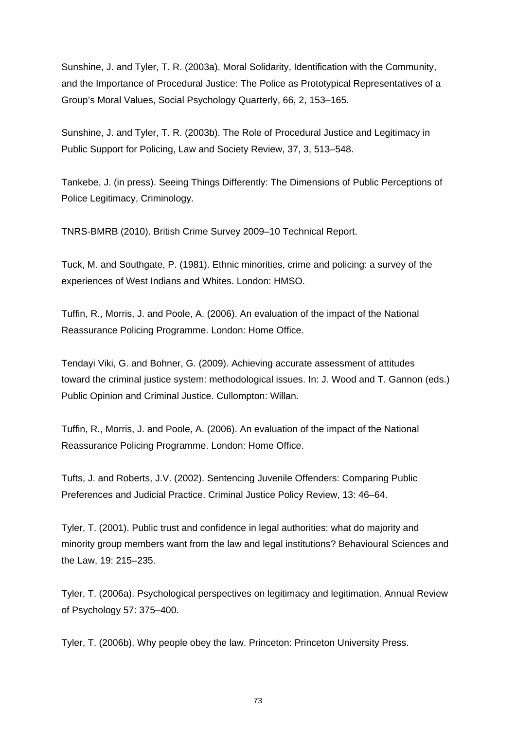Sunshine, J. and Tyler, T. R. (2003a). Moral Solidarity, Identification with the Community, and the Importance of Procedural Justice: The Police as Prototypical Representatives of a Group's Moral Values, Social Psychology Quarterly, 66, 2, 153–165.

Sunshine, J. and Tyler, T. R. (2003b). The Role of Procedural Justice and Legitimacy in Public Support for Policing, Law and Society Review, 37, 3, 513–548.

Tankebe, J. (in press). Seeing Things Differently: The Dimensions of Public Perceptions of Police Legitimacy, Criminology.

TNRS-BMRB (2010). British Crime Survey 2009–10 Technical Report.

Tuck, M. and Southgate, P. (1981). Ethnic minorities, crime and policing: a survey of the experiences of West Indians and Whites. London: HMSO.

Tuffin, R., Morris, J. and Poole, A. (2006). An evaluation of the impact of the National Reassurance Policing Programme. London: Home Office.

Tendayi Viki, G. and Bohner, G. (2009). Achieving accurate assessment of attitudes toward the criminal justice system: methodological issues. In: J. Wood and T. Gannon (eds.) Public Opinion and Criminal Justice. Cullompton: Willan.

Tuffin, R., Morris, J. and Poole, A. (2006). An evaluation of the impact of the National Reassurance Policing Programme. London: Home Office.

Tufts, J. and Roberts, J.V. (2002). Sentencing Juvenile Offenders: Comparing Public Preferences and Judicial Practice. Criminal Justice Policy Review, 13: 46–64.

Tyler, T. (2001). Public trust and confidence in legal authorities: what do majority and minority group members want from the law and legal institutions? Behavioural Sciences and the Law, 19: 215–235.

Tyler, T. (2006a). Psychological perspectives on legitimacy and legitimation. Annual Review of Psychology 57: 375–400.

Tyler, T. (2006b). Why people obey the law. Princeton: Princeton University Press.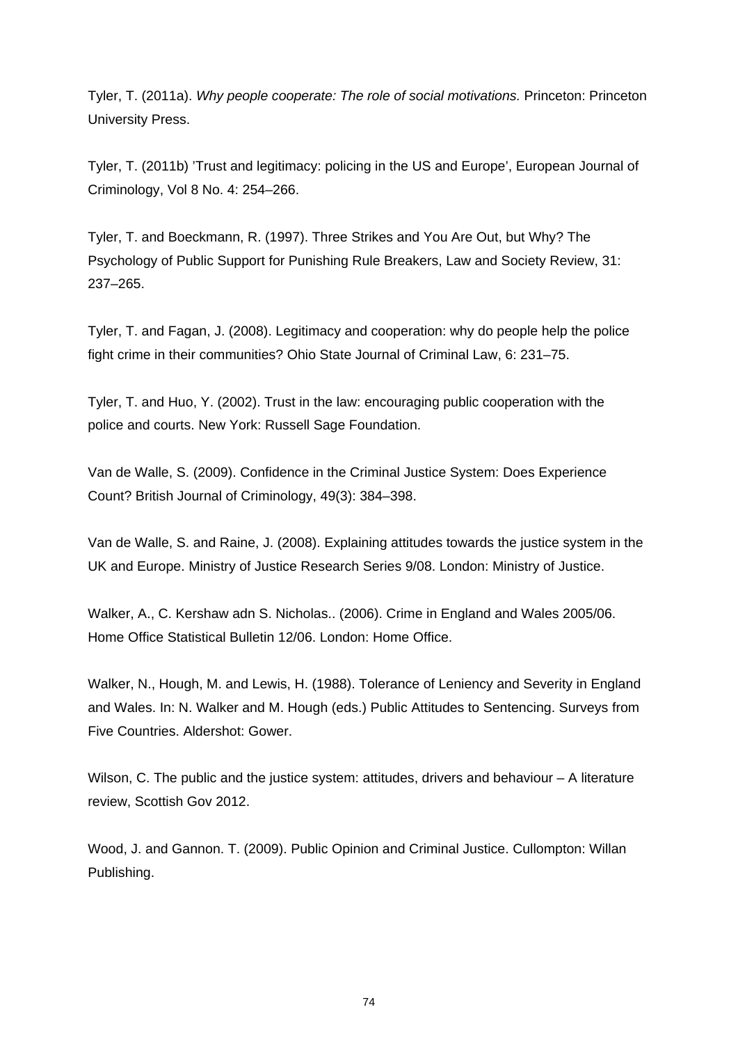Tyler, T. (2011a). *Why people cooperate: The role of social motivations.* Princeton: Princeton University Press.

Tyler, T. (2011b) 'Trust and legitimacy: policing in the US and Europe', European Journal of Criminology, Vol 8 No. 4: 254–266.

Tyler, T. and Boeckmann, R. (1997). Three Strikes and You Are Out, but Why? The Psychology of Public Support for Punishing Rule Breakers, Law and Society Review, 31: 237–265.

Tyler, T. and Fagan, J. (2008). Legitimacy and cooperation: why do people help the police fight crime in their communities? Ohio State Journal of Criminal Law, 6: 231–75.

Tyler, T. and Huo, Y. (2002). Trust in the law: encouraging public cooperation with the police and courts. New York: Russell Sage Foundation.

Van de Walle, S. (2009). Confidence in the Criminal Justice System: Does Experience Count? British Journal of Criminology, 49(3): 384–398.

Van de Walle, S. and Raine, J. (2008). Explaining attitudes towards the justice system in the UK and Europe. Ministry of Justice Research Series 9/08. London: Ministry of Justice.

Walker, A., C. Kershaw adn S. Nicholas.. (2006). Crime in England and Wales 2005/06. Home Office Statistical Bulletin 12/06. London: Home Office.

Walker, N., Hough, M. and Lewis, H. (1988). Tolerance of Leniency and Severity in England and Wales. In: N. Walker and M. Hough (eds.) Public Attitudes to Sentencing. Surveys from Five Countries. Aldershot: Gower.

Wilson, C. The public and the justice system: attitudes, drivers and behaviour – A literature review, Scottish Gov 2012.

Wood, J. and Gannon. T. (2009). Public Opinion and Criminal Justice. Cullompton: Willan Publishing.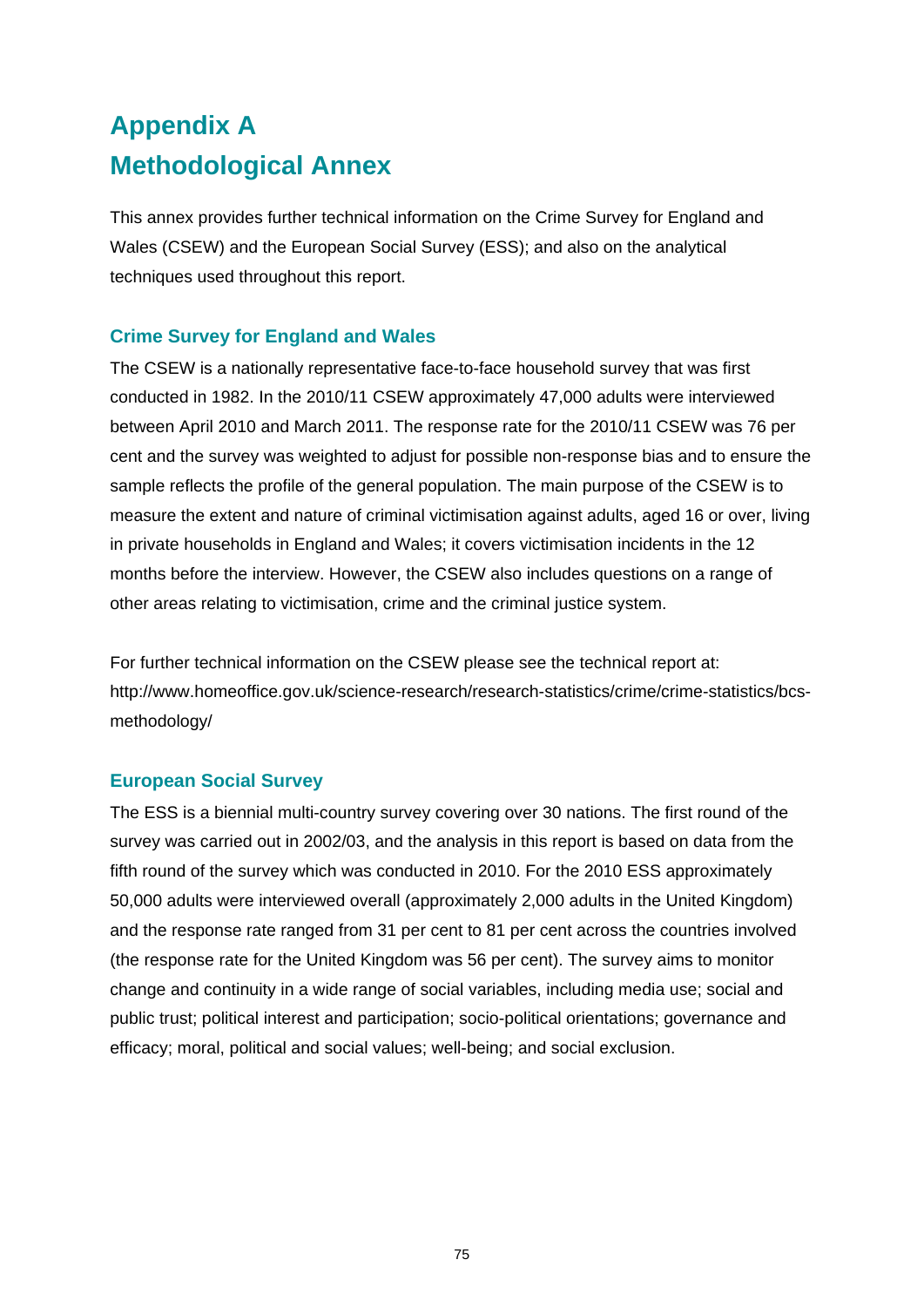# Appendix A
# Methodological Annex

This annex provides further technical information on the Crime Survey for England and Wales (CSEW) and the European Social Survey (ESS); and also on the analytical techniques used throughout this report.

## Crime Survey for England and Wales

The CSEW is a nationally representative face-to-face household survey that was first conducted in 1982. In the 2010/11 CSEW approximately 47,000 adults were interviewed between April 2010 and March 2011. The response rate for the 2010/11 CSEW was 76 per cent and the survey was weighted to adjust for possible non-response bias and to ensure the sample reflects the profile of the general population. The main purpose of the CSEW is to measure the extent and nature of criminal victimisation against adults, aged 16 or over, living in private households in England and Wales; it covers victimisation incidents in the 12 months before the interview. However, the CSEW also includes questions on a range of other areas relating to victimisation, crime and the criminal justice system.

For further technical information on the CSEW please see the technical report at: http://www.homeoffice.gov.uk/science-research/research-statistics/crime/crime-statistics/bcs-methodology/

## European Social Survey

The ESS is a biennial multi-country survey covering over 30 nations. The first round of the survey was carried out in 2002/03, and the analysis in this report is based on data from the fifth round of the survey which was conducted in 2010. For the 2010 ESS approximately 50,000 adults were interviewed overall (approximately 2,000 adults in the United Kingdom) and the response rate ranged from 31 per cent to 81 per cent across the countries involved (the response rate for the United Kingdom was 56 per cent). The survey aims to monitor change and continuity in a wide range of social variables, including media use; social and public trust; political interest and participation; socio-political orientations; governance and efficacy; moral, political and social values; well-being; and social exclusion.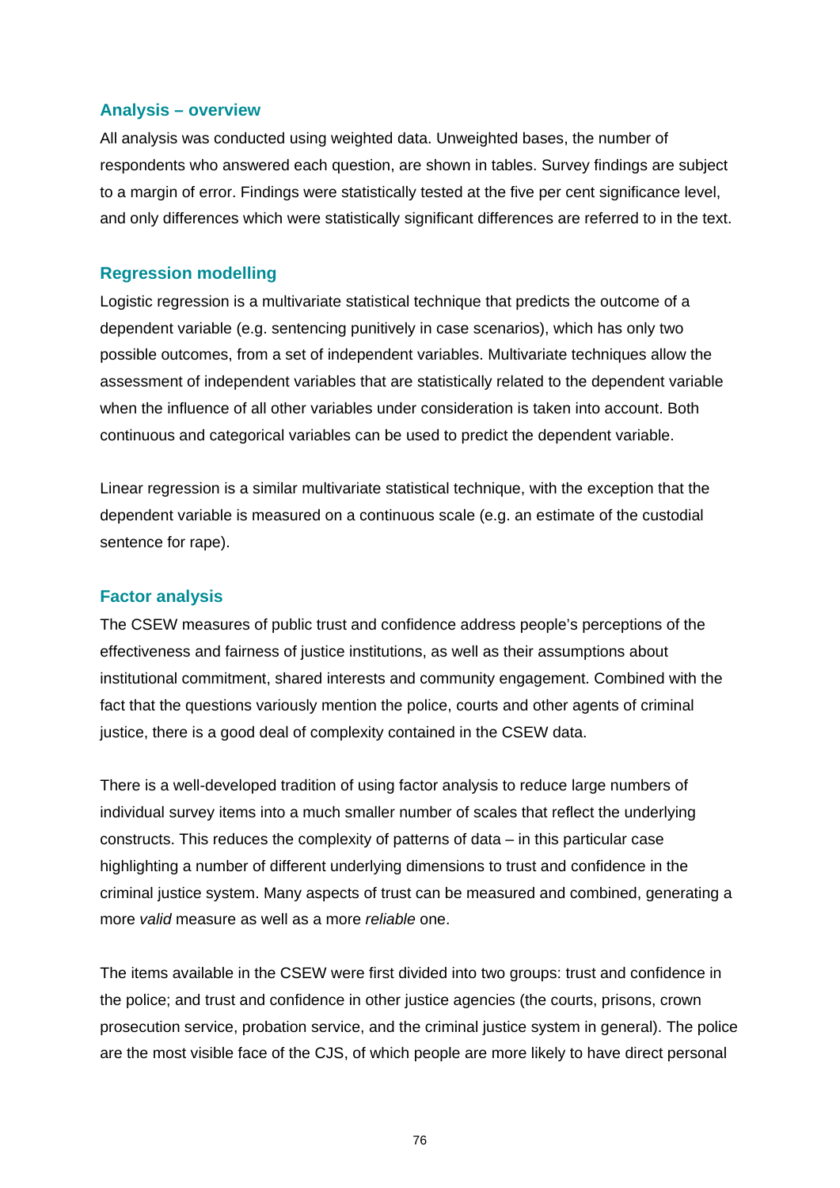### Analysis – overview

All analysis was conducted using weighted data. Unweighted bases, the number of respondents who answered each question, are shown in tables. Survey findings are subject to a margin of error. Findings were statistically tested at the five per cent significance level, and only differences which were statistically significant differences are referred to in the text.

### Regression modelling

Logistic regression is a multivariate statistical technique that predicts the outcome of a dependent variable (e.g. sentencing punitively in case scenarios), which has only two possible outcomes, from a set of independent variables. Multivariate techniques allow the assessment of independent variables that are statistically related to the dependent variable when the influence of all other variables under consideration is taken into account. Both continuous and categorical variables can be used to predict the dependent variable.

Linear regression is a similar multivariate statistical technique, with the exception that the dependent variable is measured on a continuous scale (e.g. an estimate of the custodial sentence for rape).

### Factor analysis

The CSEW measures of public trust and confidence address people's perceptions of the effectiveness and fairness of justice institutions, as well as their assumptions about institutional commitment, shared interests and community engagement. Combined with the fact that the questions variously mention the police, courts and other agents of criminal justice, there is a good deal of complexity contained in the CSEW data.

There is a well-developed tradition of using factor analysis to reduce large numbers of individual survey items into a much smaller number of scales that reflect the underlying constructs. This reduces the complexity of patterns of data – in this particular case highlighting a number of different underlying dimensions to trust and confidence in the criminal justice system. Many aspects of trust can be measured and combined, generating a more *valid* measure as well as a more *reliable* one.

The items available in the CSEW were first divided into two groups: trust and confidence in the police; and trust and confidence in other justice agencies (the courts, prisons, crown prosecution service, probation service, and the criminal justice system in general). The police are the most visible face of the CJS, of which people are more likely to have direct personal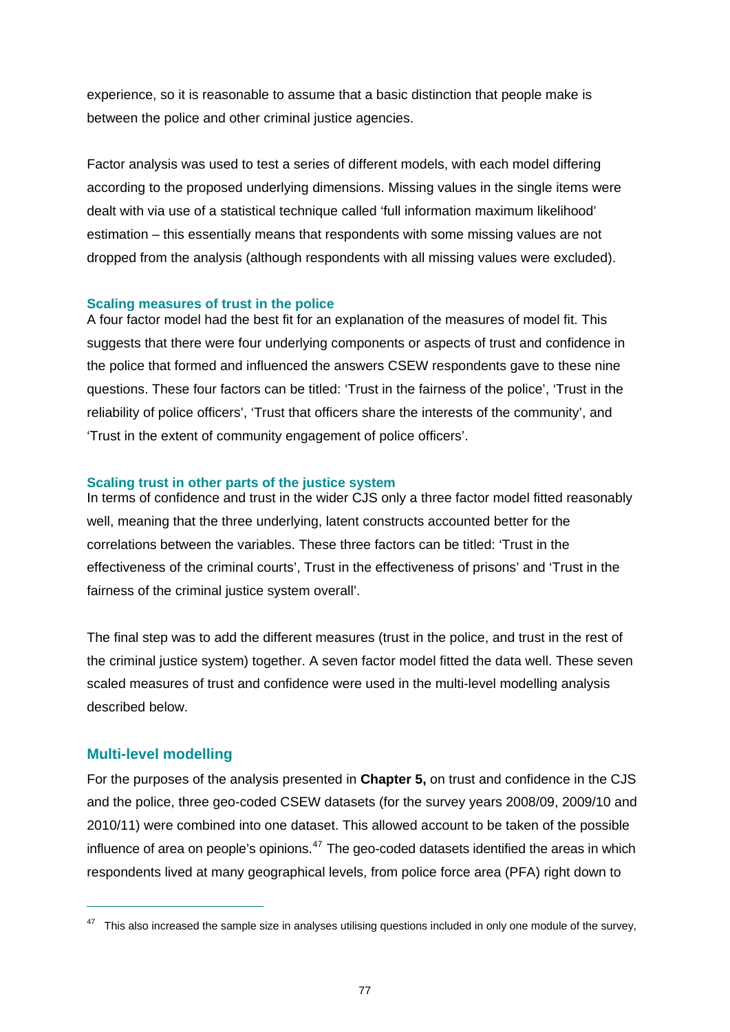experience, so it is reasonable to assume that a basic distinction that people make is between the police and other criminal justice agencies.

Factor analysis was used to test a series of different models, with each model differing according to the proposed underlying dimensions. Missing values in the single items were dealt with via use of a statistical technique called 'full information maximum likelihood' estimation – this essentially means that respondents with some missing values are not dropped from the analysis (although respondents with all missing values were excluded).

#### Scaling measures of trust in the police

A four factor model had the best fit for an explanation of the measures of model fit. This suggests that there were four underlying components or aspects of trust and confidence in the police that formed and influenced the answers CSEW respondents gave to these nine questions. These four factors can be titled: 'Trust in the fairness of the police', 'Trust in the reliability of police officers', 'Trust that officers share the interests of the community', and 'Trust in the extent of community engagement of police officers'.

#### Scaling trust in other parts of the justice system

In terms of confidence and trust in the wider CJS only a three factor model fitted reasonably well, meaning that the three underlying, latent constructs accounted better for the correlations between the variables. These three factors can be titled: 'Trust in the effectiveness of the criminal courts', Trust in the effectiveness of prisons' and 'Trust in the fairness of the criminal justice system overall'.

The final step was to add the different measures (trust in the police, and trust in the rest of the criminal justice system) together. A seven factor model fitted the data well. These seven scaled measures of trust and confidence were used in the multi-level modelling analysis described below.

### Multi-level modelling

For the purposes of the analysis presented in **Chapter 5,** on trust and confidence in the CJS and the police, three geo-coded CSEW datasets (for the survey years 2008/09, 2009/10 and 2010/11) were combined into one dataset. This allowed account to be taken of the possible influence of area on people's opinions.[47] The geo-coded datasets identified the areas in which respondents lived at many geographical levels, from police force area (PFA) right down to

[47] This also increased the sample size in analyses utilising questions included in only one module of the survey,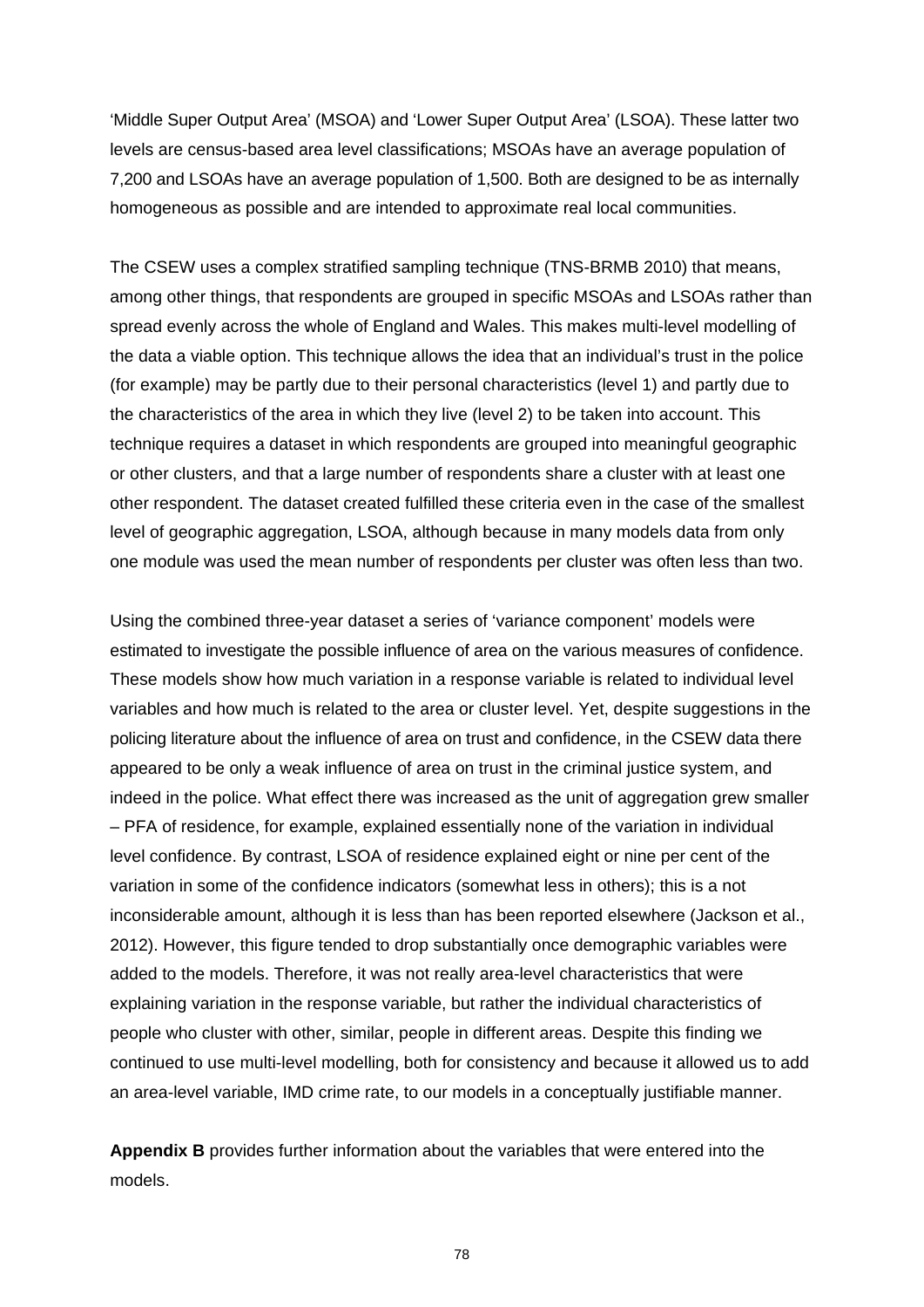'Middle Super Output Area' (MSOA) and 'Lower Super Output Area' (LSOA). These latter two levels are census-based area level classifications; MSOAs have an average population of 7,200 and LSOAs have an average population of 1,500. Both are designed to be as internally homogeneous as possible and are intended to approximate real local communities.

The CSEW uses a complex stratified sampling technique (TNS-BRMB 2010) that means, among other things, that respondents are grouped in specific MSOAs and LSOAs rather than spread evenly across the whole of England and Wales. This makes multi-level modelling of the data a viable option. This technique allows the idea that an individual's trust in the police (for example) may be partly due to their personal characteristics (level 1) and partly due to the characteristics of the area in which they live (level 2) to be taken into account. This technique requires a dataset in which respondents are grouped into meaningful geographic or other clusters, and that a large number of respondents share a cluster with at least one other respondent. The dataset created fulfilled these criteria even in the case of the smallest level of geographic aggregation, LSOA, although because in many models data from only one module was used the mean number of respondents per cluster was often less than two.

Using the combined three-year dataset a series of 'variance component' models were estimated to investigate the possible influence of area on the various measures of confidence. These models show how much variation in a response variable is related to individual level variables and how much is related to the area or cluster level. Yet, despite suggestions in the policing literature about the influence of area on trust and confidence, in the CSEW data there appeared to be only a weak influence of area on trust in the criminal justice system, and indeed in the police. What effect there was increased as the unit of aggregation grew smaller – PFA of residence, for example, explained essentially none of the variation in individual level confidence. By contrast, LSOA of residence explained eight or nine per cent of the variation in some of the confidence indicators (somewhat less in others); this is a not inconsiderable amount, although it is less than has been reported elsewhere (Jackson et al., 2012). However, this figure tended to drop substantially once demographic variables were added to the models. Therefore, it was not really area-level characteristics that were explaining variation in the response variable, but rather the individual characteristics of people who cluster with other, similar, people in different areas. Despite this finding we continued to use multi-level modelling, both for consistency and because it allowed us to add an area-level variable, IMD crime rate, to our models in a conceptually justifiable manner.

**Appendix B** provides further information about the variables that were entered into the models.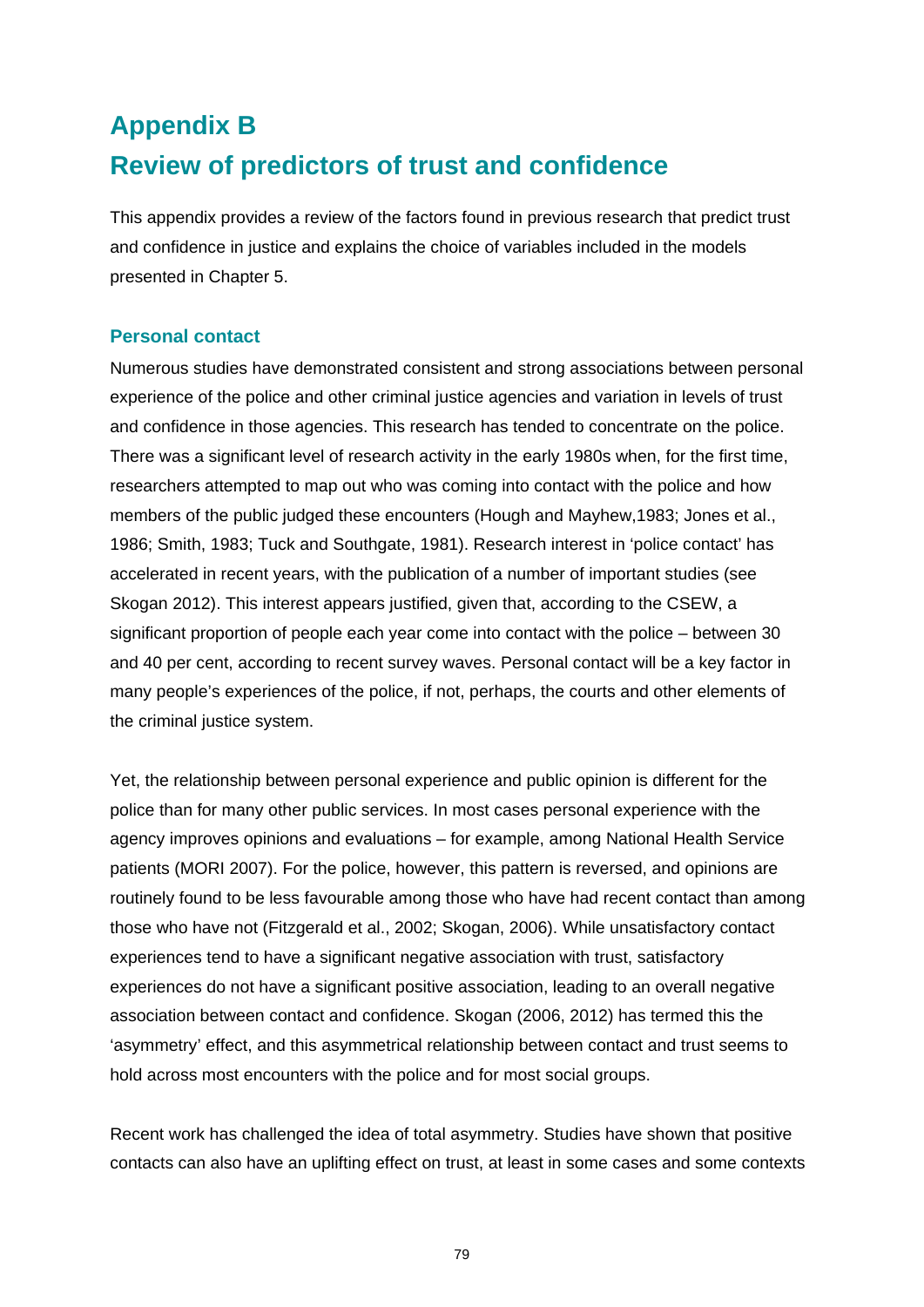# Appendix B

# Review of predictors of trust and confidence

This appendix provides a review of the factors found in previous research that predict trust and confidence in justice and explains the choice of variables included in the models presented in Chapter 5.

### Personal contact

Numerous studies have demonstrated consistent and strong associations between personal experience of the police and other criminal justice agencies and variation in levels of trust and confidence in those agencies. This research has tended to concentrate on the police. There was a significant level of research activity in the early 1980s when, for the first time, researchers attempted to map out who was coming into contact with the police and how members of the public judged these encounters (Hough and Mayhew,1983; Jones et al., 1986; Smith, 1983; Tuck and Southgate, 1981). Research interest in 'police contact' has accelerated in recent years, with the publication of a number of important studies (see Skogan 2012). This interest appears justified, given that, according to the CSEW, a significant proportion of people each year come into contact with the police – between 30 and 40 per cent, according to recent survey waves. Personal contact will be a key factor in many people's experiences of the police, if not, perhaps, the courts and other elements of the criminal justice system.

Yet, the relationship between personal experience and public opinion is different for the police than for many other public services. In most cases personal experience with the agency improves opinions and evaluations – for example, among National Health Service patients (MORI 2007). For the police, however, this pattern is reversed, and opinions are routinely found to be less favourable among those who have had recent contact than among those who have not (Fitzgerald et al., 2002; Skogan, 2006). While unsatisfactory contact experiences tend to have a significant negative association with trust, satisfactory experiences do not have a significant positive association, leading to an overall negative association between contact and confidence. Skogan (2006, 2012) has termed this the 'asymmetry' effect, and this asymmetrical relationship between contact and trust seems to hold across most encounters with the police and for most social groups.

Recent work has challenged the idea of total asymmetry. Studies have shown that positive contacts can also have an uplifting effect on trust, at least in some cases and some contexts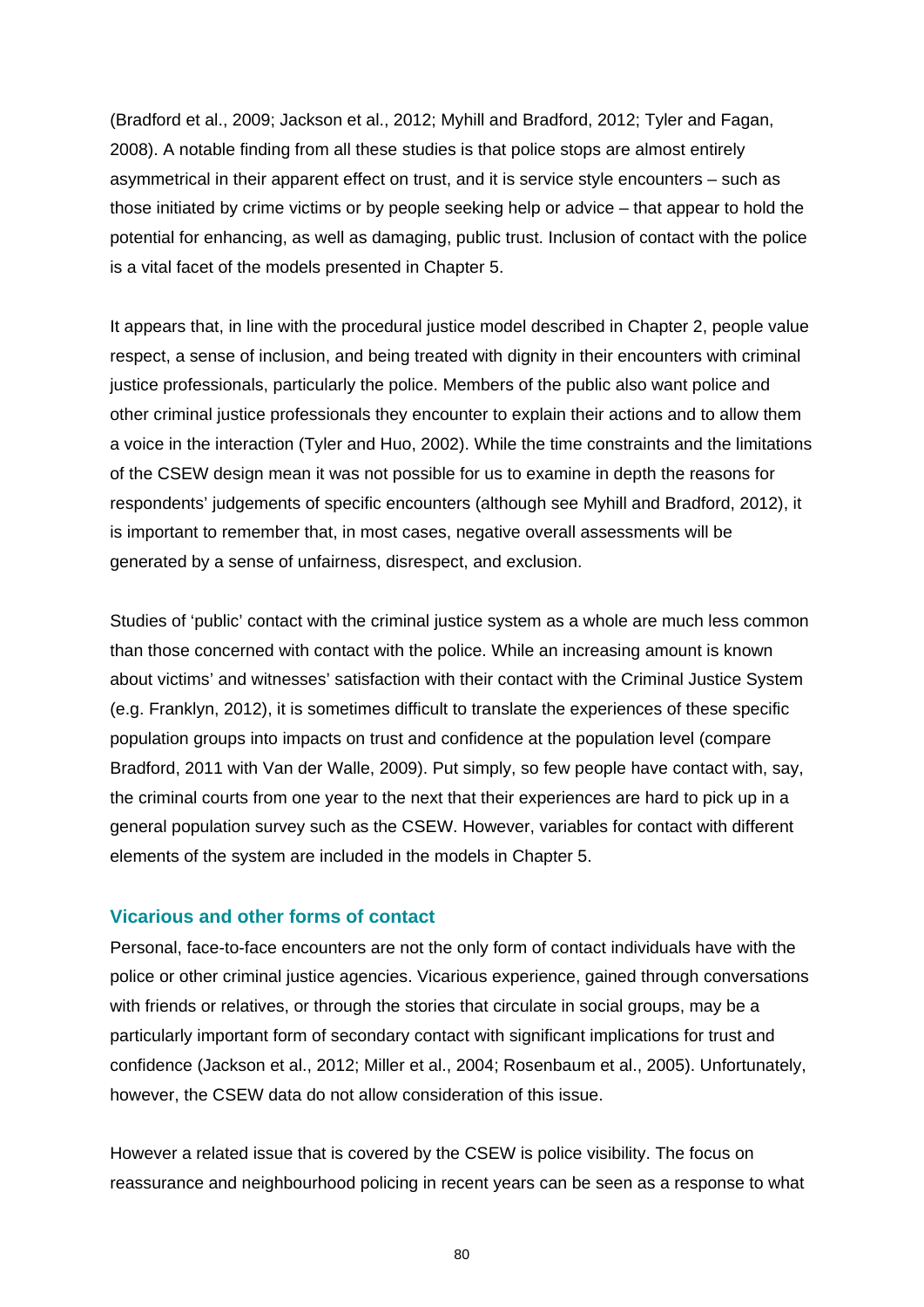(Bradford et al., 2009; Jackson et al., 2012; Myhill and Bradford, 2012; Tyler and Fagan, 2008). A notable finding from all these studies is that police stops are almost entirely asymmetrical in their apparent effect on trust, and it is service style encounters – such as those initiated by crime victims or by people seeking help or advice – that appear to hold the potential for enhancing, as well as damaging, public trust. Inclusion of contact with the police is a vital facet of the models presented in Chapter 5.

It appears that, in line with the procedural justice model described in Chapter 2, people value respect, a sense of inclusion, and being treated with dignity in their encounters with criminal justice professionals, particularly the police. Members of the public also want police and other criminal justice professionals they encounter to explain their actions and to allow them a voice in the interaction (Tyler and Huo, 2002). While the time constraints and the limitations of the CSEW design mean it was not possible for us to examine in depth the reasons for respondents' judgements of specific encounters (although see Myhill and Bradford, 2012), it is important to remember that, in most cases, negative overall assessments will be generated by a sense of unfairness, disrespect, and exclusion.

Studies of 'public' contact with the criminal justice system as a whole are much less common than those concerned with contact with the police. While an increasing amount is known about victims' and witnesses' satisfaction with their contact with the Criminal Justice System (e.g. Franklyn, 2012), it is sometimes difficult to translate the experiences of these specific population groups into impacts on trust and confidence at the population level (compare Bradford, 2011 with Van der Walle, 2009). Put simply, so few people have contact with, say, the criminal courts from one year to the next that their experiences are hard to pick up in a general population survey such as the CSEW. However, variables for contact with different elements of the system are included in the models in Chapter 5.

### Vicarious and other forms of contact

Personal, face-to-face encounters are not the only form of contact individuals have with the police or other criminal justice agencies. Vicarious experience, gained through conversations with friends or relatives, or through the stories that circulate in social groups, may be a particularly important form of secondary contact with significant implications for trust and confidence (Jackson et al., 2012; Miller et al., 2004; Rosenbaum et al., 2005). Unfortunately, however, the CSEW data do not allow consideration of this issue.

However a related issue that is covered by the CSEW is police visibility. The focus on reassurance and neighbourhood policing in recent years can be seen as a response to what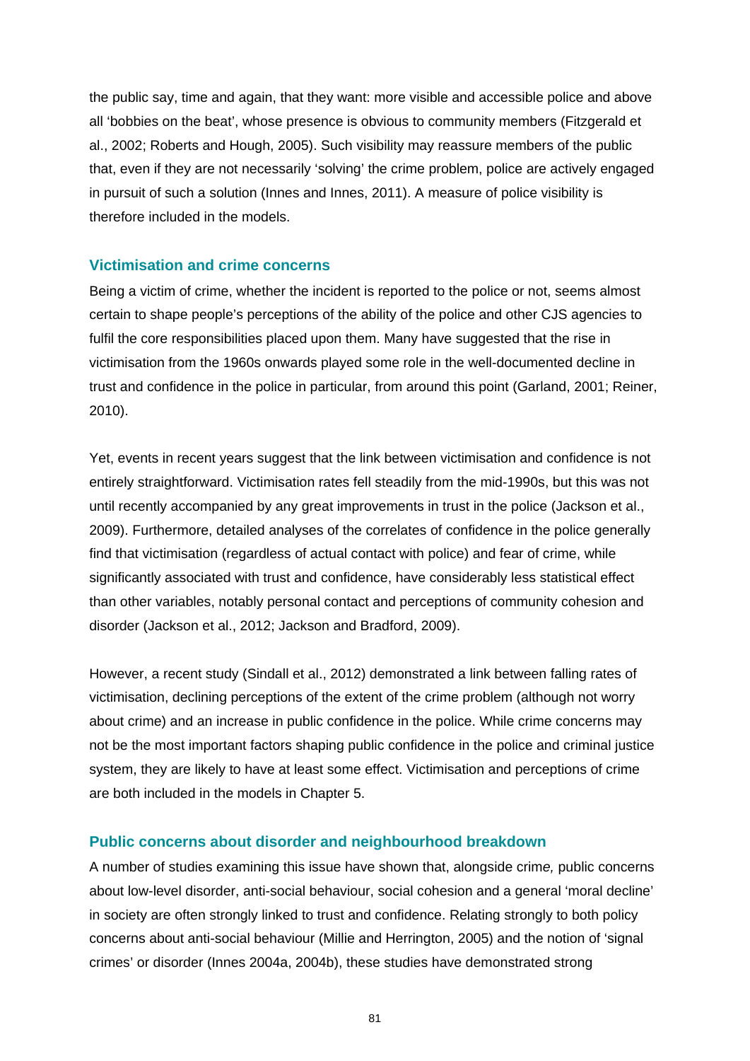the public say, time and again, that they want: more visible and accessible police and above all 'bobbies on the beat', whose presence is obvious to community members (Fitzgerald et al., 2002; Roberts and Hough, 2005). Such visibility may reassure members of the public that, even if they are not necessarily 'solving' the crime problem, police are actively engaged in pursuit of such a solution (Innes and Innes, 2011). A measure of police visibility is therefore included in the models.

### Victimisation and crime concerns

Being a victim of crime, whether the incident is reported to the police or not, seems almost certain to shape people's perceptions of the ability of the police and other CJS agencies to fulfil the core responsibilities placed upon them. Many have suggested that the rise in victimisation from the 1960s onwards played some role in the well-documented decline in trust and confidence in the police in particular, from around this point (Garland, 2001; Reiner, 2010).

Yet, events in recent years suggest that the link between victimisation and confidence is not entirely straightforward. Victimisation rates fell steadily from the mid-1990s, but this was not until recently accompanied by any great improvements in trust in the police (Jackson et al., 2009). Furthermore, detailed analyses of the correlates of confidence in the police generally find that victimisation (regardless of actual contact with police) and fear of crime, while significantly associated with trust and confidence, have considerably less statistical effect than other variables, notably personal contact and perceptions of community cohesion and disorder (Jackson et al., 2012; Jackson and Bradford, 2009).

However, a recent study (Sindall et al., 2012) demonstrated a link between falling rates of victimisation, declining perceptions of the extent of the crime problem (although not worry about crime) and an increase in public confidence in the police. While crime concerns may not be the most important factors shaping public confidence in the police and criminal justice system, they are likely to have at least some effect. Victimisation and perceptions of crime are both included in the models in Chapter 5.

### Public concerns about disorder and neighbourhood breakdown

A number of studies examining this issue have shown that, alongside crime*,* public concerns about low-level disorder, anti-social behaviour, social cohesion and a general 'moral decline' in society are often strongly linked to trust and confidence. Relating strongly to both policy concerns about anti-social behaviour (Millie and Herrington, 2005) and the notion of 'signal crimes' or disorder (Innes 2004a, 2004b), these studies have demonstrated strong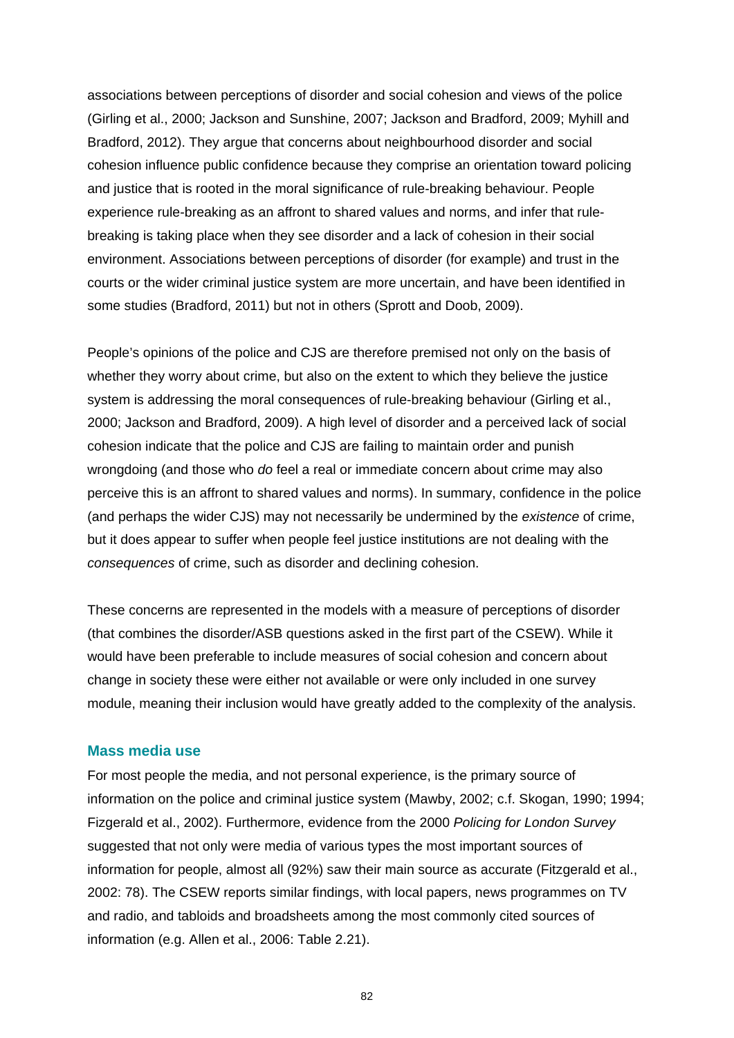associations between perceptions of disorder and social cohesion and views of the police (Girling et al., 2000; Jackson and Sunshine, 2007; Jackson and Bradford, 2009; Myhill and Bradford, 2012). They argue that concerns about neighbourhood disorder and social cohesion influence public confidence because they comprise an orientation toward policing and justice that is rooted in the moral significance of rule-breaking behaviour. People experience rule-breaking as an affront to shared values and norms, and infer that rule-breaking is taking place when they see disorder and a lack of cohesion in their social environment. Associations between perceptions of disorder (for example) and trust in the courts or the wider criminal justice system are more uncertain, and have been identified in some studies (Bradford, 2011) but not in others (Sprott and Doob, 2009).

People's opinions of the police and CJS are therefore premised not only on the basis of whether they worry about crime, but also on the extent to which they believe the justice system is addressing the moral consequences of rule-breaking behaviour (Girling et al., 2000; Jackson and Bradford, 2009). A high level of disorder and a perceived lack of social cohesion indicate that the police and CJS are failing to maintain order and punish wrongdoing (and those who *do* feel a real or immediate concern about crime may also perceive this is an affront to shared values and norms). In summary, confidence in the police (and perhaps the wider CJS) may not necessarily be undermined by the *existence* of crime, but it does appear to suffer when people feel justice institutions are not dealing with the *consequences* of crime, such as disorder and declining cohesion.

These concerns are represented in the models with a measure of perceptions of disorder (that combines the disorder/ASB questions asked in the first part of the CSEW). While it would have been preferable to include measures of social cohesion and concern about change in society these were either not available or were only included in one survey module, meaning their inclusion would have greatly added to the complexity of the analysis.

### Mass media use

For most people the media, and not personal experience, is the primary source of information on the police and criminal justice system (Mawby, 2002; c.f. Skogan, 1990; 1994; Fizgerald et al., 2002). Furthermore, evidence from the 2000 *Policing for London Survey* suggested that not only were media of various types the most important sources of information for people, almost all (92%) saw their main source as accurate (Fitzgerald et al., 2002: 78). The CSEW reports similar findings, with local papers, news programmes on TV and radio, and tabloids and broadsheets among the most commonly cited sources of information (e.g. Allen et al., 2006: Table 2.21).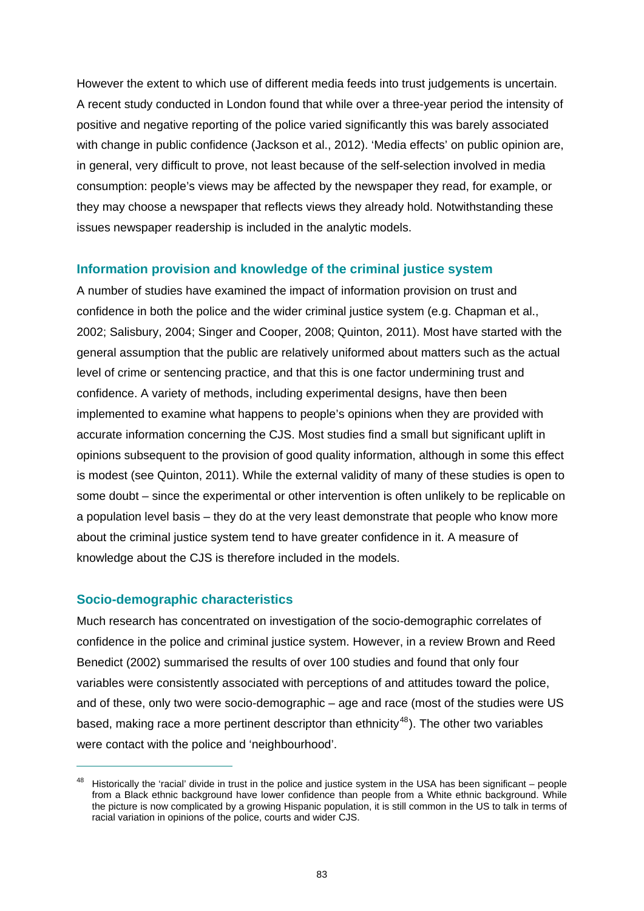However the extent to which use of different media feeds into trust judgements is uncertain. A recent study conducted in London found that while over a three-year period the intensity of positive and negative reporting of the police varied significantly this was barely associated with change in public confidence (Jackson et al., 2012). 'Media effects' on public opinion are, in general, very difficult to prove, not least because of the self-selection involved in media consumption: people's views may be affected by the newspaper they read, for example, or they may choose a newspaper that reflects views they already hold. Notwithstanding these issues newspaper readership is included in the analytic models.

### Information provision and knowledge of the criminal justice system

A number of studies have examined the impact of information provision on trust and confidence in both the police and the wider criminal justice system (e.g. Chapman et al., 2002; Salisbury, 2004; Singer and Cooper, 2008; Quinton, 2011). Most have started with the general assumption that the public are relatively uniformed about matters such as the actual level of crime or sentencing practice, and that this is one factor undermining trust and confidence. A variety of methods, including experimental designs, have then been implemented to examine what happens to people's opinions when they are provided with accurate information concerning the CJS. Most studies find a small but significant uplift in opinions subsequent to the provision of good quality information, although in some this effect is modest (see Quinton, 2011). While the external validity of many of these studies is open to some doubt – since the experimental or other intervention is often unlikely to be replicable on a population level basis – they do at the very least demonstrate that people who know more about the criminal justice system tend to have greater confidence in it. A measure of knowledge about the CJS is therefore included in the models.

### Socio-demographic characteristics

Much research has concentrated on investigation of the socio-demographic correlates of confidence in the police and criminal justice system. However, in a review Brown and Reed Benedict (2002) summarised the results of over 100 studies and found that only four variables were consistently associated with perceptions of and attitudes toward the police, and of these, only two were socio-demographic – age and race (most of the studies were US based, making race a more pertinent descriptor than ethnicity[48]). The other two variables were contact with the police and 'neighbourhood'.

---

[48] Historically the 'racial' divide in trust in the police and justice system in the USA has been significant – people from a Black ethnic background have lower confidence than people from a White ethnic background. While the picture is now complicated by a growing Hispanic population, it is still common in the US to talk in terms of racial variation in opinions of the police, courts and wider CJS.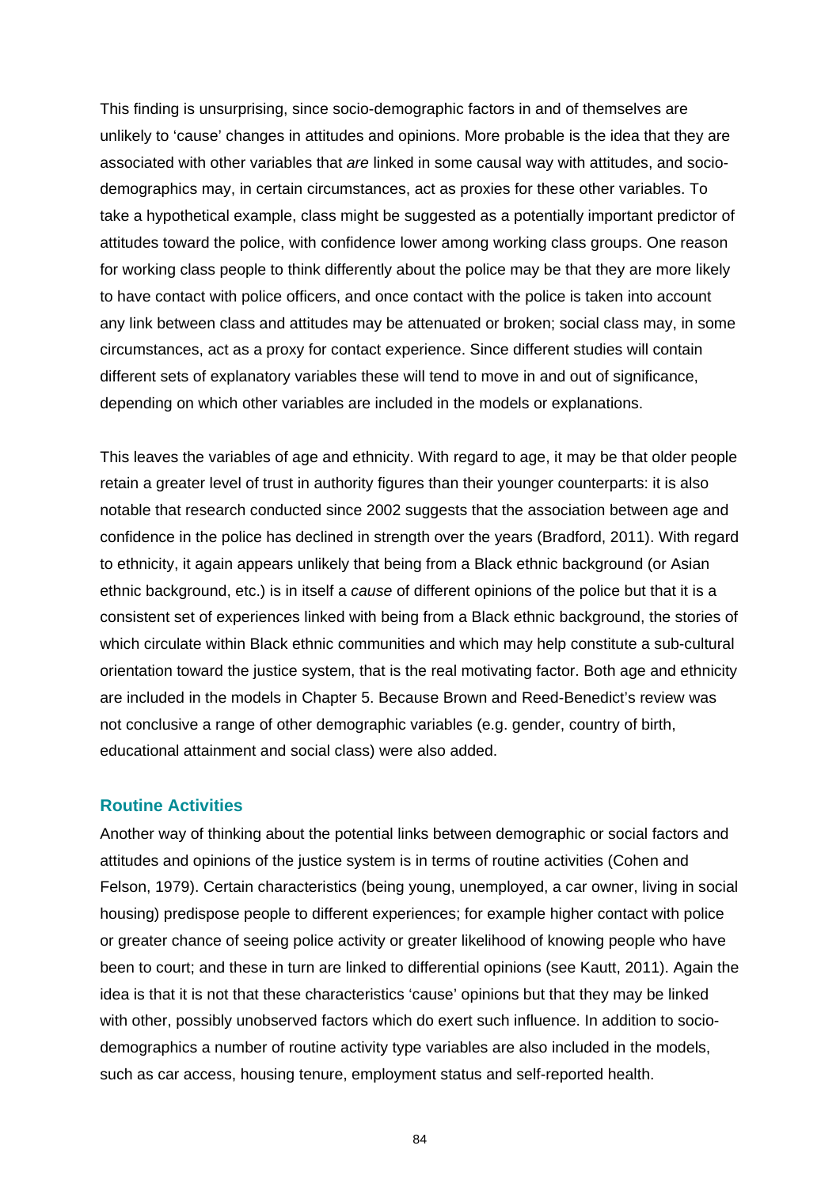This finding is unsurprising, since socio-demographic factors in and of themselves are unlikely to 'cause' changes in attitudes and opinions. More probable is the idea that they are associated with other variables that *are* linked in some causal way with attitudes, and socio-demographics may, in certain circumstances, act as proxies for these other variables. To take a hypothetical example, class might be suggested as a potentially important predictor of attitudes toward the police, with confidence lower among working class groups. One reason for working class people to think differently about the police may be that they are more likely to have contact with police officers, and once contact with the police is taken into account any link between class and attitudes may be attenuated or broken; social class may, in some circumstances, act as a proxy for contact experience. Since different studies will contain different sets of explanatory variables these will tend to move in and out of significance, depending on which other variables are included in the models or explanations.

This leaves the variables of age and ethnicity. With regard to age, it may be that older people retain a greater level of trust in authority figures than their younger counterparts: it is also notable that research conducted since 2002 suggests that the association between age and confidence in the police has declined in strength over the years (Bradford, 2011). With regard to ethnicity, it again appears unlikely that being from a Black ethnic background (or Asian ethnic background, etc.) is in itself a *cause* of different opinions of the police but that it is a consistent set of experiences linked with being from a Black ethnic background, the stories of which circulate within Black ethnic communities and which may help constitute a sub-cultural orientation toward the justice system, that is the real motivating factor. Both age and ethnicity are included in the models in Chapter 5. Because Brown and Reed-Benedict's review was not conclusive a range of other demographic variables (e.g. gender, country of birth, educational attainment and social class) were also added.

### Routine Activities

Another way of thinking about the potential links between demographic or social factors and attitudes and opinions of the justice system is in terms of routine activities (Cohen and Felson, 1979). Certain characteristics (being young, unemployed, a car owner, living in social housing) predispose people to different experiences; for example higher contact with police or greater chance of seeing police activity or greater likelihood of knowing people who have been to court; and these in turn are linked to differential opinions (see Kautt, 2011). Again the idea is that it is not that these characteristics 'cause' opinions but that they may be linked with other, possibly unobserved factors which do exert such influence. In addition to socio-demographics a number of routine activity type variables are also included in the models, such as car access, housing tenure, employment status and self-reported health.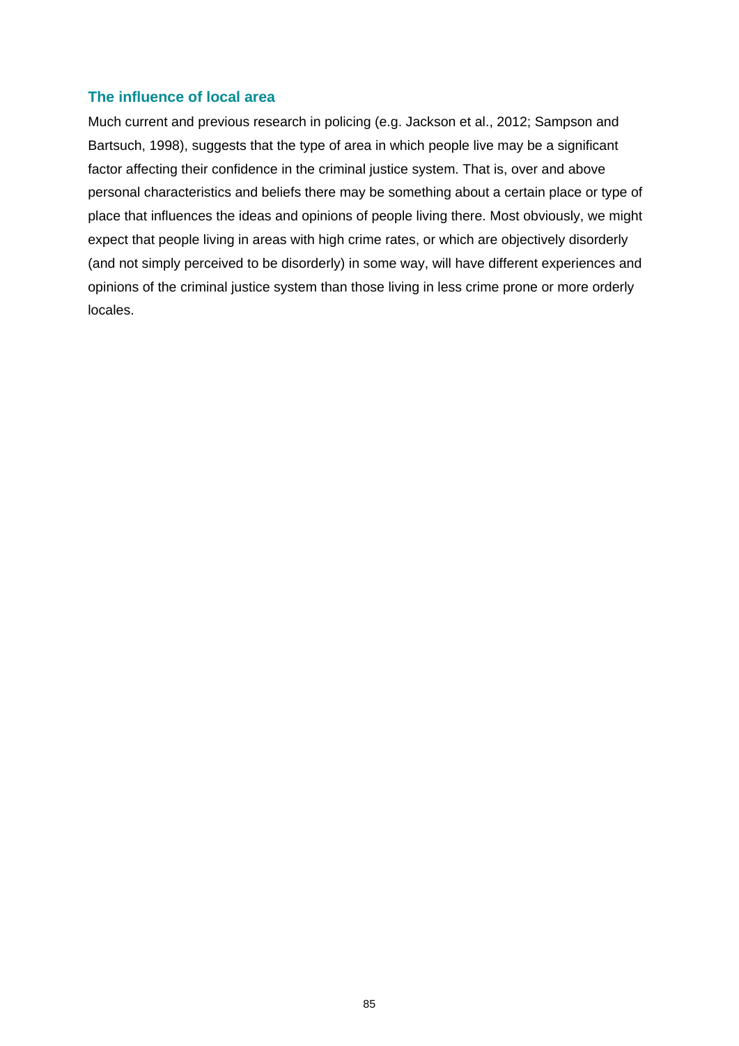### The influence of local area

Much current and previous research in policing (e.g. Jackson et al., 2012; Sampson and Bartsuch, 1998), suggests that the type of area in which people live may be a significant factor affecting their confidence in the criminal justice system. That is, over and above personal characteristics and beliefs there may be something about a certain place or type of place that influences the ideas and opinions of people living there. Most obviously, we might expect that people living in areas with high crime rates, or which are objectively disorderly (and not simply perceived to be disorderly) in some way, will have different experiences and opinions of the criminal justice system than those living in less crime prone or more orderly locales.